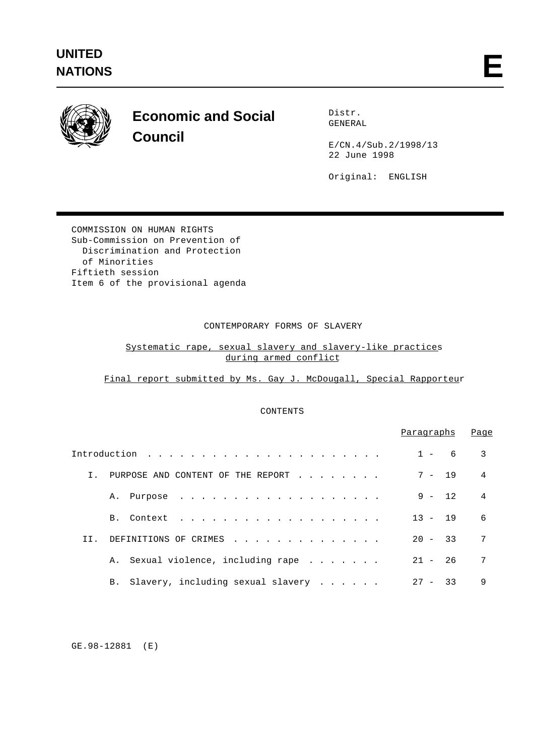**UNITED NATIONS** **E**

**Economic and Social Council**

Distr.
GENERAL

E/CN.4/Sub.2/1998/13
22 June 1998

Original: ENGLISH

COMMISSION ON HUMAN RIGHTS
Sub-Commission on Prevention of
Discrimination and Protection
of Minorities
Fiftieth session
Item 6 of the provisional agenda

# CONTEMPORARY FORMS OF SLAVERY

## Systematic rape, sexual slavery and slavery-like practices during armed conflict

### Final report submitted by Ms. Gay J. McDougall, Special Rapporteur

CONTENTS

| | Paragraphs | Page |
|---|---|---|
| Introduction | 1 - 6 | 3 |
| I. PURPOSE AND CONTENT OF THE REPORT | 7 - 19 | 4 |
| A. Purpose | 9 - 12 | 4 |
| B. Context | 13 - 19 | 6 |
| II. DEFINITIONS OF CRIMES | 20 - 33 | 7 |
| A. Sexual violence, including rape | 21 - 26 | 7 |
| B. Slavery, including sexual slavery | 27 - 33 | 9 |

GE.98-12881 (E)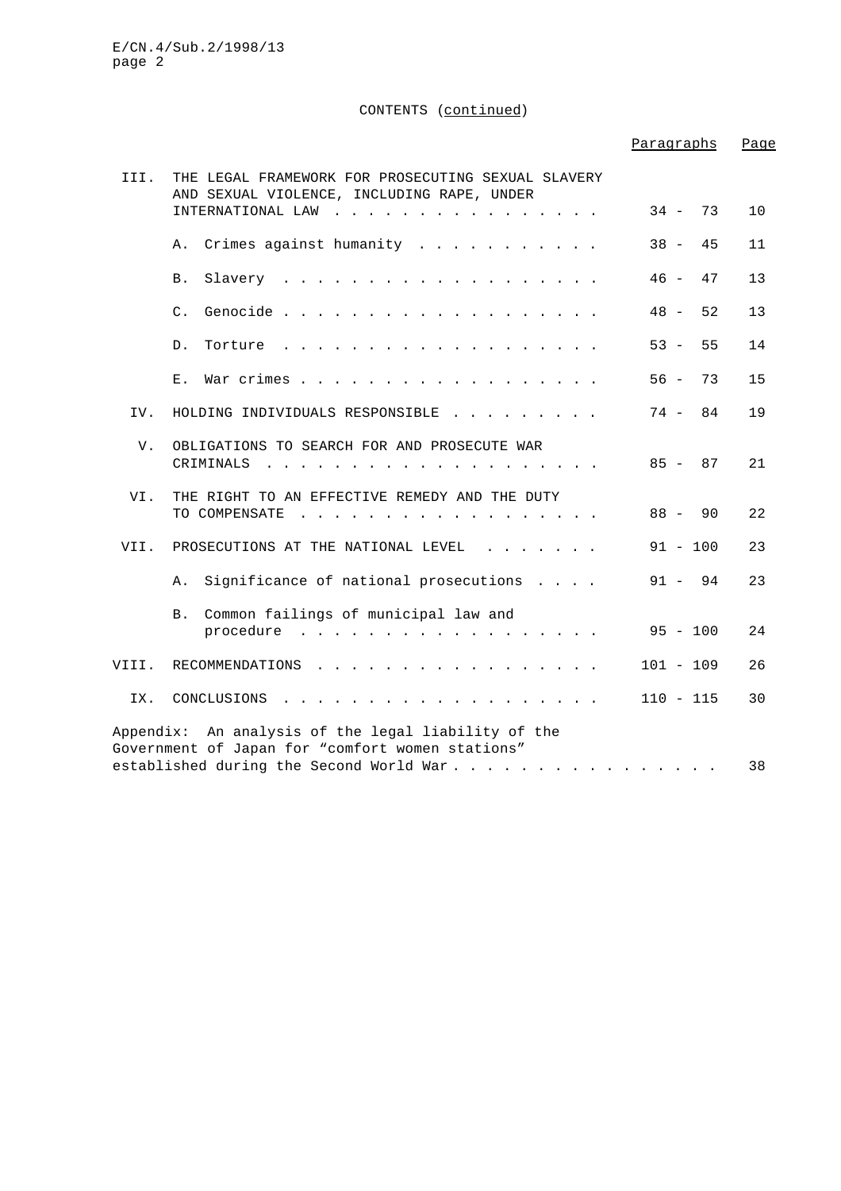CONTENTS (continued)

| | | Paragraphs | Page |
|---|---|---|---|
| III. | THE LEGAL FRAMEWORK FOR PROSECUTING SEXUAL SLAVERY AND SEXUAL VIOLENCE, INCLUDING RAPE, UNDER INTERNATIONAL LAW | 34 - 73 | 10 |
| | A. Crimes against humanity | 38 - 45 | 11 |
| | B. Slavery | 46 - 47 | 13 |
| | C. Genocide | 48 - 52 | 13 |
| | D. Torture | 53 - 55 | 14 |
| | E. War crimes | 56 - 73 | 15 |
| IV. | HOLDING INDIVIDUALS RESPONSIBLE | 74 - 84 | 19 |
| V. | OBLIGATIONS TO SEARCH FOR AND PROSECUTE WAR CRIMINALS | 85 - 87 | 21 |
| VI. | THE RIGHT TO AN EFFECTIVE REMEDY AND THE DUTY TO COMPENSATE | 88 - 90 | 22 |
| VII. | PROSECUTIONS AT THE NATIONAL LEVEL | 91 - 100 | 23 |
| | A. Significance of national prosecutions | 91 - 94 | 23 |
| | B. Common failings of municipal law and procedure | 95 - 100 | 24 |
| VIII. | RECOMMENDATIONS | 101 - 109 | 26 |
| IX. | CONCLUSIONS | 110 - 115 | 30 |
| Appendix: | An analysis of the legal liability of the Government of Japan for "comfort women stations" established during the Second World War | | 38 |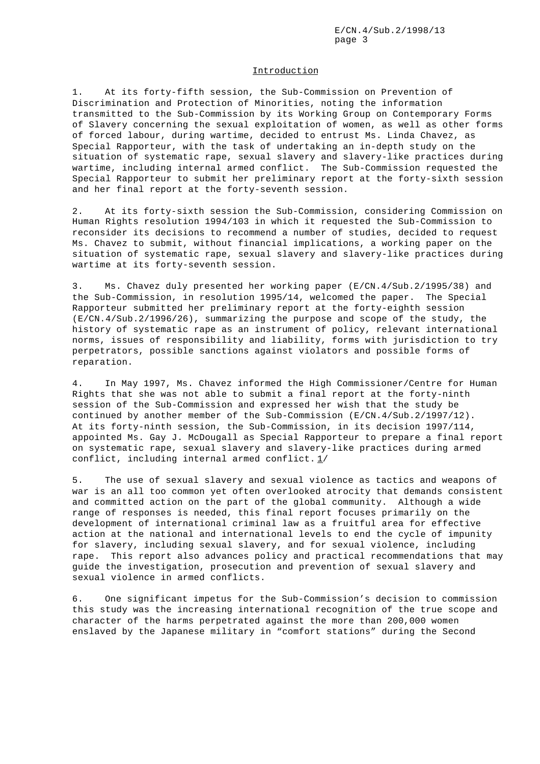## Introduction

1. At its forty-fifth session, the Sub-Commission on Prevention of Discrimination and Protection of Minorities, noting the information transmitted to the Sub-Commission by its Working Group on Contemporary Forms of Slavery concerning the sexual exploitation of women, as well as other forms of forced labour, during wartime, decided to entrust Ms. Linda Chavez, as Special Rapporteur, with the task of undertaking an in-depth study on the situation of systematic rape, sexual slavery and slavery-like practices during wartime, including internal armed conflict. The Sub-Commission requested the Special Rapporteur to submit her preliminary report at the forty-sixth session and her final report at the forty-seventh session.

2. At its forty-sixth session the Sub-Commission, considering Commission on Human Rights resolution 1994/103 in which it requested the Sub-Commission to reconsider its decisions to recommend a number of studies, decided to request Ms. Chavez to submit, without financial implications, a working paper on the situation of systematic rape, sexual slavery and slavery-like practices during wartime at its forty-seventh session.

3. Ms. Chavez duly presented her working paper (E/CN.4/Sub.2/1995/38) and the Sub-Commission, in resolution 1995/14, welcomed the paper. The Special Rapporteur submitted her preliminary report at the forty-eighth session (E/CN.4/Sub.2/1996/26), summarizing the purpose and scope of the study, the history of systematic rape as an instrument of policy, relevant international norms, issues of responsibility and liability, forms with jurisdiction to try perpetrators, possible sanctions against violators and possible forms of reparation.

4. In May 1997, Ms. Chavez informed the High Commissioner/Centre for Human Rights that she was not able to submit a final report at the forty-ninth session of the Sub-Commission and expressed her wish that the study be continued by another member of the Sub-Commission (E/CN.4/Sub.2/1997/12). At its forty-ninth session, the Sub-Commission, in its decision 1997/114, appointed Ms. Gay J. McDougall as Special Rapporteur to prepare a final report on systematic rape, sexual slavery and slavery-like practices during armed conflict, including internal armed conflict. 1/

5. The use of sexual slavery and sexual violence as tactics and weapons of war is an all too common yet often overlooked atrocity that demands consistent and committed action on the part of the global community. Although a wide range of responses is needed, this final report focuses primarily on the development of international criminal law as a fruitful area for effective action at the national and international levels to end the cycle of impunity for slavery, including sexual slavery, and for sexual violence, including rape. This report also advances policy and practical recommendations that may guide the investigation, prosecution and prevention of sexual slavery and sexual violence in armed conflicts.

6. One significant impetus for the Sub-Commission's decision to commission this study was the increasing international recognition of the true scope and character of the harms perpetrated against the more than 200,000 women enslaved by the Japanese military in "comfort stations" during the Second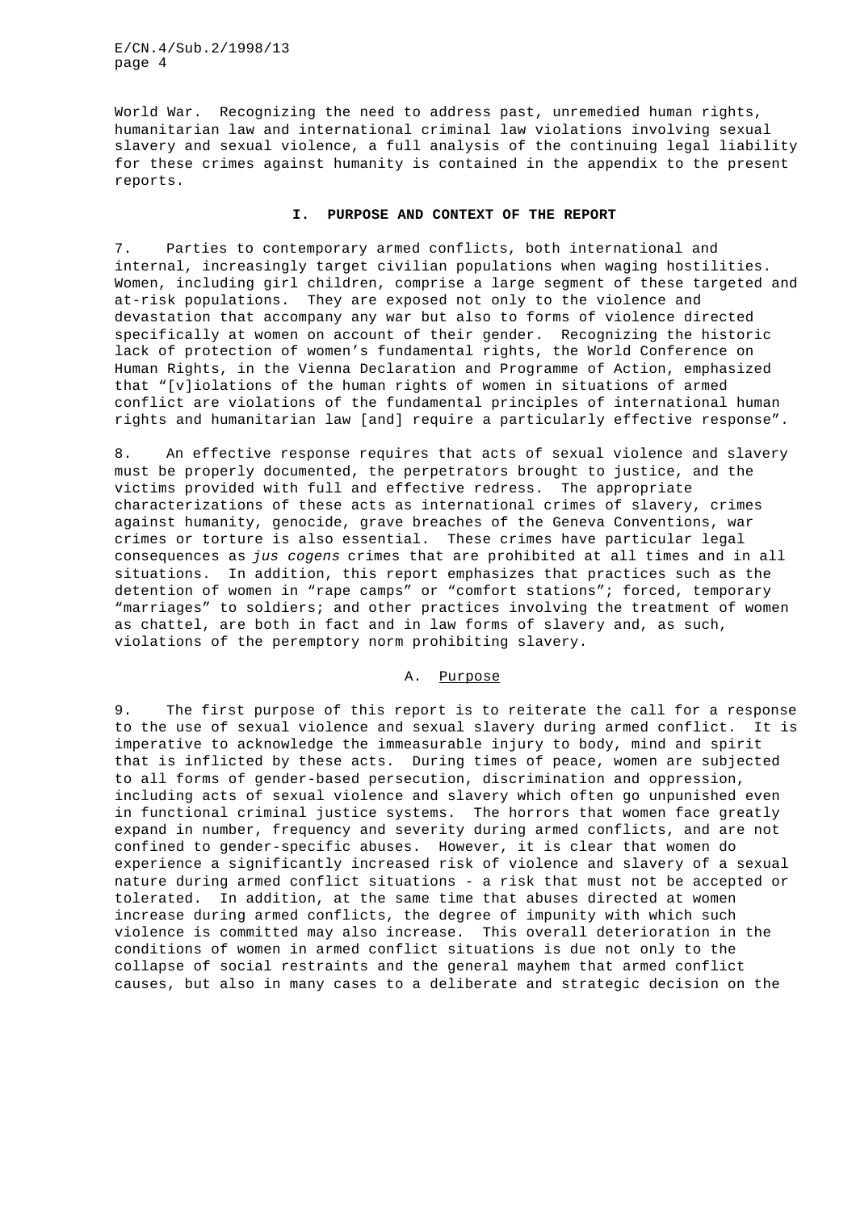World War. Recognizing the need to address past, unremedied human rights, humanitarian law and international criminal law violations involving sexual slavery and sexual violence, a full analysis of the continuing legal liability for these crimes against humanity is contained in the appendix to the present reports.

## I. PURPOSE AND CONTEXT OF THE REPORT

7. Parties to contemporary armed conflicts, both international and internal, increasingly target civilian populations when waging hostilities. Women, including girl children, comprise a large segment of these targeted and at-risk populations. They are exposed not only to the violence and devastation that accompany any war but also to forms of violence directed specifically at women on account of their gender. Recognizing the historic lack of protection of women's fundamental rights, the World Conference on Human Rights, in the Vienna Declaration and Programme of Action, emphasized that "[v]iolations of the human rights of women in situations of armed conflict are violations of the fundamental principles of international human rights and humanitarian law [and] require a particularly effective response".

8. An effective response requires that acts of sexual violence and slavery must be properly documented, the perpetrators brought to justice, and the victims provided with full and effective redress. The appropriate characterizations of these acts as international crimes of slavery, crimes against humanity, genocide, grave breaches of the Geneva Conventions, war crimes or torture is also essential. These crimes have particular legal consequences as *jus cogens* crimes that are prohibited at all times and in all situations. In addition, this report emphasizes that practices such as the detention of women in "rape camps" or "comfort stations"; forced, temporary "marriages" to soldiers; and other practices involving the treatment of women as chattel, are both in fact and in law forms of slavery and, as such, violations of the peremptory norm prohibiting slavery.

### A. Purpose

9. The first purpose of this report is to reiterate the call for a response to the use of sexual violence and sexual slavery during armed conflict. It is imperative to acknowledge the immeasurable injury to body, mind and spirit that is inflicted by these acts. During times of peace, women are subjected to all forms of gender-based persecution, discrimination and oppression, including acts of sexual violence and slavery which often go unpunished even in functional criminal justice systems. The horrors that women face greatly expand in number, frequency and severity during armed conflicts, and are not confined to gender-specific abuses. However, it is clear that women do experience a significantly increased risk of violence and slavery of a sexual nature during armed conflict situations - a risk that must not be accepted or tolerated. In addition, at the same time that abuses directed at women increase during armed conflicts, the degree of impunity with which such violence is committed may also increase. This overall deterioration in the conditions of women in armed conflict situations is due not only to the collapse of social restraints and the general mayhem that armed conflict causes, but also in many cases to a deliberate and strategic decision on the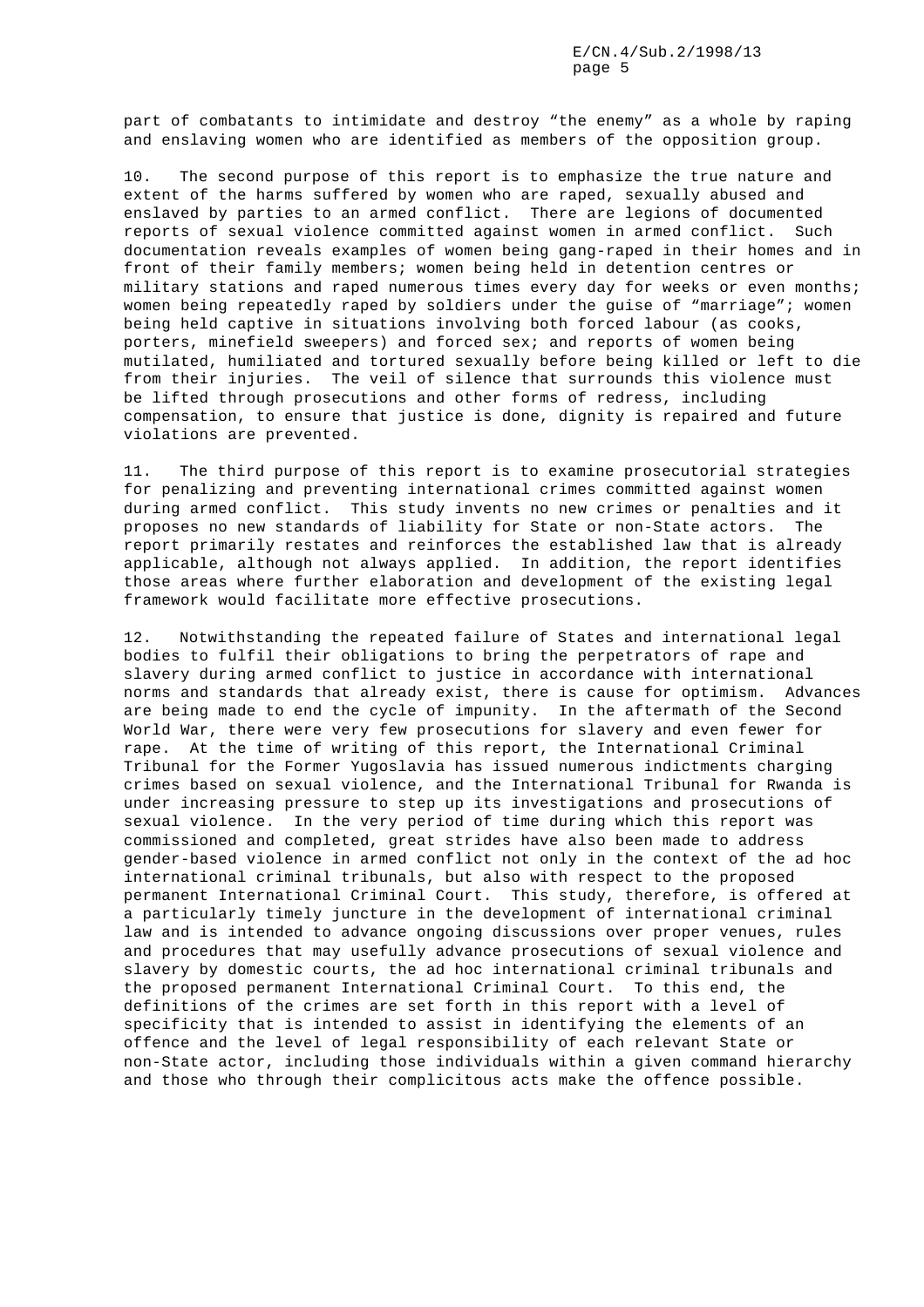part of combatants to intimidate and destroy “the enemy” as a whole by raping and enslaving women who are identified as members of the opposition group.

10. The second purpose of this report is to emphasize the true nature and extent of the harms suffered by women who are raped, sexually abused and enslaved by parties to an armed conflict. There are legions of documented reports of sexual violence committed against women in armed conflict. Such documentation reveals examples of women being gang-raped in their homes and in front of their family members; women being held in detention centres or military stations and raped numerous times every day for weeks or even months; women being repeatedly raped by soldiers under the guise of “marriage”; women being held captive in situations involving both forced labour (as cooks, porters, minefield sweepers) and forced sex; and reports of women being mutilated, humiliated and tortured sexually before being killed or left to die from their injuries. The veil of silence that surrounds this violence must be lifted through prosecutions and other forms of redress, including compensation, to ensure that justice is done, dignity is repaired and future violations are prevented.

11. The third purpose of this report is to examine prosecutorial strategies for penalizing and preventing international crimes committed against women during armed conflict. This study invents no new crimes or penalties and it proposes no new standards of liability for State or non-State actors. The report primarily restates and reinforces the established law that is already applicable, although not always applied. In addition, the report identifies those areas where further elaboration and development of the existing legal framework would facilitate more effective prosecutions.

12. Notwithstanding the repeated failure of States and international legal bodies to fulfil their obligations to bring the perpetrators of rape and slavery during armed conflict to justice in accordance with international norms and standards that already exist, there is cause for optimism. Advances are being made to end the cycle of impunity. In the aftermath of the Second World War, there were very few prosecutions for slavery and even fewer for rape. At the time of writing of this report, the International Criminal Tribunal for the Former Yugoslavia has issued numerous indictments charging crimes based on sexual violence, and the International Tribunal for Rwanda is under increasing pressure to step up its investigations and prosecutions of sexual violence. In the very period of time during which this report was commissioned and completed, great strides have also been made to address gender-based violence in armed conflict not only in the context of the ad hoc international criminal tribunals, but also with respect to the proposed permanent International Criminal Court. This study, therefore, is offered at a particularly timely juncture in the development of international criminal law and is intended to advance ongoing discussions over proper venues, rules and procedures that may usefully advance prosecutions of sexual violence and slavery by domestic courts, the ad hoc international criminal tribunals and the proposed permanent International Criminal Court. To this end, the definitions of the crimes are set forth in this report with a level of specificity that is intended to assist in identifying the elements of an offence and the level of legal responsibility of each relevant State or non-State actor, including those individuals within a given command hierarchy and those who through their complicitous acts make the offence possible.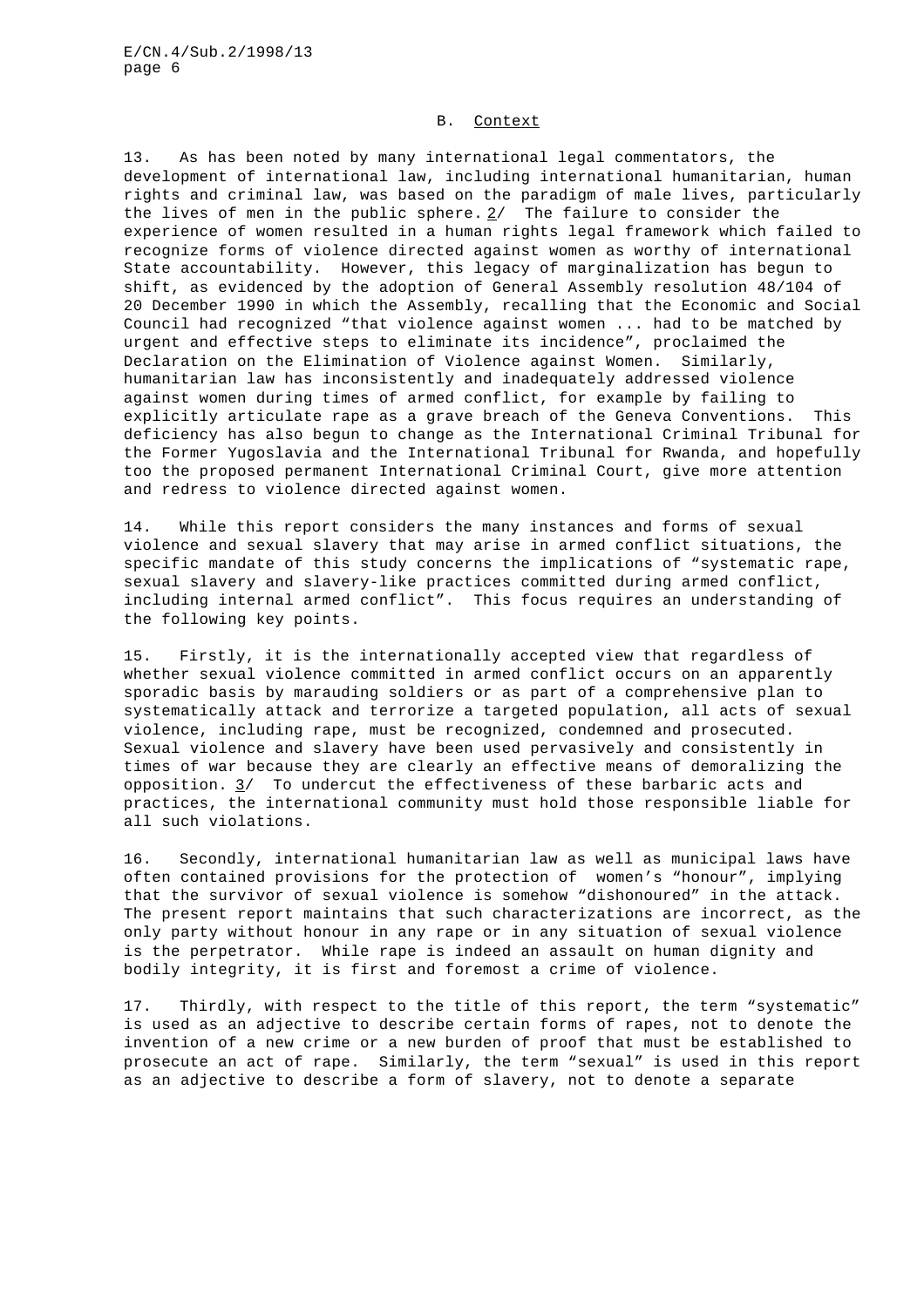## B. Context

13. As has been noted by many international legal commentators, the development of international law, including international humanitarian, human rights and criminal law, was based on the paradigm of male lives, particularly the lives of men in the public sphere. 2/ The failure to consider the experience of women resulted in a human rights legal framework which failed to recognize forms of violence directed against women as worthy of international State accountability. However, this legacy of marginalization has begun to shift, as evidenced by the adoption of General Assembly resolution 48/104 of 20 December 1990 in which the Assembly, recalling that the Economic and Social Council had recognized "that violence against women ... had to be matched by urgent and effective steps to eliminate its incidence", proclaimed the Declaration on the Elimination of Violence against Women. Similarly, humanitarian law has inconsistently and inadequately addressed violence against women during times of armed conflict, for example by failing to explicitly articulate rape as a grave breach of the Geneva Conventions. This deficiency has also begun to change as the International Criminal Tribunal for the Former Yugoslavia and the International Tribunal for Rwanda, and hopefully too the proposed permanent International Criminal Court, give more attention and redress to violence directed against women.

14. While this report considers the many instances and forms of sexual violence and sexual slavery that may arise in armed conflict situations, the specific mandate of this study concerns the implications of "systematic rape, sexual slavery and slavery-like practices committed during armed conflict, including internal armed conflict". This focus requires an understanding of the following key points.

15. Firstly, it is the internationally accepted view that regardless of whether sexual violence committed in armed conflict occurs on an apparently sporadic basis by marauding soldiers or as part of a comprehensive plan to systematically attack and terrorize a targeted population, all acts of sexual violence, including rape, must be recognized, condemned and prosecuted. Sexual violence and slavery have been used pervasively and consistently in times of war because they are clearly an effective means of demoralizing the opposition. 3/ To undercut the effectiveness of these barbaric acts and practices, the international community must hold those responsible liable for all such violations.

16. Secondly, international humanitarian law as well as municipal laws have often contained provisions for the protection of women's "honour", implying that the survivor of sexual violence is somehow "dishonoured" in the attack. The present report maintains that such characterizations are incorrect, as the only party without honour in any rape or in any situation of sexual violence is the perpetrator. While rape is indeed an assault on human dignity and bodily integrity, it is first and foremost a crime of violence.

17. Thirdly, with respect to the title of this report, the term "systematic" is used as an adjective to describe certain forms of rapes, not to denote the invention of a new crime or a new burden of proof that must be established to prosecute an act of rape. Similarly, the term "sexual" is used in this report as an adjective to describe a form of slavery, not to denote a separate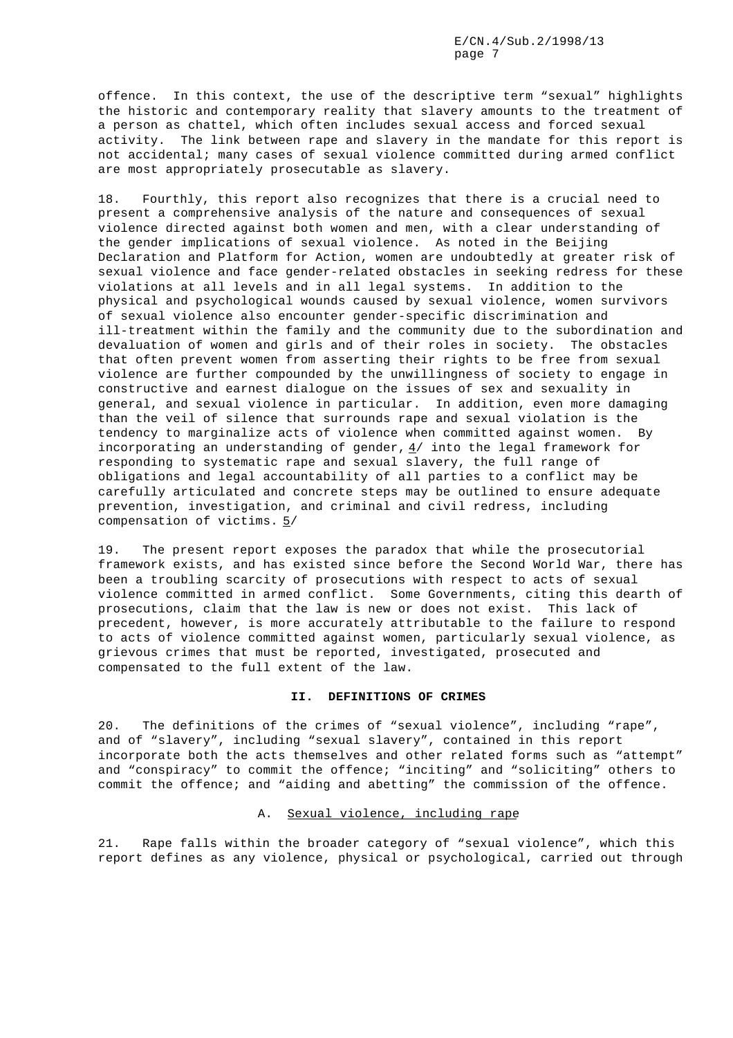offence. In this context, the use of the descriptive term "sexual" highlights the historic and contemporary reality that slavery amounts to the treatment of a person as chattel, which often includes sexual access and forced sexual activity. The link between rape and slavery in the mandate for this report is not accidental; many cases of sexual violence committed during armed conflict are most appropriately prosecutable as slavery.

18. Fourthly, this report also recognizes that there is a crucial need to present a comprehensive analysis of the nature and consequences of sexual violence directed against both women and men, with a clear understanding of the gender implications of sexual violence. As noted in the Beijing Declaration and Platform for Action, women are undoubtedly at greater risk of sexual violence and face gender-related obstacles in seeking redress for these violations at all levels and in all legal systems. In addition to the physical and psychological wounds caused by sexual violence, women survivors of sexual violence also encounter gender-specific discrimination and ill-treatment within the family and the community due to the subordination and devaluation of women and girls and of their roles in society. The obstacles that often prevent women from asserting their rights to be free from sexual violence are further compounded by the unwillingness of society to engage in constructive and earnest dialogue on the issues of sex and sexuality in general, and sexual violence in particular. In addition, even more damaging than the veil of silence that surrounds rape and sexual violation is the tendency to marginalize acts of violence when committed against women. By incorporating an understanding of gender, 4/ into the legal framework for responding to systematic rape and sexual slavery, the full range of obligations and legal accountability of all parties to a conflict may be carefully articulated and concrete steps may be outlined to ensure adequate prevention, investigation, and criminal and civil redress, including compensation of victims. 5/

19. The present report exposes the paradox that while the prosecutorial framework exists, and has existed since before the Second World War, there has been a troubling scarcity of prosecutions with respect to acts of sexual violence committed in armed conflict. Some Governments, citing this dearth of prosecutions, claim that the law is new or does not exist. This lack of precedent, however, is more accurately attributable to the failure to respond to acts of violence committed against women, particularly sexual violence, as grievous crimes that must be reported, investigated, prosecuted and compensated to the full extent of the law.

## II. DEFINITIONS OF CRIMES

20. The definitions of the crimes of "sexual violence", including "rape", and of "slavery", including "sexual slavery", contained in this report incorporate both the acts themselves and other related forms such as "attempt" and "conspiracy" to commit the offence; "inciting" and "soliciting" others to commit the offence; and "aiding and abetting" the commission of the offence.

### A. Sexual violence, including rape

21. Rape falls within the broader category of "sexual violence", which this report defines as any violence, physical or psychological, carried out through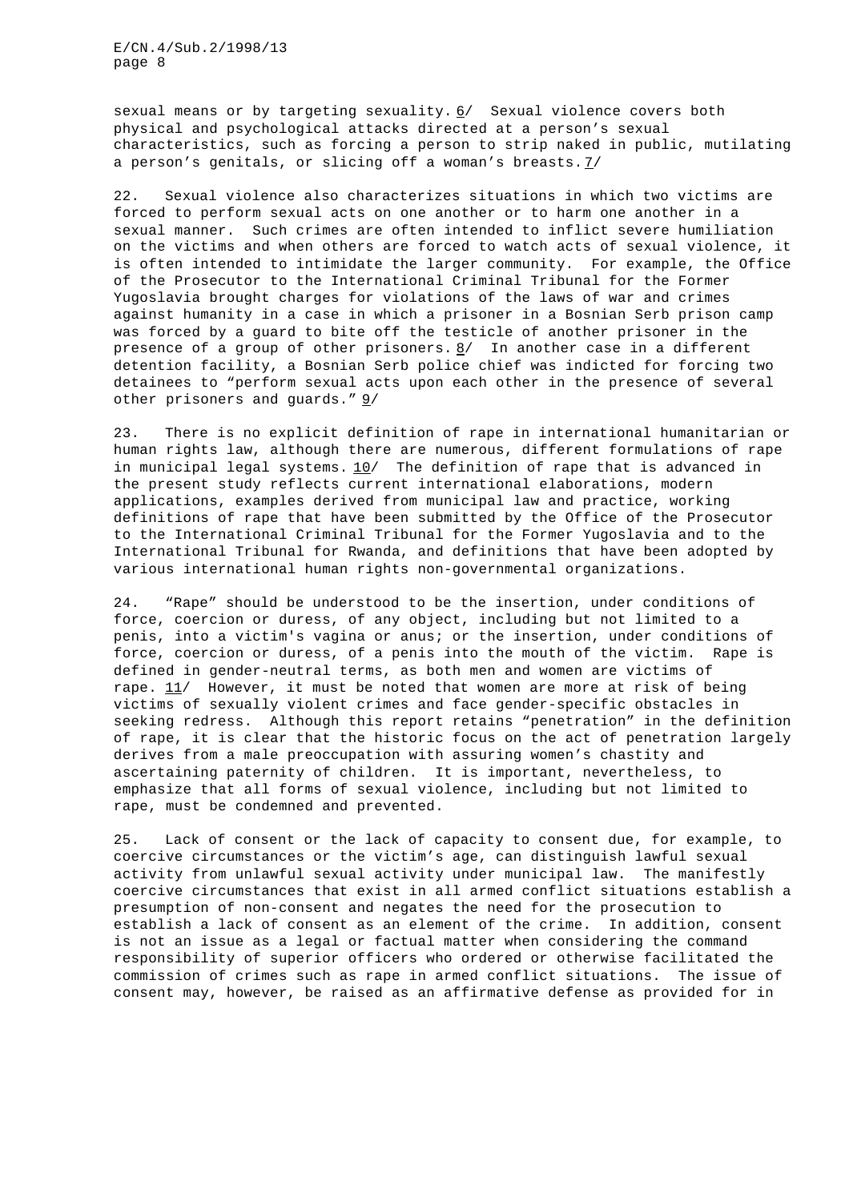sexual means or by targeting sexuality. 6/ Sexual violence covers both physical and psychological attacks directed at a person's sexual characteristics, such as forcing a person to strip naked in public, mutilating a person's genitals, or slicing off a woman's breasts. 7/

22. Sexual violence also characterizes situations in which two victims are forced to perform sexual acts on one another or to harm one another in a sexual manner. Such crimes are often intended to inflict severe humiliation on the victims and when others are forced to watch acts of sexual violence, it is often intended to intimidate the larger community. For example, the Office of the Prosecutor to the International Criminal Tribunal for the Former Yugoslavia brought charges for violations of the laws of war and crimes against humanity in a case in which a prisoner in a Bosnian Serb prison camp was forced by a guard to bite off the testicle of another prisoner in the presence of a group of other prisoners. 8/ In another case in a different detention facility, a Bosnian Serb police chief was indicted for forcing two detainees to "perform sexual acts upon each other in the presence of several other prisoners and guards." 9/

23. There is no explicit definition of rape in international humanitarian or human rights law, although there are numerous, different formulations of rape in municipal legal systems. 10/ The definition of rape that is advanced in the present study reflects current international elaborations, modern applications, examples derived from municipal law and practice, working definitions of rape that have been submitted by the Office of the Prosecutor to the International Criminal Tribunal for the Former Yugoslavia and to the International Tribunal for Rwanda, and definitions that have been adopted by various international human rights non-governmental organizations.

24. "Rape" should be understood to be the insertion, under conditions of force, coercion or duress, of any object, including but not limited to a penis, into a victim's vagina or anus; or the insertion, under conditions of force, coercion or duress, of a penis into the mouth of the victim. Rape is defined in gender-neutral terms, as both men and women are victims of rape. 11/ However, it must be noted that women are more at risk of being victims of sexually violent crimes and face gender-specific obstacles in seeking redress. Although this report retains "penetration" in the definition of rape, it is clear that the historic focus on the act of penetration largely derives from a male preoccupation with assuring women's chastity and ascertaining paternity of children. It is important, nevertheless, to emphasize that all forms of sexual violence, including but not limited to rape, must be condemned and prevented.

25. Lack of consent or the lack of capacity to consent due, for example, to coercive circumstances or the victim's age, can distinguish lawful sexual activity from unlawful sexual activity under municipal law. The manifestly coercive circumstances that exist in all armed conflict situations establish a presumption of non-consent and negates the need for the prosecution to establish a lack of consent as an element of the crime. In addition, consent is not an issue as a legal or factual matter when considering the command responsibility of superior officers who ordered or otherwise facilitated the commission of crimes such as rape in armed conflict situations. The issue of consent may, however, be raised as an affirmative defense as provided for in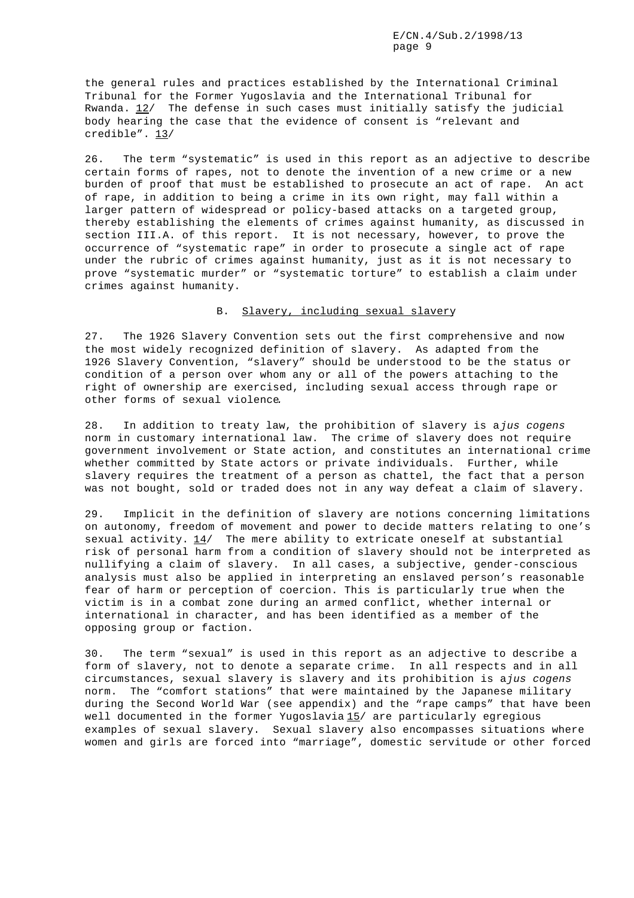the general rules and practices established by the International Criminal Tribunal for the Former Yugoslavia and the International Tribunal for Rwanda. 12/ The defense in such cases must initially satisfy the judicial body hearing the case that the evidence of consent is "relevant and credible". 13/

26. The term "systematic" is used in this report as an adjective to describe certain forms of rapes, not to denote the invention of a new crime or a new burden of proof that must be established to prosecute an act of rape. An act of rape, in addition to being a crime in its own right, may fall within a larger pattern of widespread or policy-based attacks on a targeted group, thereby establishing the elements of crimes against humanity, as discussed in section III.A. of this report. It is not necessary, however, to prove the occurrence of "systematic rape" in order to prosecute a single act of rape under the rubric of crimes against humanity, just as it is not necessary to prove "systematic murder" or "systematic torture" to establish a claim under crimes against humanity.

## B. Slavery, including sexual slavery

27. The 1926 Slavery Convention sets out the first comprehensive and now the most widely recognized definition of slavery. As adapted from the 1926 Slavery Convention, "slavery" should be understood to be the status or condition of a person over whom any or all of the powers attaching to the right of ownership are exercised, including sexual access through rape or other forms of sexual violence.

28. In addition to treaty law, the prohibition of slavery is a *jus cogens* norm in customary international law. The crime of slavery does not require government involvement or State action, and constitutes an international crime whether committed by State actors or private individuals. Further, while slavery requires the treatment of a person as chattel, the fact that a person was not bought, sold or traded does not in any way defeat a claim of slavery.

29. Implicit in the definition of slavery are notions concerning limitations on autonomy, freedom of movement and power to decide matters relating to one's sexual activity. 14/ The mere ability to extricate oneself at substantial risk of personal harm from a condition of slavery should not be interpreted as nullifying a claim of slavery. In all cases, a subjective, gender-conscious analysis must also be applied in interpreting an enslaved person's reasonable fear of harm or perception of coercion. This is particularly true when the victim is in a combat zone during an armed conflict, whether internal or international in character, and has been identified as a member of the opposing group or faction.

30. The term "sexual" is used in this report as an adjective to describe a form of slavery, not to denote a separate crime. In all respects and in all circumstances, sexual slavery is slavery and its prohibition is a *jus cogens* norm. The "comfort stations" that were maintained by the Japanese military during the Second World War (see appendix) and the "rape camps" that have been well documented in the former Yugoslavia 15/ are particularly egregious examples of sexual slavery. Sexual slavery also encompasses situations where women and girls are forced into "marriage", domestic servitude or other forced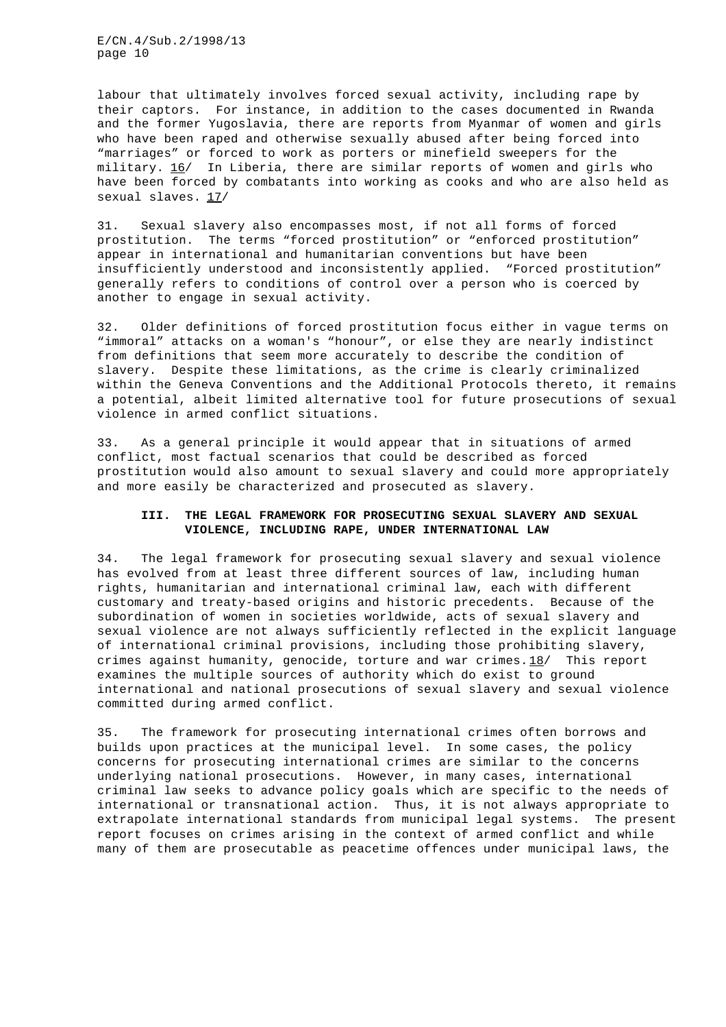labour that ultimately involves forced sexual activity, including rape by their captors. For instance, in addition to the cases documented in Rwanda and the former Yugoslavia, there are reports from Myanmar of women and girls who have been raped and otherwise sexually abused after being forced into "marriages" or forced to work as porters or minefield sweepers for the military. 16/ In Liberia, there are similar reports of women and girls who have been forced by combatants into working as cooks and who are also held as sexual slaves. 17/

31. Sexual slavery also encompasses most, if not all forms of forced prostitution. The terms "forced prostitution" or "enforced prostitution" appear in international and humanitarian conventions but have been insufficiently understood and inconsistently applied. "Forced prostitution" generally refers to conditions of control over a person who is coerced by another to engage in sexual activity.

32. Older definitions of forced prostitution focus either in vague terms on "immoral" attacks on a woman's "honour", or else they are nearly indistinct from definitions that seem more accurately to describe the condition of slavery. Despite these limitations, as the crime is clearly criminalized within the Geneva Conventions and the Additional Protocols thereto, it remains a potential, albeit limited alternative tool for future prosecutions of sexual violence in armed conflict situations.

33. As a general principle it would appear that in situations of armed conflict, most factual scenarios that could be described as forced prostitution would also amount to sexual slavery and could more appropriately and more easily be characterized and prosecuted as slavery.

## III. THE LEGAL FRAMEWORK FOR PROSECUTING SEXUAL SLAVERY AND SEXUAL VIOLENCE, INCLUDING RAPE, UNDER INTERNATIONAL LAW

34. The legal framework for prosecuting sexual slavery and sexual violence has evolved from at least three different sources of law, including human rights, humanitarian and international criminal law, each with different customary and treaty-based origins and historic precedents. Because of the subordination of women in societies worldwide, acts of sexual slavery and sexual violence are not always sufficiently reflected in the explicit language of international criminal provisions, including those prohibiting slavery, crimes against humanity, genocide, torture and war crimes. 18/ This report examines the multiple sources of authority which do exist to ground international and national prosecutions of sexual slavery and sexual violence committed during armed conflict.

35. The framework for prosecuting international crimes often borrows and builds upon practices at the municipal level. In some cases, the policy concerns for prosecuting international crimes are similar to the concerns underlying national prosecutions. However, in many cases, international criminal law seeks to advance policy goals which are specific to the needs of international or transnational action. Thus, it is not always appropriate to extrapolate international standards from municipal legal systems. The present report focuses on crimes arising in the context of armed conflict and while many of them are prosecutable as peacetime offences under municipal laws, the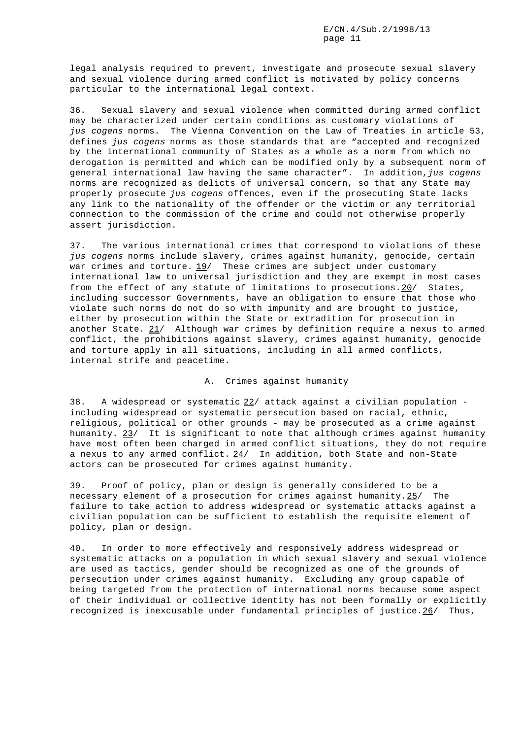legal analysis required to prevent, investigate and prosecute sexual slavery and sexual violence during armed conflict is motivated by policy concerns particular to the international legal context.

36. Sexual slavery and sexual violence when committed during armed conflict may be characterized under certain conditions as customary violations of *jus cogens* norms. The Vienna Convention on the Law of Treaties in article 53, defines *jus cogens* norms as those standards that are "accepted and recognized by the international community of States as a whole as a norm from which no derogation is permitted and which can be modified only by a subsequent norm of general international law having the same character". In addition, *jus cogens* norms are recognized as delicts of universal concern, so that any State may properly prosecute *jus cogens* offences, even if the prosecuting State lacks any link to the nationality of the offender or the victim or any territorial connection to the commission of the crime and could not otherwise properly assert jurisdiction.

37. The various international crimes that correspond to violations of these *jus cogens* norms include slavery, crimes against humanity, genocide, certain war crimes and torture. 19/ These crimes are subject under customary international law to universal jurisdiction and they are exempt in most cases from the effect of any statute of limitations to prosecutions. 20/ States, including successor Governments, have an obligation to ensure that those who violate such norms do not do so with impunity and are brought to justice, either by prosecution within the State or extradition for prosecution in another State. 21/ Although war crimes by definition require a nexus to armed conflict, the prohibitions against slavery, crimes against humanity, genocide and torture apply in all situations, including in all armed conflicts, internal strife and peacetime.

## A. Crimes against humanity

38. A widespread or systematic 22/ attack against a civilian population - including widespread or systematic persecution based on racial, ethnic, religious, political or other grounds - may be prosecuted as a crime against humanity. 23/ It is significant to note that although crimes against humanity have most often been charged in armed conflict situations, they do not require a nexus to any armed conflict. 24/ In addition, both State and non-State actors can be prosecuted for crimes against humanity.

39. Proof of policy, plan or design is generally considered to be a necessary element of a prosecution for crimes against humanity. 25/ The failure to take action to address widespread or systematic attacks against a civilian population can be sufficient to establish the requisite element of policy, plan or design.

40. In order to more effectively and responsively address widespread or systematic attacks on a population in which sexual slavery and sexual violence are used as tactics, gender should be recognized as one of the grounds of persecution under crimes against humanity. Excluding any group capable of being targeted from the protection of international norms because some aspect of their individual or collective identity has not been formally or explicitly recognized is inexcusable under fundamental principles of justice. 26/ Thus,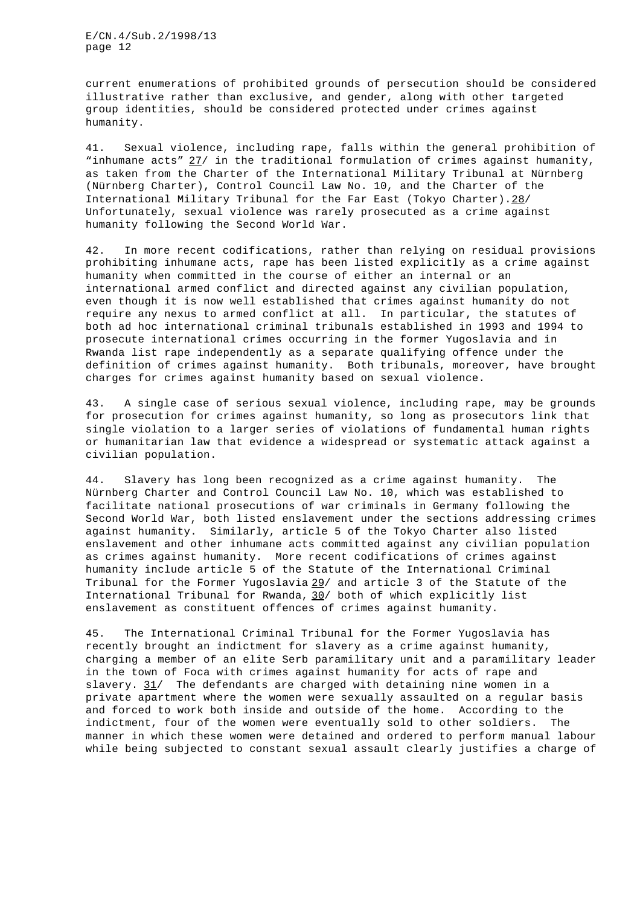current enumerations of prohibited grounds of persecution should be considered illustrative rather than exclusive, and gender, along with other targeted group identities, should be considered protected under crimes against humanity.

41. Sexual violence, including rape, falls within the general prohibition of "inhumane acts" 27/ in the traditional formulation of crimes against humanity, as taken from the Charter of the International Military Tribunal at Nürnberg (Nürnberg Charter), Control Council Law No. 10, and the Charter of the International Military Tribunal for the Far East (Tokyo Charter).28/ Unfortunately, sexual violence was rarely prosecuted as a crime against humanity following the Second World War.

42. In more recent codifications, rather than relying on residual provisions prohibiting inhumane acts, rape has been listed explicitly as a crime against humanity when committed in the course of either an internal or an international armed conflict and directed against any civilian population, even though it is now well established that crimes against humanity do not require any nexus to armed conflict at all. In particular, the statutes of both ad hoc international criminal tribunals established in 1993 and 1994 to prosecute international crimes occurring in the former Yugoslavia and in Rwanda list rape independently as a separate qualifying offence under the definition of crimes against humanity. Both tribunals, moreover, have brought charges for crimes against humanity based on sexual violence.

43. A single case of serious sexual violence, including rape, may be grounds for prosecution for crimes against humanity, so long as prosecutors link that single violation to a larger series of violations of fundamental human rights or humanitarian law that evidence a widespread or systematic attack against a civilian population.

44. Slavery has long been recognized as a crime against humanity. The Nürnberg Charter and Control Council Law No. 10, which was established to facilitate national prosecutions of war criminals in Germany following the Second World War, both listed enslavement under the sections addressing crimes against humanity. Similarly, article 5 of the Tokyo Charter also listed enslavement and other inhumane acts committed against any civilian population as crimes against humanity. More recent codifications of crimes against humanity include article 5 of the Statute of the International Criminal Tribunal for the Former Yugoslavia 29/ and article 3 of the Statute of the International Tribunal for Rwanda, 30/ both of which explicitly list enslavement as constituent offences of crimes against humanity.

45. The International Criminal Tribunal for the Former Yugoslavia has recently brought an indictment for slavery as a crime against humanity, charging a member of an elite Serb paramilitary unit and a paramilitary leader in the town of Foca with crimes against humanity for acts of rape and slavery. 31/ The defendants are charged with detaining nine women in a private apartment where the women were sexually assaulted on a regular basis and forced to work both inside and outside of the home. According to the indictment, four of the women were eventually sold to other soldiers. The manner in which these women were detained and ordered to perform manual labour while being subjected to constant sexual assault clearly justifies a charge of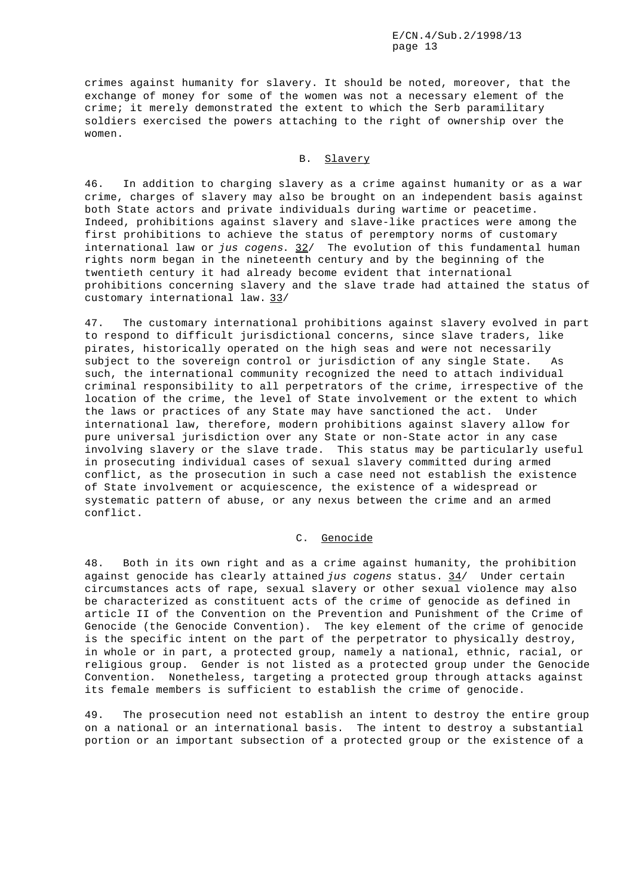crimes against humanity for slavery. It should be noted, moreover, that the exchange of money for some of the women was not a necessary element of the crime; it merely demonstrated the extent to which the Serb paramilitary soldiers exercised the powers attaching to the right of ownership over the women.

## B. Slavery

46. In addition to charging slavery as a crime against humanity or as a war crime, charges of slavery may also be brought on an independent basis against both State actors and private individuals during wartime or peacetime. Indeed, prohibitions against slavery and slave-like practices were among the first prohibitions to achieve the status of peremptory norms of customary international law or *jus cogens*. 32/ The evolution of this fundamental human rights norm began in the nineteenth century and by the beginning of the twentieth century it had already become evident that international prohibitions concerning slavery and the slave trade had attained the status of customary international law. 33/

47. The customary international prohibitions against slavery evolved in part to respond to difficult jurisdictional concerns, since slave traders, like pirates, historically operated on the high seas and were not necessarily subject to the sovereign control or jurisdiction of any single State. As such, the international community recognized the need to attach individual criminal responsibility to all perpetrators of the crime, irrespective of the location of the crime, the level of State involvement or the extent to which the laws or practices of any State may have sanctioned the act. Under international law, therefore, modern prohibitions against slavery allow for pure universal jurisdiction over any State or non-State actor in any case involving slavery or the slave trade. This status may be particularly useful in prosecuting individual cases of sexual slavery committed during armed conflict, as the prosecution in such a case need not establish the existence of State involvement or acquiescence, the existence of a widespread or systematic pattern of abuse, or any nexus between the crime and an armed conflict.

## C. Genocide

48. Both in its own right and as a crime against humanity, the prohibition against genocide has clearly attained *jus cogens* status. 34/ Under certain circumstances acts of rape, sexual slavery or other sexual violence may also be characterized as constituent acts of the crime of genocide as defined in article II of the Convention on the Prevention and Punishment of the Crime of Genocide (the Genocide Convention). The key element of the crime of genocide is the specific intent on the part of the perpetrator to physically destroy, in whole or in part, a protected group, namely a national, ethnic, racial, or religious group. Gender is not listed as a protected group under the Genocide Convention. Nonetheless, targeting a protected group through attacks against its female members is sufficient to establish the crime of genocide.

49. The prosecution need not establish an intent to destroy the entire group on a national or an international basis. The intent to destroy a substantial portion or an important subsection of a protected group or the existence of a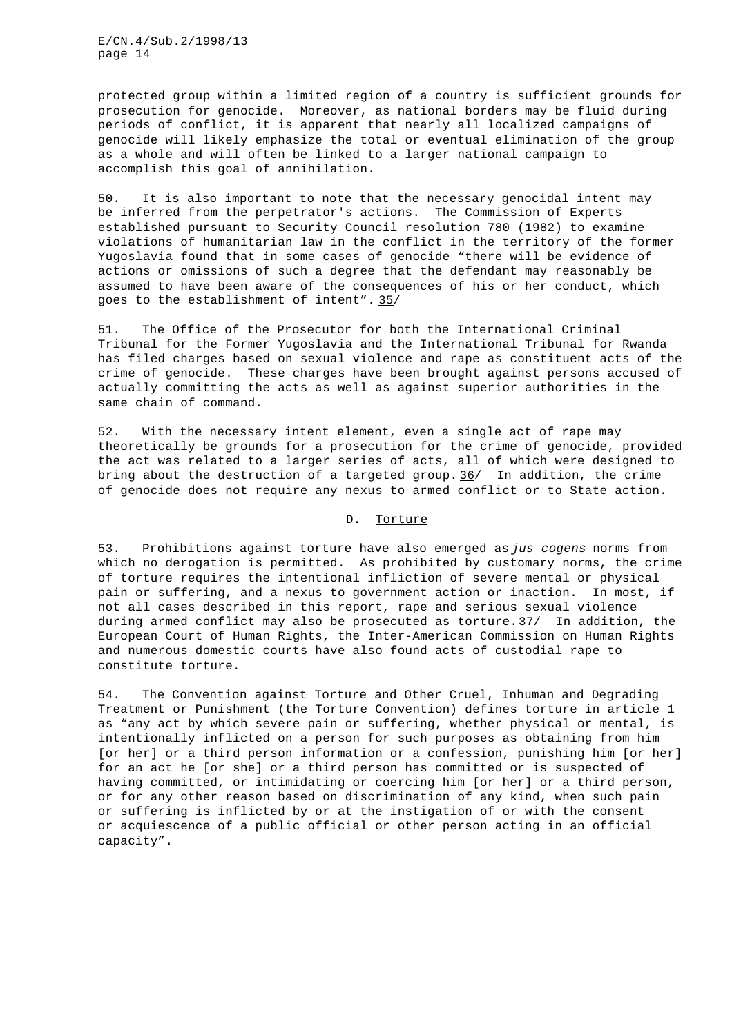protected group within a limited region of a country is sufficient grounds for prosecution for genocide. Moreover, as national borders may be fluid during periods of conflict, it is apparent that nearly all localized campaigns of genocide will likely emphasize the total or eventual elimination of the group as a whole and will often be linked to a larger national campaign to accomplish this goal of annihilation.

50. It is also important to note that the necessary genocidal intent may be inferred from the perpetrator's actions. The Commission of Experts established pursuant to Security Council resolution 780 (1982) to examine violations of humanitarian law in the conflict in the territory of the former Yugoslavia found that in some cases of genocide "there will be evidence of actions or omissions of such a degree that the defendant may reasonably be assumed to have been aware of the consequences of his or her conduct, which goes to the establishment of intent". 35/

51. The Office of the Prosecutor for both the International Criminal Tribunal for the Former Yugoslavia and the International Tribunal for Rwanda has filed charges based on sexual violence and rape as constituent acts of the crime of genocide. These charges have been brought against persons accused of actually committing the acts as well as against superior authorities in the same chain of command.

52. With the necessary intent element, even a single act of rape may theoretically be grounds for a prosecution for the crime of genocide, provided the act was related to a larger series of acts, all of which were designed to bring about the destruction of a targeted group. 36/ In addition, the crime of genocide does not require any nexus to armed conflict or to State action.

## D. Torture

53. Prohibitions against torture have also emerged as *jus cogens* norms from which no derogation is permitted. As prohibited by customary norms, the crime of torture requires the intentional infliction of severe mental or physical pain or suffering, and a nexus to government action or inaction. In most, if not all cases described in this report, rape and serious sexual violence during armed conflict may also be prosecuted as torture. 37/ In addition, the European Court of Human Rights, the Inter-American Commission on Human Rights and numerous domestic courts have also found acts of custodial rape to constitute torture.

54. The Convention against Torture and Other Cruel, Inhuman and Degrading Treatment or Punishment (the Torture Convention) defines torture in article 1 as "any act by which severe pain or suffering, whether physical or mental, is intentionally inflicted on a person for such purposes as obtaining from him [or her] or a third person information or a confession, punishing him [or her] for an act he [or she] or a third person has committed or is suspected of having committed, or intimidating or coercing him [or her] or a third person, or for any other reason based on discrimination of any kind, when such pain or suffering is inflicted by or at the instigation of or with the consent or acquiescence of a public official or other person acting in an official capacity".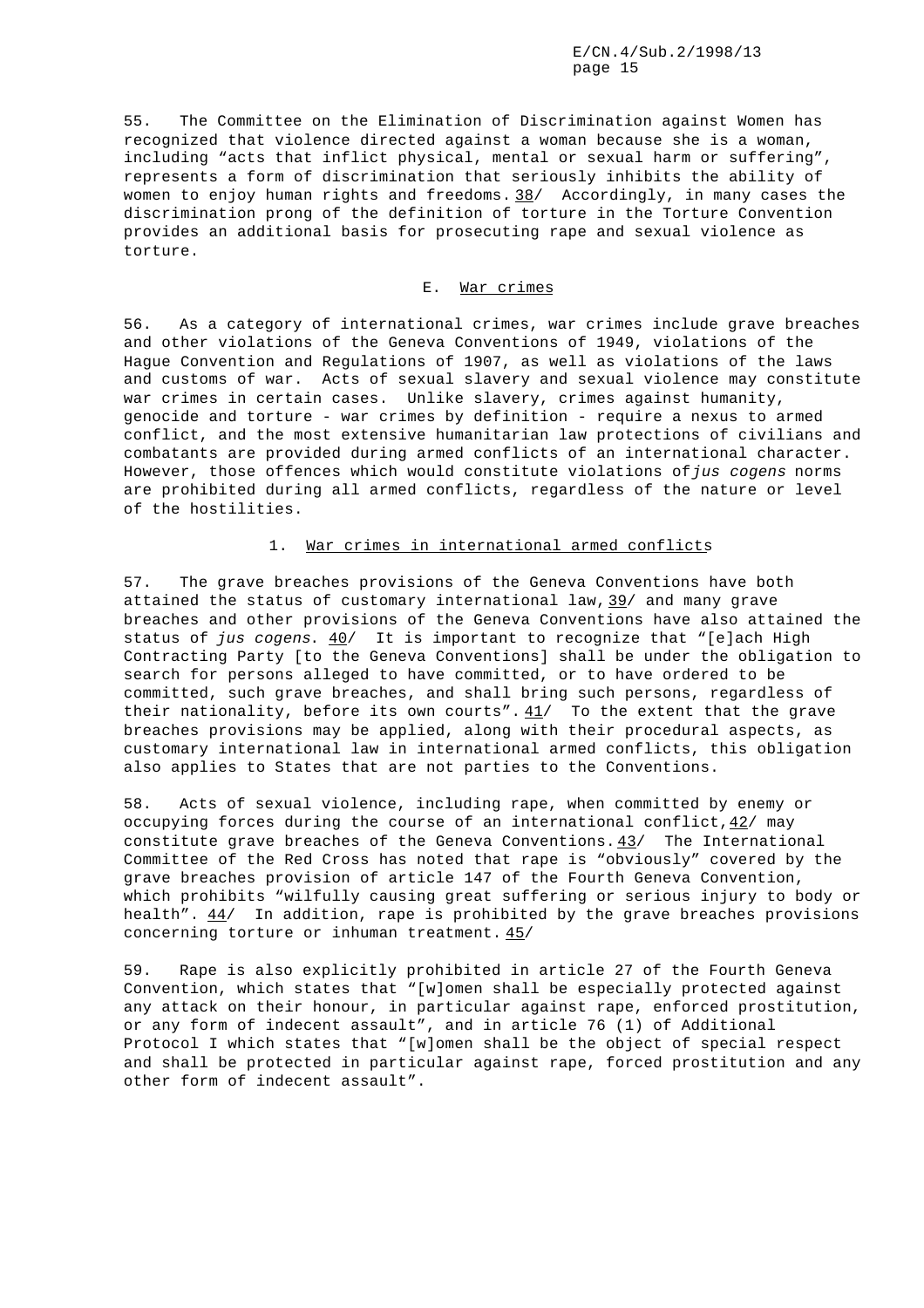55. The Committee on the Elimination of Discrimination against Women has recognized that violence directed against a woman because she is a woman, including "acts that inflict physical, mental or sexual harm or suffering", represents a form of discrimination that seriously inhibits the ability of women to enjoy human rights and freedoms. 38/ Accordingly, in many cases the discrimination prong of the definition of torture in the Torture Convention provides an additional basis for prosecuting rape and sexual violence as torture.

## E. War crimes

56. As a category of international crimes, war crimes include grave breaches and other violations of the Geneva Conventions of 1949, violations of the Hague Convention and Regulations of 1907, as well as violations of the laws and customs of war. Acts of sexual slavery and sexual violence may constitute war crimes in certain cases. Unlike slavery, crimes against humanity, genocide and torture - war crimes by definition - require a nexus to armed conflict, and the most extensive humanitarian law protections of civilians and combatants are provided during armed conflicts of an international character. However, those offences which would constitute violations of *jus cogens* norms are prohibited during all armed conflicts, regardless of the nature or level of the hostilities.

### 1. War crimes in international armed conflicts

57. The grave breaches provisions of the Geneva Conventions have both attained the status of customary international law, 39/ and many grave breaches and other provisions of the Geneva Conventions have also attained the status of *jus cogens*. 40/ It is important to recognize that "[e]ach High Contracting Party [to the Geneva Conventions] shall be under the obligation to search for persons alleged to have committed, or to have ordered to be committed, such grave breaches, and shall bring such persons, regardless of their nationality, before its own courts". 41/ To the extent that the grave breaches provisions may be applied, along with their procedural aspects, as customary international law in international armed conflicts, this obligation also applies to States that are not parties to the Conventions.

58. Acts of sexual violence, including rape, when committed by enemy or occupying forces during the course of an international conflict, 42/ may constitute grave breaches of the Geneva Conventions. 43/ The International Committee of the Red Cross has noted that rape is "obviously" covered by the grave breaches provision of article 147 of the Fourth Geneva Convention, which prohibits "wilfully causing great suffering or serious injury to body or health". 44/ In addition, rape is prohibited by the grave breaches provisions concerning torture or inhuman treatment. 45/

59. Rape is also explicitly prohibited in article 27 of the Fourth Geneva Convention, which states that "[w]omen shall be especially protected against any attack on their honour, in particular against rape, enforced prostitution, or any form of indecent assault", and in article 76 (1) of Additional Protocol I which states that "[w]omen shall be the object of special respect and shall be protected in particular against rape, forced prostitution and any other form of indecent assault".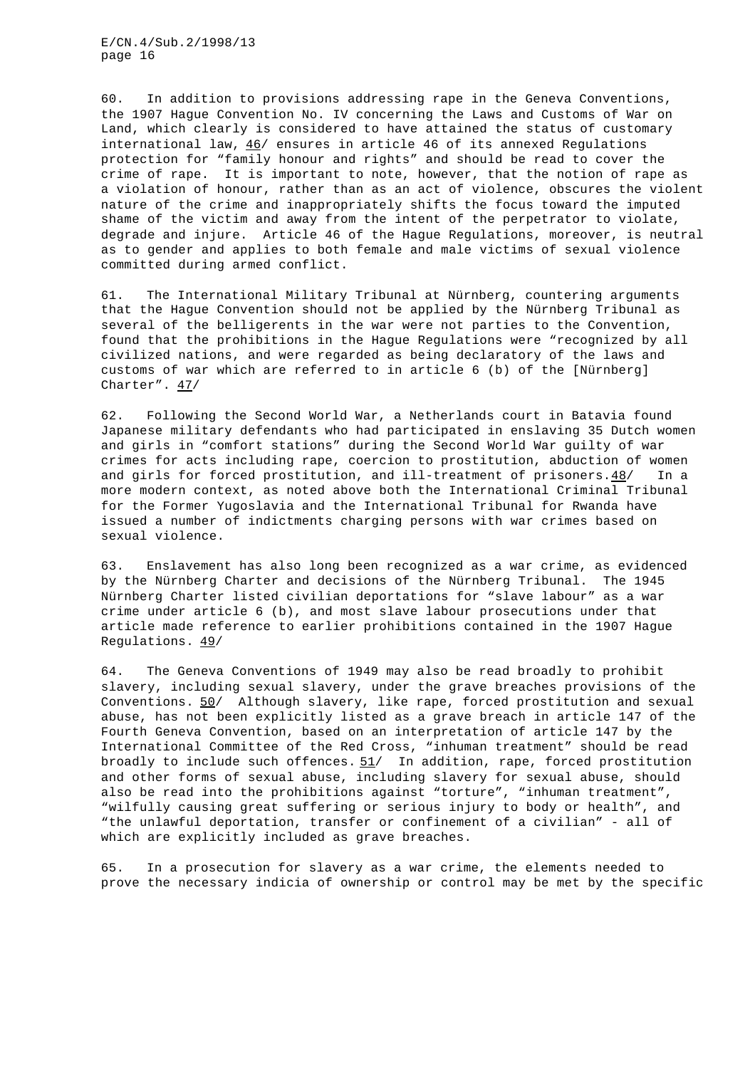60. In addition to provisions addressing rape in the Geneva Conventions, the 1907 Hague Convention No. IV concerning the Laws and Customs of War on Land, which clearly is considered to have attained the status of customary international law, 46/ ensures in article 46 of its annexed Regulations protection for "family honour and rights" and should be read to cover the crime of rape. It is important to note, however, that the notion of rape as a violation of honour, rather than as an act of violence, obscures the violent nature of the crime and inappropriately shifts the focus toward the imputed shame of the victim and away from the intent of the perpetrator to violate, degrade and injure. Article 46 of the Hague Regulations, moreover, is neutral as to gender and applies to both female and male victims of sexual violence committed during armed conflict.

61. The International Military Tribunal at Nürnberg, countering arguments that the Hague Convention should not be applied by the Nürnberg Tribunal as several of the belligerents in the war were not parties to the Convention, found that the prohibitions in the Hague Regulations were "recognized by all civilized nations, and were regarded as being declaratory of the laws and customs of war which are referred to in article 6 (b) of the [Nürnberg] Charter". 47/

62. Following the Second World War, a Netherlands court in Batavia found Japanese military defendants who had participated in enslaving 35 Dutch women and girls in "comfort stations" during the Second World War guilty of war crimes for acts including rape, coercion to prostitution, abduction of women and girls for forced prostitution, and ill-treatment of prisoners. 48/ In a more modern context, as noted above both the International Criminal Tribunal for the Former Yugoslavia and the International Tribunal for Rwanda have issued a number of indictments charging persons with war crimes based on sexual violence.

63. Enslavement has also long been recognized as a war crime, as evidenced by the Nürnberg Charter and decisions of the Nürnberg Tribunal. The 1945 Nürnberg Charter listed civilian deportations for "slave labour" as a war crime under article 6 (b), and most slave labour prosecutions under that article made reference to earlier prohibitions contained in the 1907 Hague Regulations. 49/

64. The Geneva Conventions of 1949 may also be read broadly to prohibit slavery, including sexual slavery, under the grave breaches provisions of the Conventions. 50/ Although slavery, like rape, forced prostitution and sexual abuse, has not been explicitly listed as a grave breach in article 147 of the Fourth Geneva Convention, based on an interpretation of article 147 by the International Committee of the Red Cross, "inhuman treatment" should be read broadly to include such offences. 51/ In addition, rape, forced prostitution and other forms of sexual abuse, including slavery for sexual abuse, should also be read into the prohibitions against "torture", "inhuman treatment", "wilfully causing great suffering or serious injury to body or health", and "the unlawful deportation, transfer or confinement of a civilian" - all of which are explicitly included as grave breaches.

65. In a prosecution for slavery as a war crime, the elements needed to prove the necessary indicia of ownership or control may be met by the specific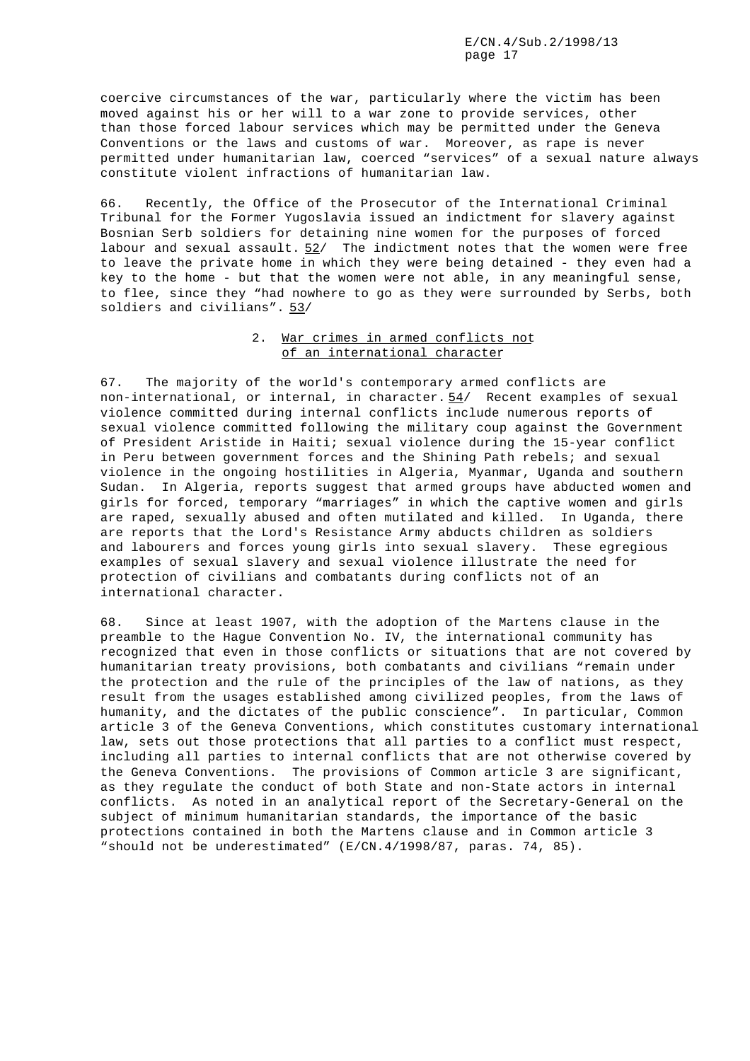coercive circumstances of the war, particularly where the victim has been moved against his or her will to a war zone to provide services, other than those forced labour services which may be permitted under the Geneva Conventions or the laws and customs of war. Moreover, as rape is never permitted under humanitarian law, coerced "services" of a sexual nature always constitute violent infractions of humanitarian law.

66. Recently, the Office of the Prosecutor of the International Criminal Tribunal for the Former Yugoslavia issued an indictment for slavery against Bosnian Serb soldiers for detaining nine women for the purposes of forced labour and sexual assault. 52/ The indictment notes that the women were free to leave the private home in which they were being detained - they even had a key to the home - but that the women were not able, in any meaningful sense, to flee, since they "had nowhere to go as they were surrounded by Serbs, both soldiers and civilians". 53/

### 2. War crimes in armed conflicts not of an international character

67. The majority of the world's contemporary armed conflicts are non-international, or internal, in character. 54/ Recent examples of sexual violence committed during internal conflicts include numerous reports of sexual violence committed following the military coup against the Government of President Aristide in Haiti; sexual violence during the 15-year conflict in Peru between government forces and the Shining Path rebels; and sexual violence in the ongoing hostilities in Algeria, Myanmar, Uganda and southern Sudan. In Algeria, reports suggest that armed groups have abducted women and girls for forced, temporary "marriages" in which the captive women and girls are raped, sexually abused and often mutilated and killed. In Uganda, there are reports that the Lord's Resistance Army abducts children as soldiers and labourers and forces young girls into sexual slavery. These egregious examples of sexual slavery and sexual violence illustrate the need for protection of civilians and combatants during conflicts not of an international character.

68. Since at least 1907, with the adoption of the Martens clause in the preamble to the Hague Convention No. IV, the international community has recognized that even in those conflicts or situations that are not covered by humanitarian treaty provisions, both combatants and civilians "remain under the protection and the rule of the principles of the law of nations, as they result from the usages established among civilized peoples, from the laws of humanity, and the dictates of the public conscience". In particular, Common article 3 of the Geneva Conventions, which constitutes customary international law, sets out those protections that all parties to a conflict must respect, including all parties to internal conflicts that are not otherwise covered by the Geneva Conventions. The provisions of Common article 3 are significant, as they regulate the conduct of both State and non-State actors in internal conflicts. As noted in an analytical report of the Secretary-General on the subject of minimum humanitarian standards, the importance of the basic protections contained in both the Martens clause and in Common article 3 "should not be underestimated" (E/CN.4/1998/87, paras. 74, 85).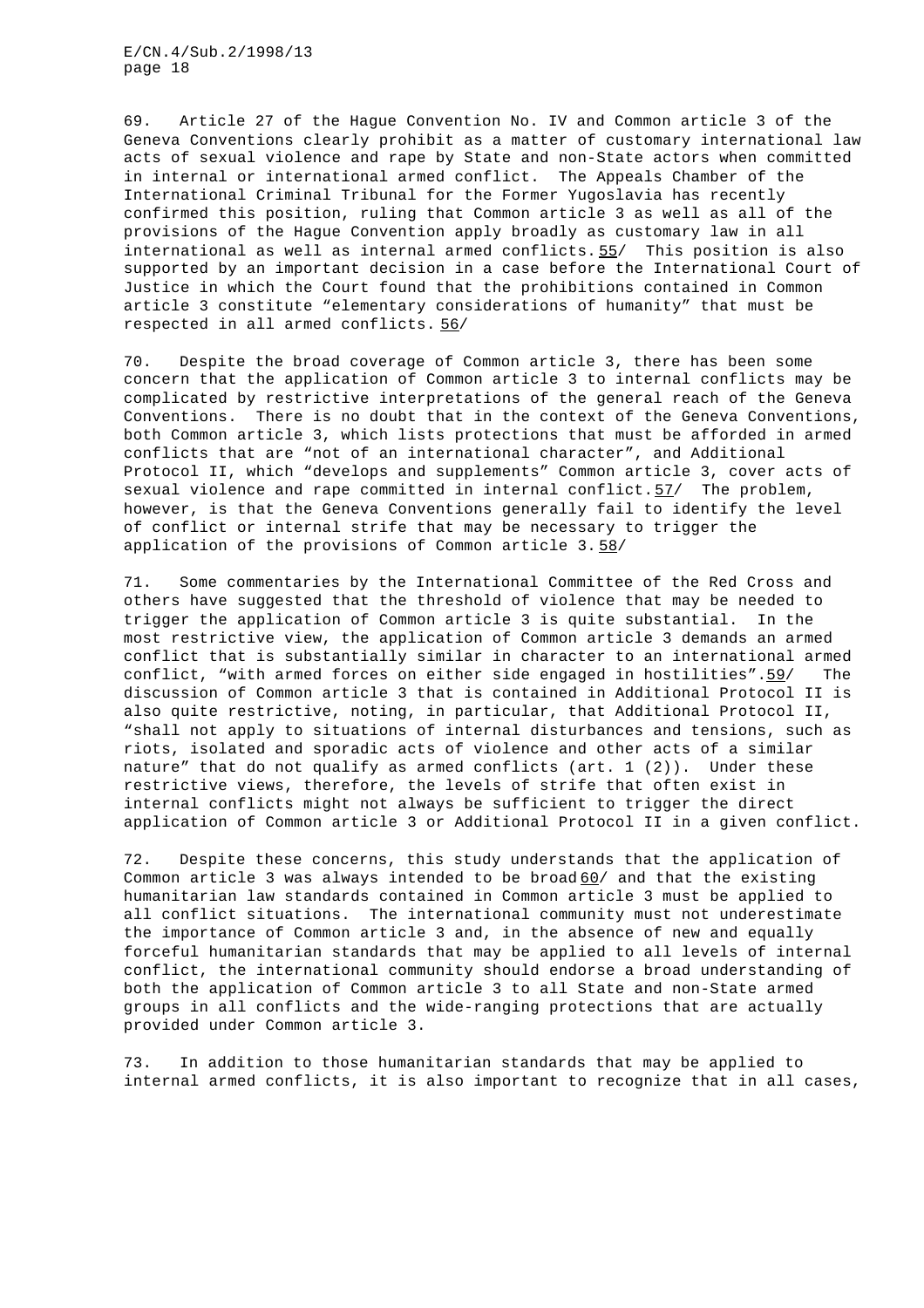69. Article 27 of the Hague Convention No. IV and Common article 3 of the Geneva Conventions clearly prohibit as a matter of customary international law acts of sexual violence and rape by State and non-State actors when committed in internal or international armed conflict. The Appeals Chamber of the International Criminal Tribunal for the Former Yugoslavia has recently confirmed this position, ruling that Common article 3 as well as all of the provisions of the Hague Convention apply broadly as customary law in all international as well as internal armed conflicts. 55/ This position is also supported by an important decision in a case before the International Court of Justice in which the Court found that the prohibitions contained in Common article 3 constitute "elementary considerations of humanity" that must be respected in all armed conflicts. 56/

70. Despite the broad coverage of Common article 3, there has been some concern that the application of Common article 3 to internal conflicts may be complicated by restrictive interpretations of the general reach of the Geneva Conventions. There is no doubt that in the context of the Geneva Conventions, both Common article 3, which lists protections that must be afforded in armed conflicts that are "not of an international character", and Additional Protocol II, which "develops and supplements" Common article 3, cover acts of sexual violence and rape committed in internal conflict. 57/ The problem, however, is that the Geneva Conventions generally fail to identify the level of conflict or internal strife that may be necessary to trigger the application of the provisions of Common article 3. 58/

71. Some commentaries by the International Committee of the Red Cross and others have suggested that the threshold of violence that may be needed to trigger the application of Common article 3 is quite substantial. In the most restrictive view, the application of Common article 3 demands an armed conflict that is substantially similar in character to an international armed conflict, "with armed forces on either side engaged in hostilities". 59/ The discussion of Common article 3 that is contained in Additional Protocol II is also quite restrictive, noting, in particular, that Additional Protocol II, "shall not apply to situations of internal disturbances and tensions, such as riots, isolated and sporadic acts of violence and other acts of a similar nature" that do not qualify as armed conflicts (art. 1 (2)). Under these restrictive views, therefore, the levels of strife that often exist in internal conflicts might not always be sufficient to trigger the direct application of Common article 3 or Additional Protocol II in a given conflict.

72. Despite these concerns, this study understands that the application of Common article 3 was always intended to be broad 60/ and that the existing humanitarian law standards contained in Common article 3 must be applied to all conflict situations. The international community must not underestimate the importance of Common article 3 and, in the absence of new and equally forceful humanitarian standards that may be applied to all levels of internal conflict, the international community should endorse a broad understanding of both the application of Common article 3 to all State and non-State armed groups in all conflicts and the wide-ranging protections that are actually provided under Common article 3.

73. In addition to those humanitarian standards that may be applied to internal armed conflicts, it is also important to recognize that in all cases,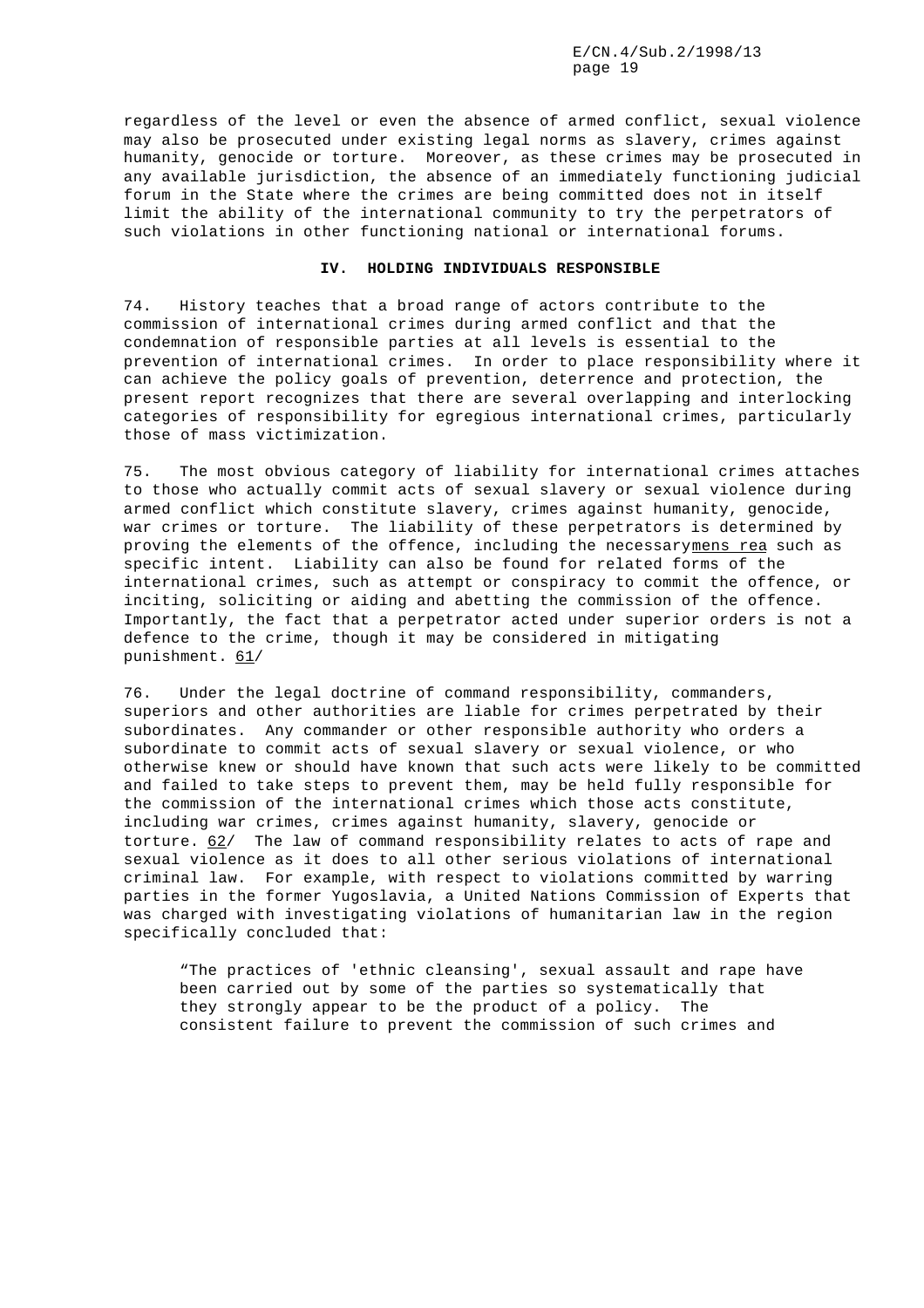regardless of the level or even the absence of armed conflict, sexual violence may also be prosecuted under existing legal norms as slavery, crimes against humanity, genocide or torture. Moreover, as these crimes may be prosecuted in any available jurisdiction, the absence of an immediately functioning judicial forum in the State where the crimes are being committed does not in itself limit the ability of the international community to try the perpetrators of such violations in other functioning national or international forums.

## IV. HOLDING INDIVIDUALS RESPONSIBLE

74. History teaches that a broad range of actors contribute to the commission of international crimes during armed conflict and that the condemnation of responsible parties at all levels is essential to the prevention of international crimes. In order to place responsibility where it can achieve the policy goals of prevention, deterrence and protection, the present report recognizes that there are several overlapping and interlocking categories of responsibility for egregious international crimes, particularly those of mass victimization.

75. The most obvious category of liability for international crimes attaches to those who actually commit acts of sexual slavery or sexual violence during armed conflict which constitute slavery, crimes against humanity, genocide, war crimes or torture. The liability of these perpetrators is determined by proving the elements of the offence, including the necessary *mens rea* such as specific intent. Liability can also be found for related forms of the international crimes, such as attempt or conspiracy to commit the offence, or inciting, soliciting or aiding and abetting the commission of the offence. Importantly, the fact that a perpetrator acted under superior orders is not a defence to the crime, though it may be considered in mitigating punishment. 61/

76. Under the legal doctrine of command responsibility, commanders, superiors and other authorities are liable for crimes perpetrated by their subordinates. Any commander or other responsible authority who orders a subordinate to commit acts of sexual slavery or sexual violence, or who otherwise knew or should have known that such acts were likely to be committed and failed to take steps to prevent them, may be held fully responsible for the commission of the international crimes which those acts constitute, including war crimes, crimes against humanity, slavery, genocide or torture. 62/ The law of command responsibility relates to acts of rape and sexual violence as it does to all other serious violations of international criminal law. For example, with respect to violations committed by warring parties in the former Yugoslavia, a United Nations Commission of Experts that was charged with investigating violations of humanitarian law in the region specifically concluded that:

> "The practices of 'ethnic cleansing', sexual assault and rape have been carried out by some of the parties so systematically that they strongly appear to be the product of a policy. The consistent failure to prevent the commission of such crimes and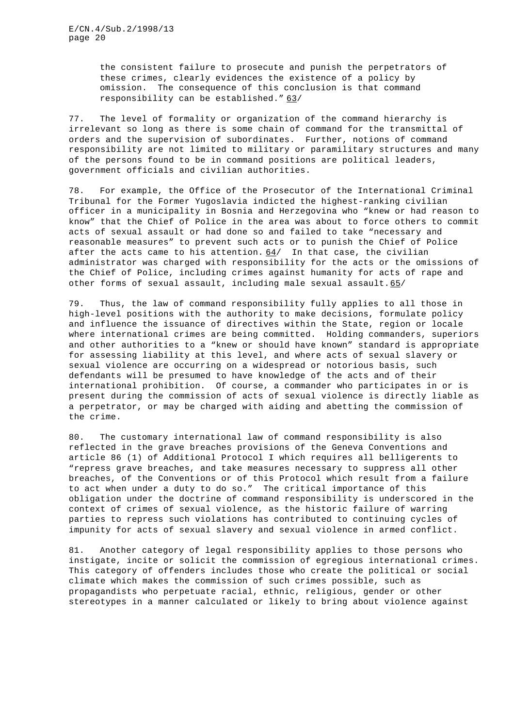the consistent failure to prosecute and punish the perpetrators of these crimes, clearly evidences the existence of a policy by omission. The consequence of this conclusion is that command responsibility can be established." 63/

77. The level of formality or organization of the command hierarchy is irrelevant so long as there is some chain of command for the transmittal of orders and the supervision of subordinates. Further, notions of command responsibility are not limited to military or paramilitary structures and many of the persons found to be in command positions are political leaders, government officials and civilian authorities.

78. For example, the Office of the Prosecutor of the International Criminal Tribunal for the Former Yugoslavia indicted the highest-ranking civilian officer in a municipality in Bosnia and Herzegovina who "knew or had reason to know" that the Chief of Police in the area was about to force others to commit acts of sexual assault or had done so and failed to take "necessary and reasonable measures" to prevent such acts or to punish the Chief of Police after the acts came to his attention. 64/ In that case, the civilian administrator was charged with responsibility for the acts or the omissions of the Chief of Police, including crimes against humanity for acts of rape and other forms of sexual assault, including male sexual assault. 65/

79. Thus, the law of command responsibility fully applies to all those in high-level positions with the authority to make decisions, formulate policy and influence the issuance of directives within the State, region or locale where international crimes are being committed. Holding commanders, superiors and other authorities to a "knew or should have known" standard is appropriate for assessing liability at this level, and where acts of sexual slavery or sexual violence are occurring on a widespread or notorious basis, such defendants will be presumed to have knowledge of the acts and of their international prohibition. Of course, a commander who participates in or is present during the commission of acts of sexual violence is directly liable as a perpetrator, or may be charged with aiding and abetting the commission of the crime.

80. The customary international law of command responsibility is also reflected in the grave breaches provisions of the Geneva Conventions and article 86 (1) of Additional Protocol I which requires all belligerents to "repress grave breaches, and take measures necessary to suppress all other breaches, of the Conventions or of this Protocol which result from a failure to act when under a duty to do so." The critical importance of this obligation under the doctrine of command responsibility is underscored in the context of crimes of sexual violence, as the historic failure of warring parties to repress such violations has contributed to continuing cycles of impunity for acts of sexual slavery and sexual violence in armed conflict.

81. Another category of legal responsibility applies to those persons who instigate, incite or solicit the commission of egregious international crimes. This category of offenders includes those who create the political or social climate which makes the commission of such crimes possible, such as propagandists who perpetuate racial, ethnic, religious, gender or other stereotypes in a manner calculated or likely to bring about violence against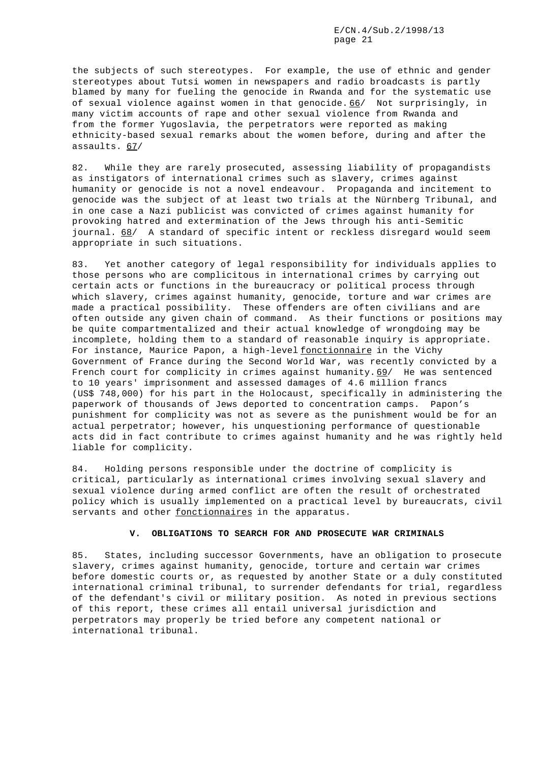the subjects of such stereotypes. For example, the use of ethnic and gender stereotypes about Tutsi women in newspapers and radio broadcasts is partly blamed by many for fueling the genocide in Rwanda and for the systematic use of sexual violence against women in that genocide. 66/ Not surprisingly, in many victim accounts of rape and other sexual violence from Rwanda and from the former Yugoslavia, the perpetrators were reported as making ethnicity-based sexual remarks about the women before, during and after the assaults. 67/

82. While they are rarely prosecuted, assessing liability of propagandists as instigators of international crimes such as slavery, crimes against humanity or genocide is not a novel endeavour. Propaganda and incitement to genocide was the subject of at least two trials at the Nürnberg Tribunal, and in one case a Nazi publicist was convicted of crimes against humanity for provoking hatred and extermination of the Jews through his anti-Semitic journal. 68/ A standard of specific intent or reckless disregard would seem appropriate in such situations.

83. Yet another category of legal responsibility for individuals applies to those persons who are complicitous in international crimes by carrying out certain acts or functions in the bureaucracy or political process through which slavery, crimes against humanity, genocide, torture and war crimes are made a practical possibility. These offenders are often civilians and are often outside any given chain of command. As their functions or positions may be quite compartmentalized and their actual knowledge of wrongdoing may be incomplete, holding them to a standard of reasonable inquiry is appropriate. For instance, Maurice Papon, a high-level *fonctionnaire* in the Vichy Government of France during the Second World War, was recently convicted by a French court for complicity in crimes against humanity. 69/ He was sentenced to 10 years' imprisonment and assessed damages of 4.6 million francs (US$ 748,000) for his part in the Holocaust, specifically in administering the paperwork of thousands of Jews deported to concentration camps. Papon's punishment for complicity was not as severe as the punishment would be for an actual perpetrator; however, his unquestioning performance of questionable acts did in fact contribute to crimes against humanity and he was rightly held liable for complicity.

84. Holding persons responsible under the doctrine of complicity is critical, particularly as international crimes involving sexual slavery and sexual violence during armed conflict are often the result of orchestrated policy which is usually implemented on a practical level by bureaucrats, civil servants and other *fonctionnaires* in the apparatus.

## V. OBLIGATIONS TO SEARCH FOR AND PROSECUTE WAR CRIMINALS

85. States, including successor Governments, have an obligation to prosecute slavery, crimes against humanity, genocide, torture and certain war crimes before domestic courts or, as requested by another State or a duly constituted international criminal tribunal, to surrender defendants for trial, regardless of the defendant's civil or military position. As noted in previous sections of this report, these crimes all entail universal jurisdiction and perpetrators may properly be tried before any competent national or international tribunal.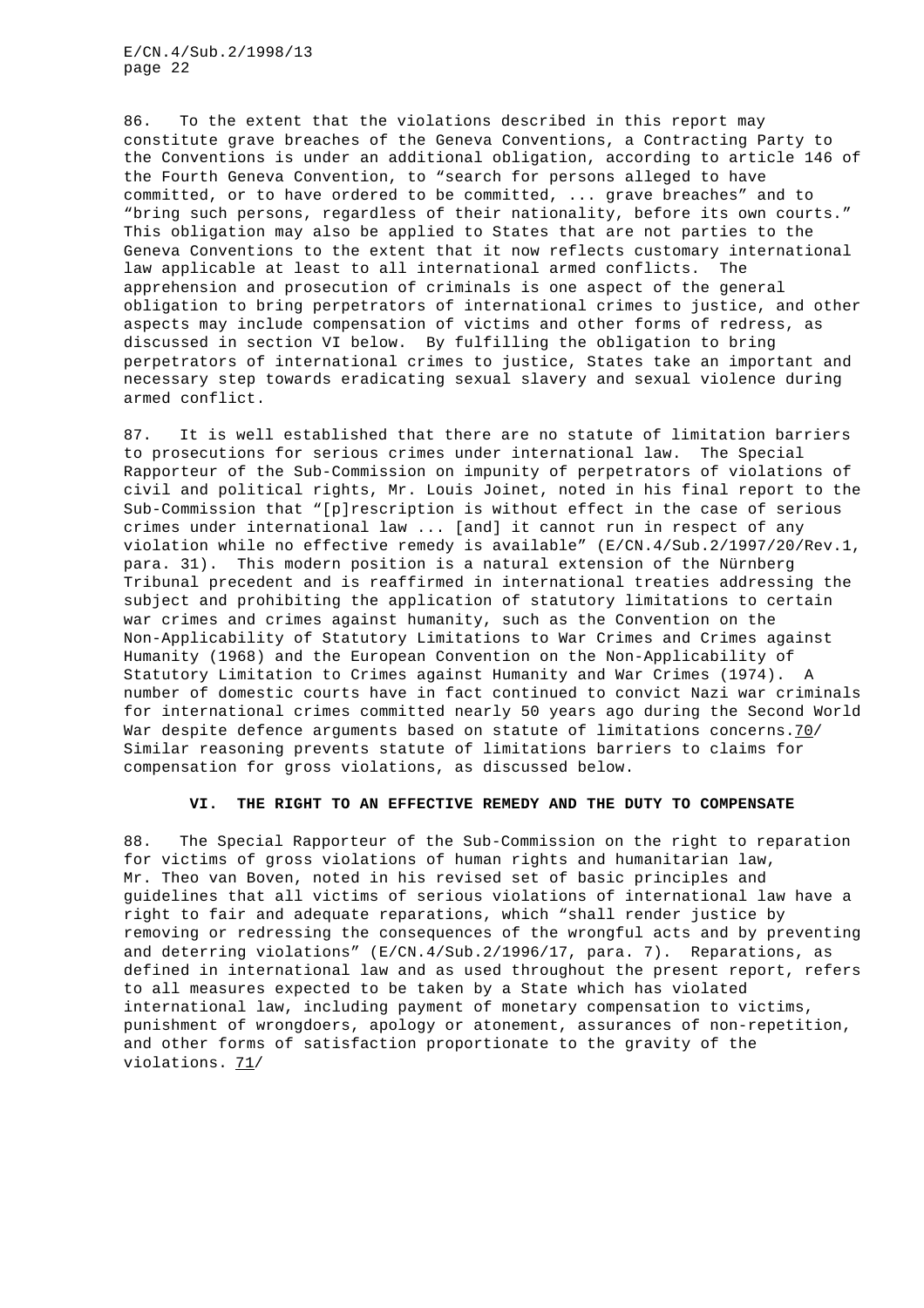86. To the extent that the violations described in this report may constitute grave breaches of the Geneva Conventions, a Contracting Party to the Conventions is under an additional obligation, according to article 146 of the Fourth Geneva Convention, to "search for persons alleged to have committed, or to have ordered to be committed, ... grave breaches" and to "bring such persons, regardless of their nationality, before its own courts." This obligation may also be applied to States that are not parties to the Geneva Conventions to the extent that it now reflects customary international law applicable at least to all international armed conflicts. The apprehension and prosecution of criminals is one aspect of the general obligation to bring perpetrators of international crimes to justice, and other aspects may include compensation of victims and other forms of redress, as discussed in section VI below. By fulfilling the obligation to bring perpetrators of international crimes to justice, States take an important and necessary step towards eradicating sexual slavery and sexual violence during armed conflict.

87. It is well established that there are no statute of limitation barriers to prosecutions for serious crimes under international law. The Special Rapporteur of the Sub-Commission on impunity of perpetrators of violations of civil and political rights, Mr. Louis Joinet, noted in his final report to the Sub-Commission that "[p]rescription is without effect in the case of serious crimes under international law ... [and] it cannot run in respect of any violation while no effective remedy is available" (E/CN.4/Sub.2/1997/20/Rev.1, para. 31). This modern position is a natural extension of the Nürnberg Tribunal precedent and is reaffirmed in international treaties addressing the subject and prohibiting the application of statutory limitations to certain war crimes and crimes against humanity, such as the Convention on the Non-Applicability of Statutory Limitations to War Crimes and Crimes against Humanity (1968) and the European Convention on the Non-Applicability of Statutory Limitation to Crimes against Humanity and War Crimes (1974). A number of domestic courts have in fact continued to convict Nazi war criminals for international crimes committed nearly 50 years ago during the Second World War despite defence arguments based on statute of limitations concerns.70/ Similar reasoning prevents statute of limitations barriers to claims for compensation for gross violations, as discussed below.

## VI. THE RIGHT TO AN EFFECTIVE REMEDY AND THE DUTY TO COMPENSATE

88. The Special Rapporteur of the Sub-Commission on the right to reparation for victims of gross violations of human rights and humanitarian law, Mr. Theo van Boven, noted in his revised set of basic principles and guidelines that all victims of serious violations of international law have a right to fair and adequate reparations, which "shall render justice by removing or redressing the consequences of the wrongful acts and by preventing and deterring violations" (E/CN.4/Sub.2/1996/17, para. 7). Reparations, as defined in international law and as used throughout the present report, refers to all measures expected to be taken by a State which has violated international law, including payment of monetary compensation to victims, punishment of wrongdoers, apology or atonement, assurances of non-repetition, and other forms of satisfaction proportionate to the gravity of the violations. 71/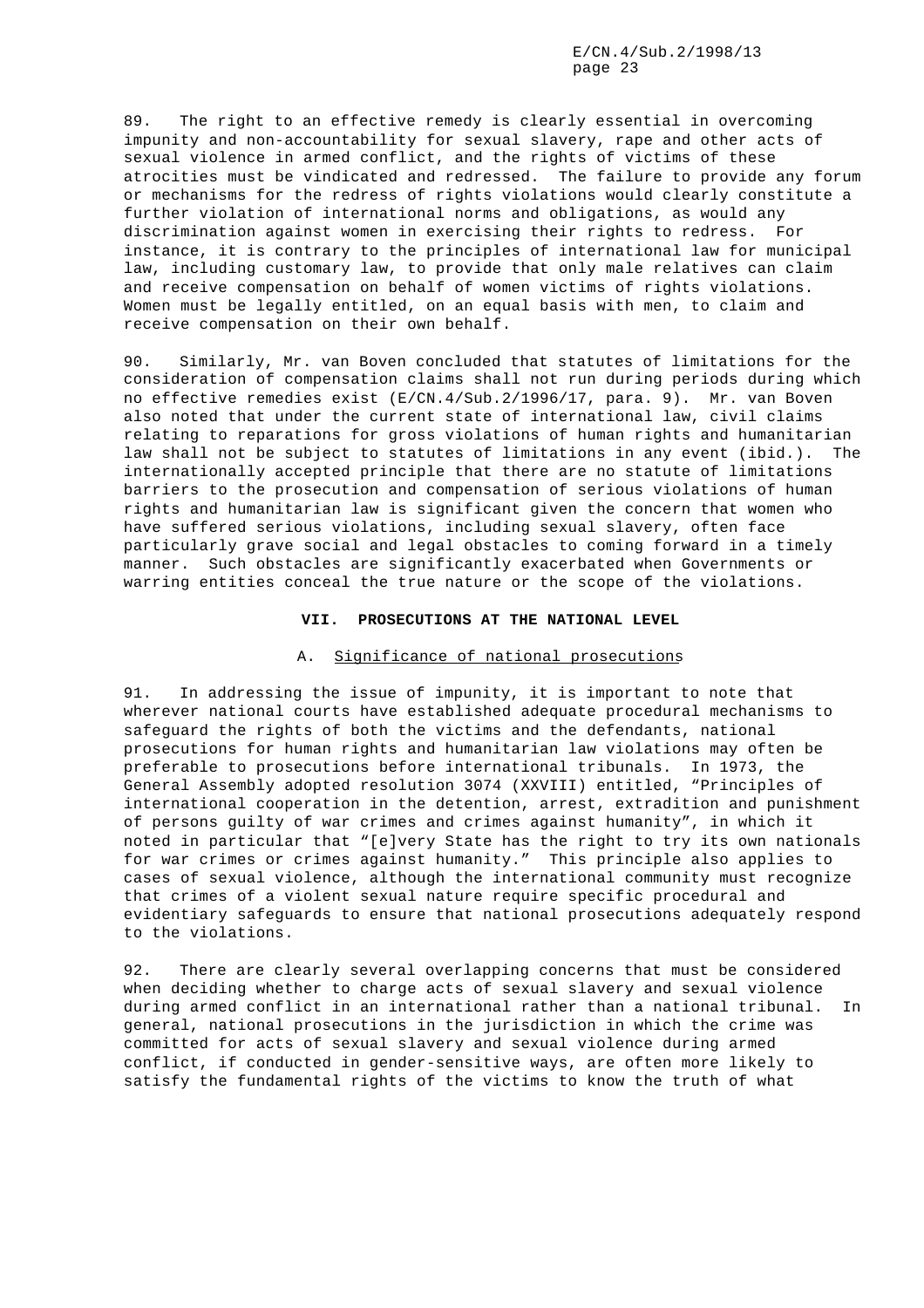89. The right to an effective remedy is clearly essential in overcoming impunity and non-accountability for sexual slavery, rape and other acts of sexual violence in armed conflict, and the rights of victims of these atrocities must be vindicated and redressed. The failure to provide any forum or mechanisms for the redress of rights violations would clearly constitute a further violation of international norms and obligations, as would any discrimination against women in exercising their rights to redress. For instance, it is contrary to the principles of international law for municipal law, including customary law, to provide that only male relatives can claim and receive compensation on behalf of women victims of rights violations. Women must be legally entitled, on an equal basis with men, to claim and receive compensation on their own behalf.

90. Similarly, Mr. van Boven concluded that statutes of limitations for the consideration of compensation claims shall not run during periods during which no effective remedies exist (E/CN.4/Sub.2/1996/17, para. 9). Mr. van Boven also noted that under the current state of international law, civil claims relating to reparations for gross violations of human rights and humanitarian law shall not be subject to statutes of limitations in any event (ibid.). The internationally accepted principle that there are no statute of limitations barriers to the prosecution and compensation of serious violations of human rights and humanitarian law is significant given the concern that women who have suffered serious violations, including sexual slavery, often face particularly grave social and legal obstacles to coming forward in a timely manner. Such obstacles are significantly exacerbated when Governments or warring entities conceal the true nature or the scope of the violations.

## VII. PROSECUTIONS AT THE NATIONAL LEVEL

### A. Significance of national prosecutions

91. In addressing the issue of impunity, it is important to note that wherever national courts have established adequate procedural mechanisms to safeguard the rights of both the victims and the defendants, national prosecutions for human rights and humanitarian law violations may often be preferable to prosecutions before international tribunals. In 1973, the General Assembly adopted resolution 3074 (XXVIII) entitled, "Principles of international cooperation in the detention, arrest, extradition and punishment of persons guilty of war crimes and crimes against humanity", in which it noted in particular that "[e]very State has the right to try its own nationals for war crimes or crimes against humanity." This principle also applies to cases of sexual violence, although the international community must recognize that crimes of a violent sexual nature require specific procedural and evidentiary safeguards to ensure that national prosecutions adequately respond to the violations.

92. There are clearly several overlapping concerns that must be considered when deciding whether to charge acts of sexual slavery and sexual violence during armed conflict in an international rather than a national tribunal. In general, national prosecutions in the jurisdiction in which the crime was committed for acts of sexual slavery and sexual violence during armed conflict, if conducted in gender-sensitive ways, are often more likely to satisfy the fundamental rights of the victims to know the truth of what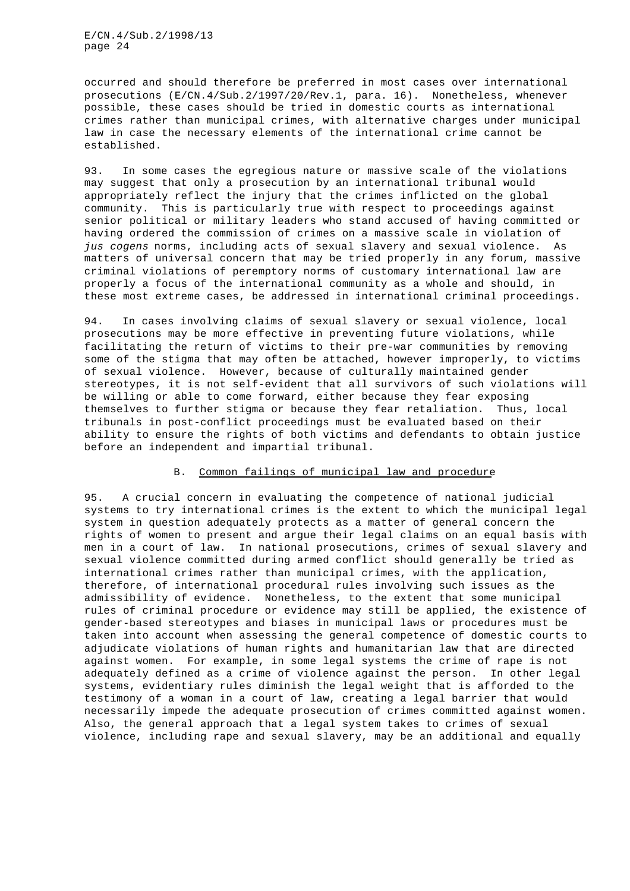occurred and should therefore be preferred in most cases over international prosecutions (E/CN.4/Sub.2/1997/20/Rev.1, para. 16). Nonetheless, whenever possible, these cases should be tried in domestic courts as international crimes rather than municipal crimes, with alternative charges under municipal law in case the necessary elements of the international crime cannot be established.

93. In some cases the egregious nature or massive scale of the violations may suggest that only a prosecution by an international tribunal would appropriately reflect the injury that the crimes inflicted on the global community. This is particularly true with respect to proceedings against senior political or military leaders who stand accused of having committed or having ordered the commission of crimes on a massive scale in violation of *jus cogens* norms, including acts of sexual slavery and sexual violence. As matters of universal concern that may be tried properly in any forum, massive criminal violations of peremptory norms of customary international law are properly a focus of the international community as a whole and should, in these most extreme cases, be addressed in international criminal proceedings.

94. In cases involving claims of sexual slavery or sexual violence, local prosecutions may be more effective in preventing future violations, while facilitating the return of victims to their pre-war communities by removing some of the stigma that may often be attached, however improperly, to victims of sexual violence. However, because of culturally maintained gender stereotypes, it is not self-evident that all survivors of such violations will be willing or able to come forward, either because they fear exposing themselves to further stigma or because they fear retaliation. Thus, local tribunals in post-conflict proceedings must be evaluated based on their ability to ensure the rights of both victims and defendants to obtain justice before an independent and impartial tribunal.

## B. Common failings of municipal law and procedure

95. A crucial concern in evaluating the competence of national judicial systems to try international crimes is the extent to which the municipal legal system in question adequately protects as a matter of general concern the rights of women to present and argue their legal claims on an equal basis with men in a court of law. In national prosecutions, crimes of sexual slavery and sexual violence committed during armed conflict should generally be tried as international crimes rather than municipal crimes, with the application, therefore, of international procedural rules involving such issues as the admissibility of evidence. Nonetheless, to the extent that some municipal rules of criminal procedure or evidence may still be applied, the existence of gender-based stereotypes and biases in municipal laws or procedures must be taken into account when assessing the general competence of domestic courts to adjudicate violations of human rights and humanitarian law that are directed against women. For example, in some legal systems the crime of rape is not adequately defined as a crime of violence against the person. In other legal systems, evidentiary rules diminish the legal weight that is afforded to the testimony of a woman in a court of law, creating a legal barrier that would necessarily impede the adequate prosecution of crimes committed against women. Also, the general approach that a legal system takes to crimes of sexual violence, including rape and sexual slavery, may be an additional and equally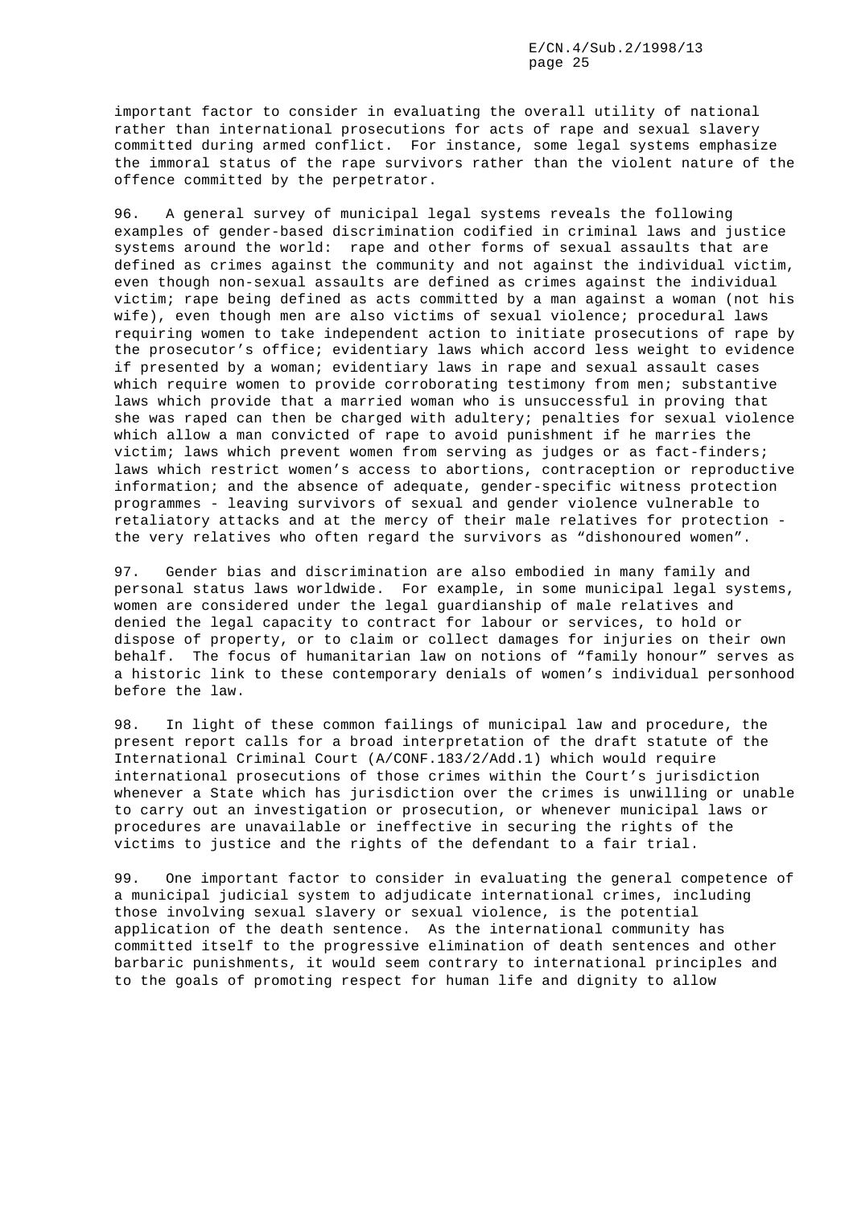important factor to consider in evaluating the overall utility of national rather than international prosecutions for acts of rape and sexual slavery committed during armed conflict. For instance, some legal systems emphasize the immoral status of the rape survivors rather than the violent nature of the offence committed by the perpetrator.

96. A general survey of municipal legal systems reveals the following examples of gender-based discrimination codified in criminal laws and justice systems around the world: rape and other forms of sexual assaults that are defined as crimes against the community and not against the individual victim, even though non-sexual assaults are defined as crimes against the individual victim; rape being defined as acts committed by a man against a woman (not his wife), even though men are also victims of sexual violence; procedural laws requiring women to take independent action to initiate prosecutions of rape by the prosecutor's office; evidentiary laws which accord less weight to evidence if presented by a woman; evidentiary laws in rape and sexual assault cases which require women to provide corroborating testimony from men; substantive laws which provide that a married woman who is unsuccessful in proving that she was raped can then be charged with adultery; penalties for sexual violence which allow a man convicted of rape to avoid punishment if he marries the victim; laws which prevent women from serving as judges or as fact-finders; laws which restrict women's access to abortions, contraception or reproductive information; and the absence of adequate, gender-specific witness protection programmes - leaving survivors of sexual and gender violence vulnerable to retaliatory attacks and at the mercy of their male relatives for protection - the very relatives who often regard the survivors as "dishonoured women".

97. Gender bias and discrimination are also embodied in many family and personal status laws worldwide. For example, in some municipal legal systems, women are considered under the legal guardianship of male relatives and denied the legal capacity to contract for labour or services, to hold or dispose of property, or to claim or collect damages for injuries on their own behalf. The focus of humanitarian law on notions of "family honour" serves as a historic link to these contemporary denials of women's individual personhood before the law.

98. In light of these common failings of municipal law and procedure, the present report calls for a broad interpretation of the draft statute of the International Criminal Court (A/CONF.183/2/Add.1) which would require international prosecutions of those crimes within the Court's jurisdiction whenever a State which has jurisdiction over the crimes is unwilling or unable to carry out an investigation or prosecution, or whenever municipal laws or procedures are unavailable or ineffective in securing the rights of the victims to justice and the rights of the defendant to a fair trial.

99. One important factor to consider in evaluating the general competence of a municipal judicial system to adjudicate international crimes, including those involving sexual slavery or sexual violence, is the potential application of the death sentence. As the international community has committed itself to the progressive elimination of death sentences and other barbaric punishments, it would seem contrary to international principles and to the goals of promoting respect for human life and dignity to allow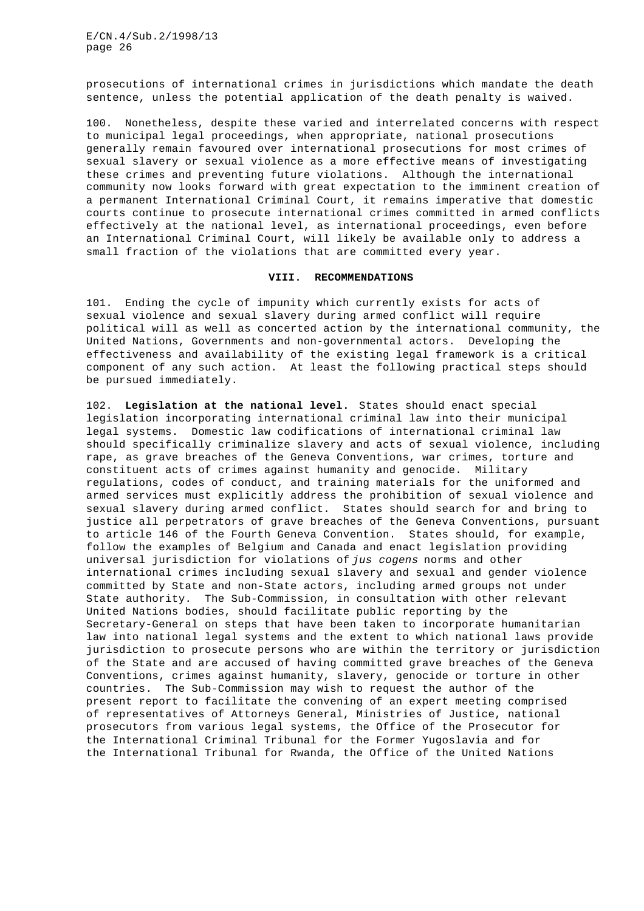prosecutions of international crimes in jurisdictions which mandate the death sentence, unless the potential application of the death penalty is waived.

100. Nonetheless, despite these varied and interrelated concerns with respect to municipal legal proceedings, when appropriate, national prosecutions generally remain favoured over international prosecutions for most crimes of sexual slavery or sexual violence as a more effective means of investigating these crimes and preventing future violations. Although the international community now looks forward with great expectation to the imminent creation of a permanent International Criminal Court, it remains imperative that domestic courts continue to prosecute international crimes committed in armed conflicts effectively at the national level, as international proceedings, even before an International Criminal Court, will likely be available only to address a small fraction of the violations that are committed every year.

## VIII. RECOMMENDATIONS

101. Ending the cycle of impunity which currently exists for acts of sexual violence and sexual slavery during armed conflict will require political will as well as concerted action by the international community, the United Nations, Governments and non-governmental actors. Developing the effectiveness and availability of the existing legal framework is a critical component of any such action. At least the following practical steps should be pursued immediately.

102. **Legislation at the national level.** States should enact special legislation incorporating international criminal law into their municipal legal systems. Domestic law codifications of international criminal law should specifically criminalize slavery and acts of sexual violence, including rape, as grave breaches of the Geneva Conventions, war crimes, torture and constituent acts of crimes against humanity and genocide. Military regulations, codes of conduct, and training materials for the uniformed and armed services must explicitly address the prohibition of sexual violence and sexual slavery during armed conflict. States should search for and bring to justice all perpetrators of grave breaches of the Geneva Conventions, pursuant to article 146 of the Fourth Geneva Convention. States should, for example, follow the examples of Belgium and Canada and enact legislation providing universal jurisdiction for violations of *jus cogens* norms and other international crimes including sexual slavery and sexual and gender violence committed by State and non-State actors, including armed groups not under State authority. The Sub-Commission, in consultation with other relevant United Nations bodies, should facilitate public reporting by the Secretary-General on steps that have been taken to incorporate humanitarian law into national legal systems and the extent to which national laws provide jurisdiction to prosecute persons who are within the territory or jurisdiction of the State and are accused of having committed grave breaches of the Geneva Conventions, crimes against humanity, slavery, genocide or torture in other countries. The Sub-Commission may wish to request the author of the present report to facilitate the convening of an expert meeting comprised of representatives of Attorneys General, Ministries of Justice, national prosecutors from various legal systems, the Office of the Prosecutor for the International Criminal Tribunal for the Former Yugoslavia and for the International Tribunal for Rwanda, the Office of the United Nations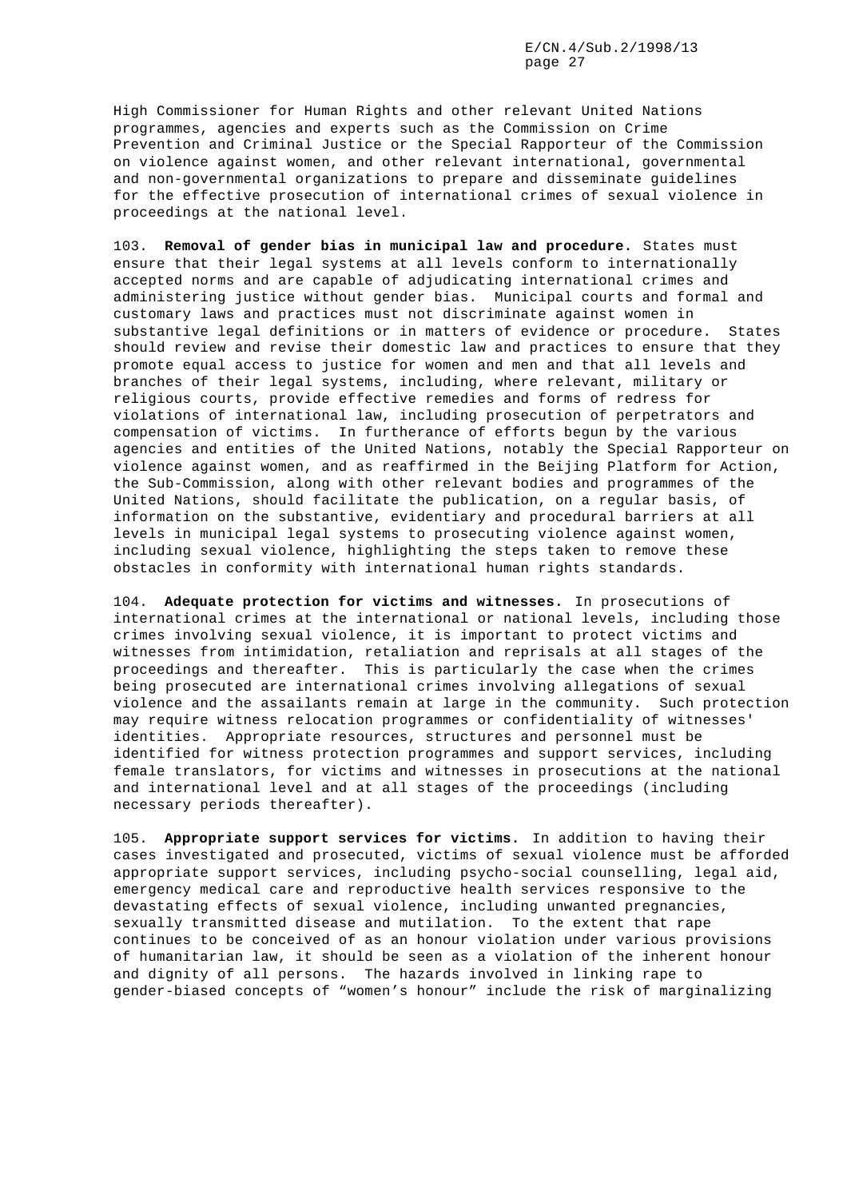High Commissioner for Human Rights and other relevant United Nations programmes, agencies and experts such as the Commission on Crime Prevention and Criminal Justice or the Special Rapporteur of the Commission on violence against women, and other relevant international, governmental and non-governmental organizations to prepare and disseminate guidelines for the effective prosecution of international crimes of sexual violence in proceedings at the national level.

103. **Removal of gender bias in municipal law and procedure.** States must ensure that their legal systems at all levels conform to internationally accepted norms and are capable of adjudicating international crimes and administering justice without gender bias. Municipal courts and formal and customary laws and practices must not discriminate against women in substantive legal definitions or in matters of evidence or procedure. States should review and revise their domestic law and practices to ensure that they promote equal access to justice for women and men and that all levels and branches of their legal systems, including, where relevant, military or religious courts, provide effective remedies and forms of redress for violations of international law, including prosecution of perpetrators and compensation of victims. In furtherance of efforts begun by the various agencies and entities of the United Nations, notably the Special Rapporteur on violence against women, and as reaffirmed in the Beijing Platform for Action, the Sub-Commission, along with other relevant bodies and programmes of the United Nations, should facilitate the publication, on a regular basis, of information on the substantive, evidentiary and procedural barriers at all levels in municipal legal systems to prosecuting violence against women, including sexual violence, highlighting the steps taken to remove these obstacles in conformity with international human rights standards.

104. **Adequate protection for victims and witnesses.** In prosecutions of international crimes at the international or national levels, including those crimes involving sexual violence, it is important to protect victims and witnesses from intimidation, retaliation and reprisals at all stages of the proceedings and thereafter. This is particularly the case when the crimes being prosecuted are international crimes involving allegations of sexual violence and the assailants remain at large in the community. Such protection may require witness relocation programmes or confidentiality of witnesses' identities. Appropriate resources, structures and personnel must be identified for witness protection programmes and support services, including female translators, for victims and witnesses in prosecutions at the national and international level and at all stages of the proceedings (including necessary periods thereafter).

105. **Appropriate support services for victims.** In addition to having their cases investigated and prosecuted, victims of sexual violence must be afforded appropriate support services, including psycho-social counselling, legal aid, emergency medical care and reproductive health services responsive to the devastating effects of sexual violence, including unwanted pregnancies, sexually transmitted disease and mutilation. To the extent that rape continues to be conceived of as an honour violation under various provisions of humanitarian law, it should be seen as a violation of the inherent honour and dignity of all persons. The hazards involved in linking rape to gender-biased concepts of "women's honour" include the risk of marginalizing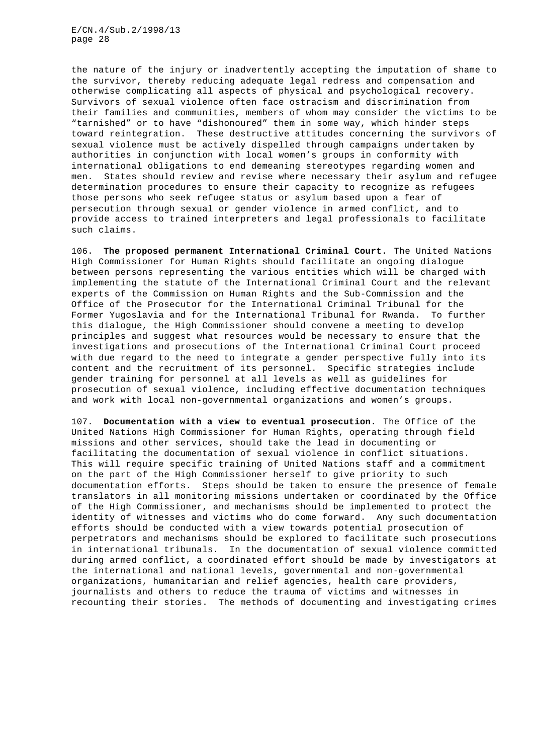the nature of the injury or inadvertently accepting the imputation of shame to the survivor, thereby reducing adequate legal redress and compensation and otherwise complicating all aspects of physical and psychological recovery. Survivors of sexual violence often face ostracism and discrimination from their families and communities, members of whom may consider the victims to be "tarnished" or to have "dishonoured" them in some way, which hinder steps toward reintegration. These destructive attitudes concerning the survivors of sexual violence must be actively dispelled through campaigns undertaken by authorities in conjunction with local women's groups in conformity with international obligations to end demeaning stereotypes regarding women and men. States should review and revise where necessary their asylum and refugee determination procedures to ensure their capacity to recognize as refugees those persons who seek refugee status or asylum based upon a fear of persecution through sexual or gender violence in armed conflict, and to provide access to trained interpreters and legal professionals to facilitate such claims.

106. **The proposed permanent International Criminal Court.** The United Nations High Commissioner for Human Rights should facilitate an ongoing dialogue between persons representing the various entities which will be charged with implementing the statute of the International Criminal Court and the relevant experts of the Commission on Human Rights and the Sub-Commission and the Office of the Prosecutor for the International Criminal Tribunal for the Former Yugoslavia and for the International Tribunal for Rwanda. To further this dialogue, the High Commissioner should convene a meeting to develop principles and suggest what resources would be necessary to ensure that the investigations and prosecutions of the International Criminal Court proceed with due regard to the need to integrate a gender perspective fully into its content and the recruitment of its personnel. Specific strategies include gender training for personnel at all levels as well as guidelines for prosecution of sexual violence, including effective documentation techniques and work with local non-governmental organizations and women's groups.

107. **Documentation with a view to eventual prosecution.** The Office of the United Nations High Commissioner for Human Rights, operating through field missions and other services, should take the lead in documenting or facilitating the documentation of sexual violence in conflict situations. This will require specific training of United Nations staff and a commitment on the part of the High Commissioner herself to give priority to such documentation efforts. Steps should be taken to ensure the presence of female translators in all monitoring missions undertaken or coordinated by the Office of the High Commissioner, and mechanisms should be implemented to protect the identity of witnesses and victims who do come forward. Any such documentation efforts should be conducted with a view towards potential prosecution of perpetrators and mechanisms should be explored to facilitate such prosecutions in international tribunals. In the documentation of sexual violence committed during armed conflict, a coordinated effort should be made by investigators at the international and national levels, governmental and non-governmental organizations, humanitarian and relief agencies, health care providers, journalists and others to reduce the trauma of victims and witnesses in recounting their stories. The methods of documenting and investigating crimes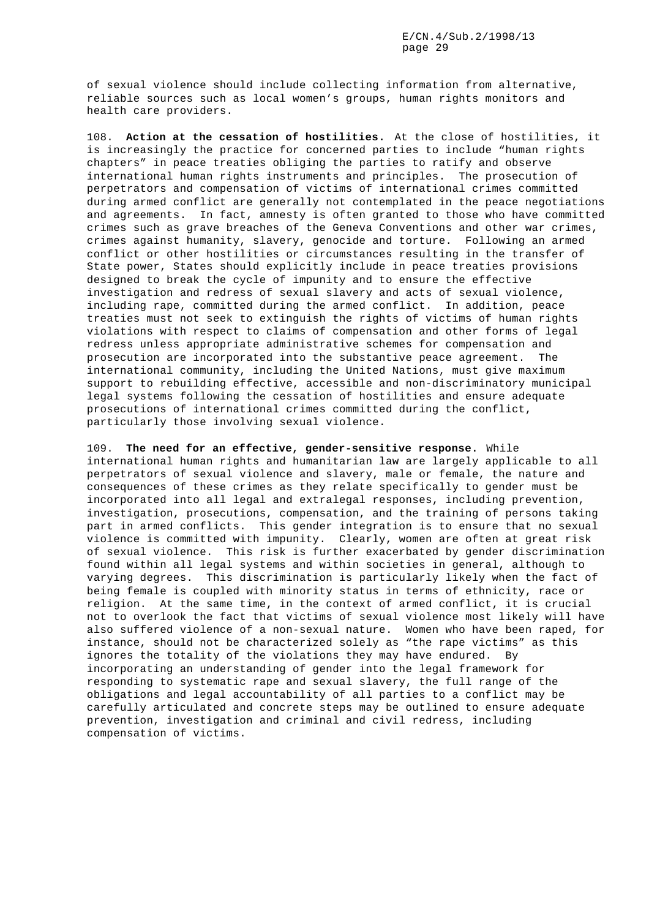of sexual violence should include collecting information from alternative, reliable sources such as local women's groups, human rights monitors and health care providers.

108. **Action at the cessation of hostilities.** At the close of hostilities, it is increasingly the practice for concerned parties to include "human rights chapters" in peace treaties obliging the parties to ratify and observe international human rights instruments and principles. The prosecution of perpetrators and compensation of victims of international crimes committed during armed conflict are generally not contemplated in the peace negotiations and agreements. In fact, amnesty is often granted to those who have committed crimes such as grave breaches of the Geneva Conventions and other war crimes, crimes against humanity, slavery, genocide and torture. Following an armed conflict or other hostilities or circumstances resulting in the transfer of State power, States should explicitly include in peace treaties provisions designed to break the cycle of impunity and to ensure the effective investigation and redress of sexual slavery and acts of sexual violence, including rape, committed during the armed conflict. In addition, peace treaties must not seek to extinguish the rights of victims of human rights violations with respect to claims of compensation and other forms of legal redress unless appropriate administrative schemes for compensation and prosecution are incorporated into the substantive peace agreement. The international community, including the United Nations, must give maximum support to rebuilding effective, accessible and non-discriminatory municipal legal systems following the cessation of hostilities and ensure adequate prosecutions of international crimes committed during the conflict, particularly those involving sexual violence.

109. **The need for an effective, gender-sensitive response.** While international human rights and humanitarian law are largely applicable to all perpetrators of sexual violence and slavery, male or female, the nature and consequences of these crimes as they relate specifically to gender must be incorporated into all legal and extralegal responses, including prevention, investigation, prosecutions, compensation, and the training of persons taking part in armed conflicts. This gender integration is to ensure that no sexual violence is committed with impunity. Clearly, women are often at great risk of sexual violence. This risk is further exacerbated by gender discrimination found within all legal systems and within societies in general, although to varying degrees. This discrimination is particularly likely when the fact of being female is coupled with minority status in terms of ethnicity, race or religion. At the same time, in the context of armed conflict, it is crucial not to overlook the fact that victims of sexual violence most likely will have also suffered violence of a non-sexual nature. Women who have been raped, for instance, should not be characterized solely as "the rape victims" as this ignores the totality of the violations they may have endured. By incorporating an understanding of gender into the legal framework for responding to systematic rape and sexual slavery, the full range of the obligations and legal accountability of all parties to a conflict may be carefully articulated and concrete steps may be outlined to ensure adequate prevention, investigation and criminal and civil redress, including compensation of victims.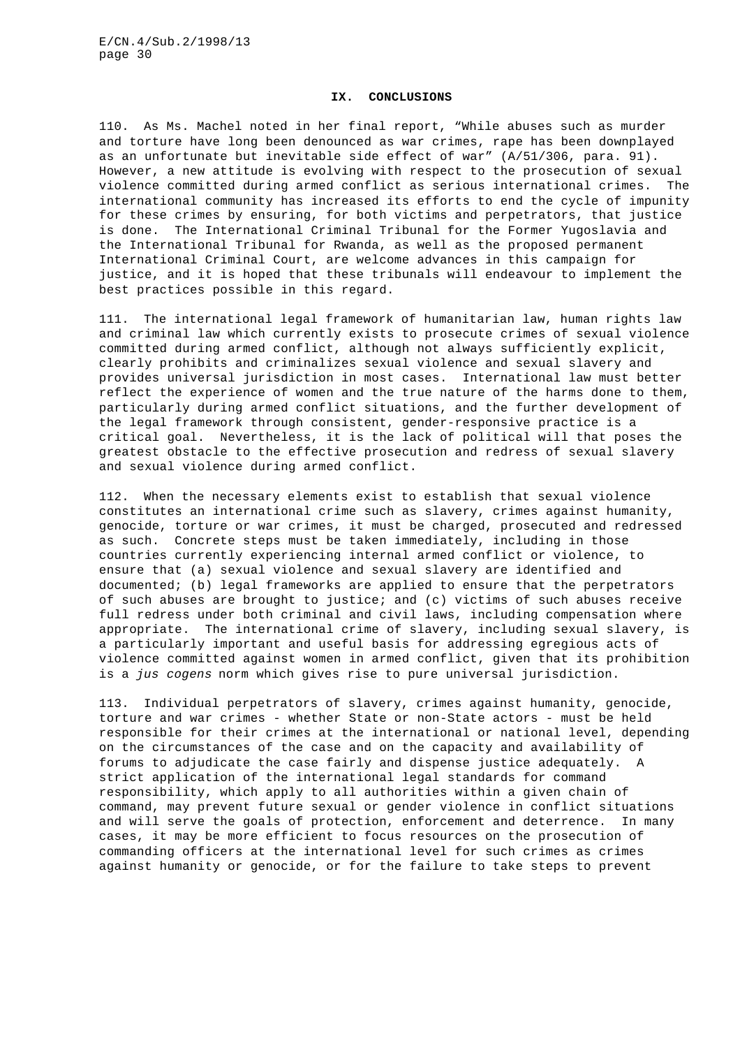## IX. CONCLUSIONS

110. As Ms. Machel noted in her final report, "While abuses such as murder and torture have long been denounced as war crimes, rape has been downplayed as an unfortunate but inevitable side effect of war" (A/51/306, para. 91). However, a new attitude is evolving with respect to the prosecution of sexual violence committed during armed conflict as serious international crimes. The international community has increased its efforts to end the cycle of impunity for these crimes by ensuring, for both victims and perpetrators, that justice is done. The International Criminal Tribunal for the Former Yugoslavia and the International Tribunal for Rwanda, as well as the proposed permanent International Criminal Court, are welcome advances in this campaign for justice, and it is hoped that these tribunals will endeavour to implement the best practices possible in this regard.

111. The international legal framework of humanitarian law, human rights law and criminal law which currently exists to prosecute crimes of sexual violence committed during armed conflict, although not always sufficiently explicit, clearly prohibits and criminalizes sexual violence and sexual slavery and provides universal jurisdiction in most cases. International law must better reflect the experience of women and the true nature of the harms done to them, particularly during armed conflict situations, and the further development of the legal framework through consistent, gender-responsive practice is a critical goal. Nevertheless, it is the lack of political will that poses the greatest obstacle to the effective prosecution and redress of sexual slavery and sexual violence during armed conflict.

112. When the necessary elements exist to establish that sexual violence constitutes an international crime such as slavery, crimes against humanity, genocide, torture or war crimes, it must be charged, prosecuted and redressed as such. Concrete steps must be taken immediately, including in those countries currently experiencing internal armed conflict or violence, to ensure that (a) sexual violence and sexual slavery are identified and documented; (b) legal frameworks are applied to ensure that the perpetrators of such abuses are brought to justice; and (c) victims of such abuses receive full redress under both criminal and civil laws, including compensation where appropriate. The international crime of slavery, including sexual slavery, is a particularly important and useful basis for addressing egregious acts of violence committed against women in armed conflict, given that its prohibition is a *jus cogens* norm which gives rise to pure universal jurisdiction.

113. Individual perpetrators of slavery, crimes against humanity, genocide, torture and war crimes - whether State or non-State actors - must be held responsible for their crimes at the international or national level, depending on the circumstances of the case and on the capacity and availability of forums to adjudicate the case fairly and dispense justice adequately. A strict application of the international legal standards for command responsibility, which apply to all authorities within a given chain of command, may prevent future sexual or gender violence in conflict situations and will serve the goals of protection, enforcement and deterrence. In many cases, it may be more efficient to focus resources on the prosecution of commanding officers at the international level for such crimes as crimes against humanity or genocide, or for the failure to take steps to prevent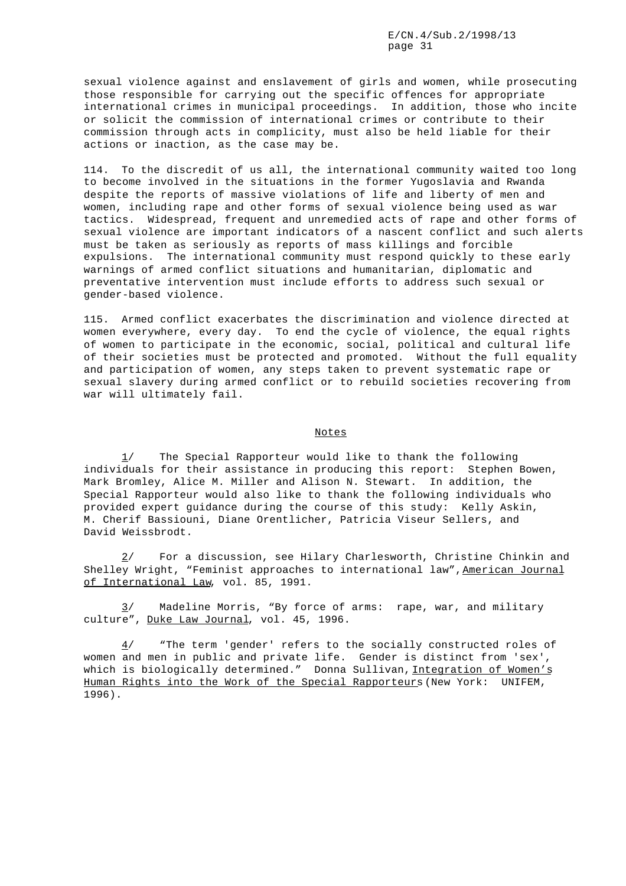sexual violence against and enslavement of girls and women, while prosecuting those responsible for carrying out the specific offences for appropriate international crimes in municipal proceedings. In addition, those who incite or solicit the commission of international crimes or contribute to their commission through acts in complicity, must also be held liable for their actions or inaction, as the case may be.

114. To the discredit of us all, the international community waited too long to become involved in the situations in the former Yugoslavia and Rwanda despite the reports of massive violations of life and liberty of men and women, including rape and other forms of sexual violence being used as war tactics. Widespread, frequent and unremedied acts of rape and other forms of sexual violence are important indicators of a nascent conflict and such alerts must be taken as seriously as reports of mass killings and forcible expulsions. The international community must respond quickly to these early warnings of armed conflict situations and humanitarian, diplomatic and preventative intervention must include efforts to address such sexual or gender-based violence.

115. Armed conflict exacerbates the discrimination and violence directed at women everywhere, every day. To end the cycle of violence, the equal rights of women to participate in the economic, social, political and cultural life of their societies must be protected and promoted. Without the full equality and participation of women, any steps taken to prevent systematic rape or sexual slavery during armed conflict or to rebuild societies recovering from war will ultimately fail.

## Notes

1/ The Special Rapporteur would like to thank the following individuals for their assistance in producing this report: Stephen Bowen, Mark Bromley, Alice M. Miller and Alison N. Stewart. In addition, the Special Rapporteur would also like to thank the following individuals who provided expert guidance during the course of this study: Kelly Askin, M. Cherif Bassiouni, Diane Orentlicher, Patricia Viseur Sellers, and David Weissbrodt.

2/ For a discussion, see Hilary Charlesworth, Christine Chinkin and Shelley Wright, "Feminist approaches to international law", *American Journal of International Law*, vol. 85, 1991.

3/ Madeline Morris, "By force of arms: rape, war, and military culture", *Duke Law Journal*, vol. 45, 1996.

4/ "The term 'gender' refers to the socially constructed roles of women and men in public and private life. Gender is distinct from 'sex', which is biologically determined." Donna Sullivan, *Integration of Women's Human Rights into the Work of the Special Rapporteurs* (New York: UNIFEM, 1996).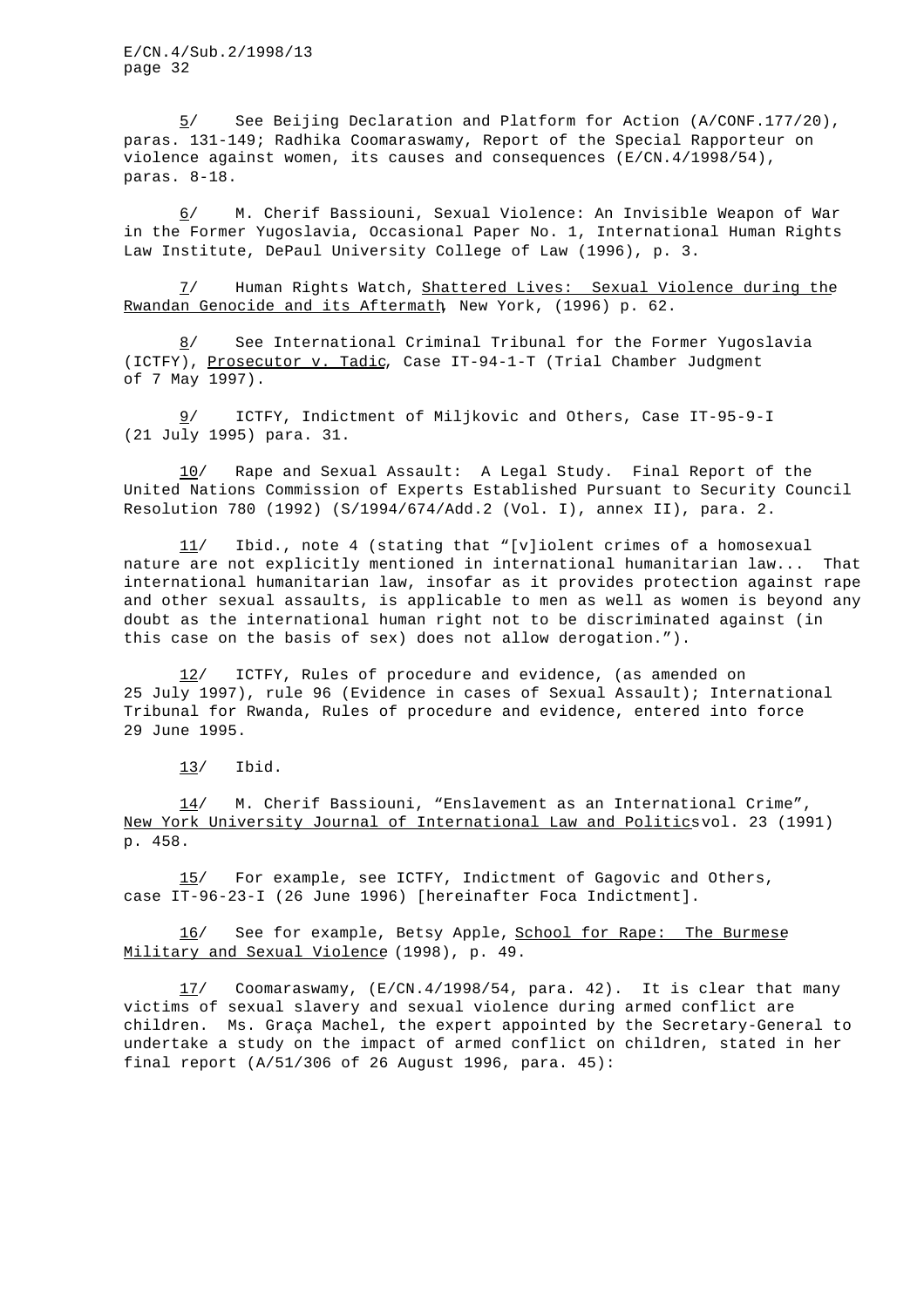5/ See Beijing Declaration and Platform for Action (A/CONF.177/20), paras. 131-149; Radhika Coomaraswamy, Report of the Special Rapporteur on violence against women, its causes and consequences (E/CN.4/1998/54), paras. 8-18.

6/ M. Cherif Bassiouni, Sexual Violence: An Invisible Weapon of War in the Former Yugoslavia, Occasional Paper No. 1, International Human Rights Law Institute, DePaul University College of Law (1996), p. 3.

7/ Human Rights Watch, Shattered Lives: Sexual Violence during the Rwandan Genocide and its Aftermath, New York, (1996) p. 62.

8/ See International Criminal Tribunal for the Former Yugoslavia (ICTFY), Prosecutor v. Tadic, Case IT-94-1-T (Trial Chamber Judgment of 7 May 1997).

9/ ICTFY, Indictment of Miljkovic and Others, Case IT-95-9-I (21 July 1995) para. 31.

10/ Rape and Sexual Assault: A Legal Study. Final Report of the United Nations Commission of Experts Established Pursuant to Security Council Resolution 780 (1992) (S/1994/674/Add.2 (Vol. I), annex II), para. 2.

11/ Ibid., note 4 (stating that "[v]iolent crimes of a homosexual nature are not explicitly mentioned in international humanitarian law... That international humanitarian law, insofar as it provides protection against rape and other sexual assaults, is applicable to men as well as women is beyond any doubt as the international human right not to be discriminated against (in this case on the basis of sex) does not allow derogation.").

12/ ICTFY, Rules of procedure and evidence, (as amended on 25 July 1997), rule 96 (Evidence in cases of Sexual Assault); International Tribunal for Rwanda, Rules of procedure and evidence, entered into force 29 June 1995.

13/ Ibid.

14/ M. Cherif Bassiouni, "Enslavement as an International Crime", New York University Journal of International Law and Politics vol. 23 (1991) p. 458.

15/ For example, see ICTFY, Indictment of Gagovic and Others, case IT-96-23-I (26 June 1996) [hereinafter Foca Indictment].

16/ See for example, Betsy Apple, School for Rape: The Burmese Military and Sexual Violence (1998), p. 49.

17/ Coomaraswamy, (E/CN.4/1998/54, para. 42). It is clear that many victims of sexual slavery and sexual violence during armed conflict are children. Ms. Graça Machel, the expert appointed by the Secretary-General to undertake a study on the impact of armed conflict on children, stated in her final report (A/51/306 of 26 August 1996, para. 45):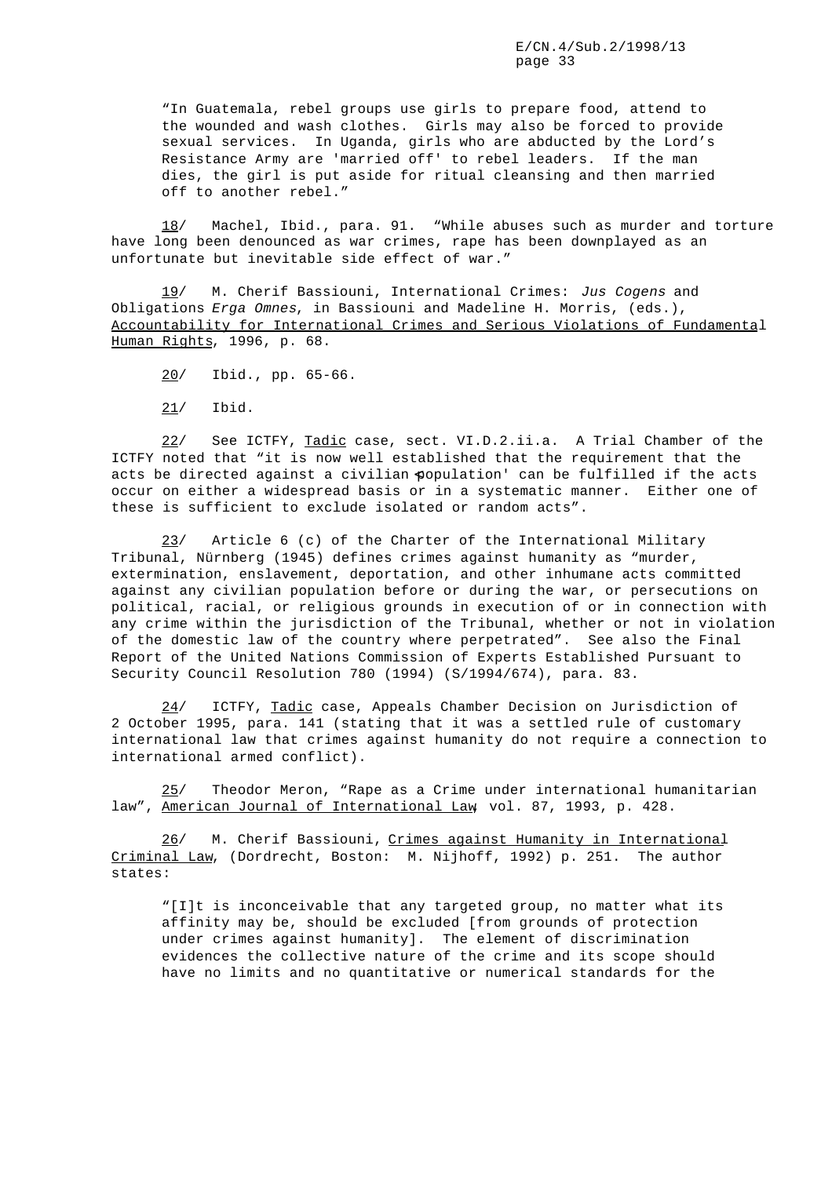"In Guatemala, rebel groups use girls to prepare food, attend to the wounded and wash clothes. Girls may also be forced to provide sexual services. In Uganda, girls who are abducted by the Lord's Resistance Army are 'married off' to rebel leaders. If the man dies, the girl is put aside for ritual cleansing and then married off to another rebel."

18/ Machel, Ibid., para. 91. "While abuses such as murder and torture have long been denounced as war crimes, rape has been downplayed as an unfortunate but inevitable side effect of war."

19/ M. Cherif Bassiouni, International Crimes: *Jus Cogens* and Obligations *Erga Omnes*, in Bassiouni and Madeline H. Morris, (eds.), Accountability for International Crimes and Serious Violations of Fundamental Human Rights, 1996, p. 68.

20/ Ibid., pp. 65-66.

21/ Ibid.

22/ See ICTFY, Tadic case, sect. VI.D.2.ii.a. A Trial Chamber of the ICTFY noted that "it is now well established that the requirement that the acts be directed against a civilian 'population' can be fulfilled if the acts occur on either a widespread basis or in a systematic manner. Either one of these is sufficient to exclude isolated or random acts".

23/ Article 6 (c) of the Charter of the International Military Tribunal, Nürnberg (1945) defines crimes against humanity as "murder, extermination, enslavement, deportation, and other inhumane acts committed against any civilian population before or during the war, or persecutions on political, racial, or religious grounds in execution of or in connection with any crime within the jurisdiction of the Tribunal, whether or not in violation of the domestic law of the country where perpetrated". See also the Final Report of the United Nations Commission of Experts Established Pursuant to Security Council Resolution 780 (1994) (S/1994/674), para. 83.

24/ ICTFY, Tadic case, Appeals Chamber Decision on Jurisdiction of 2 October 1995, para. 141 (stating that it was a settled rule of customary international law that crimes against humanity do not require a connection to international armed conflict).

25/ Theodor Meron, "Rape as a Crime under international humanitarian law", American Journal of International Law, vol. 87, 1993, p. 428.

26/ M. Cherif Bassiouni, Crimes against Humanity in International Criminal Law, (Dordrecht, Boston: M. Nijhoff, 1992) p. 251. The author states:

"[I]t is inconceivable that any targeted group, no matter what its affinity may be, should be excluded [from grounds of protection under crimes against humanity]. The element of discrimination evidences the collective nature of the crime and its scope should have no limits and no quantitative or numerical standards for the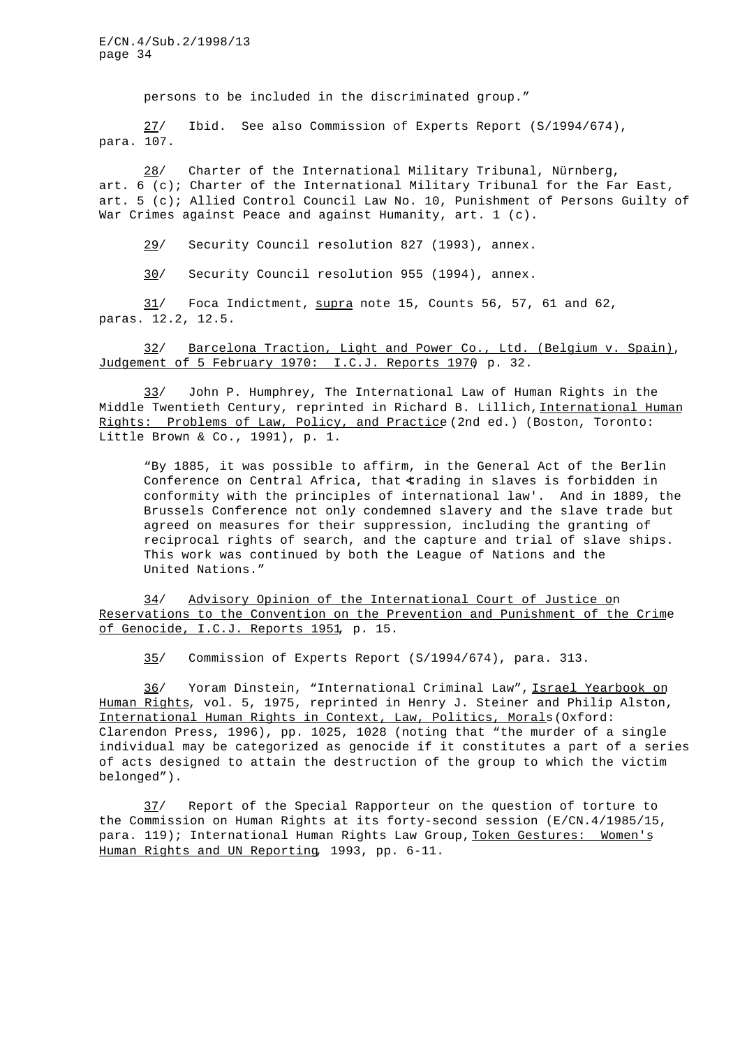persons to be included in the discriminated group."

27/ Ibid. See also Commission of Experts Report (S/1994/674), para. 107.

28/ Charter of the International Military Tribunal, Nürnberg, art. 6 (c); Charter of the International Military Tribunal for the Far East, art. 5 (c); Allied Control Council Law No. 10, Punishment of Persons Guilty of War Crimes against Peace and against Humanity, art. 1 (c).

29/ Security Council resolution 827 (1993), annex.

30/ Security Council resolution 955 (1994), annex.

31/ Foca Indictment, *supra* note 15, Counts 56, 57, 61 and 62, paras. 12.2, 12.5.

32/ *Barcelona Traction, Light and Power Co., Ltd. (Belgium v. Spain), Judgement of 5 February 1970: I.C.J. Reports 1970*, p. 32.

33/ John P. Humphrey, The International Law of Human Rights in the Middle Twentieth Century, reprinted in Richard B. Lillich, *International Human Rights: Problems of Law, Policy, and Practice* (2nd ed.) (Boston, Toronto: Little Brown & Co., 1991), p. 1.

> "By 1885, it was possible to affirm, in the General Act of the Berlin Conference on Central Africa, that 'trading in slaves is forbidden in conformity with the principles of international law'. And in 1889, the Brussels Conference not only condemned slavery and the slave trade but agreed on measures for their suppression, including the granting of reciprocal rights of search, and the capture and trial of slave ships. This work was continued by both the League of Nations and the United Nations."

34/ *Advisory Opinion of the International Court of Justice on Reservations to the Convention on the Prevention and Punishment of the Crime of Genocide, I.C.J. Reports 1951*, p. 15.

35/ Commission of Experts Report (S/1994/674), para. 313.

36/ Yoram Dinstein, "International Criminal Law", *Israel Yearbook on Human Rights*, vol. 5, 1975, reprinted in Henry J. Steiner and Philip Alston, *International Human Rights in Context, Law, Politics, Morals* (Oxford: Clarendon Press, 1996), pp. 1025, 1028 (noting that "the murder of a single individual may be categorized as genocide if it constitutes a part of a series of acts designed to attain the destruction of the group to which the victim belonged").

37/ Report of the Special Rapporteur on the question of torture to the Commission on Human Rights at its forty-second session (E/CN.4/1985/15, para. 119); International Human Rights Law Group, *Token Gestures: Women's Human Rights and UN Reporting*, 1993, pp. 6-11.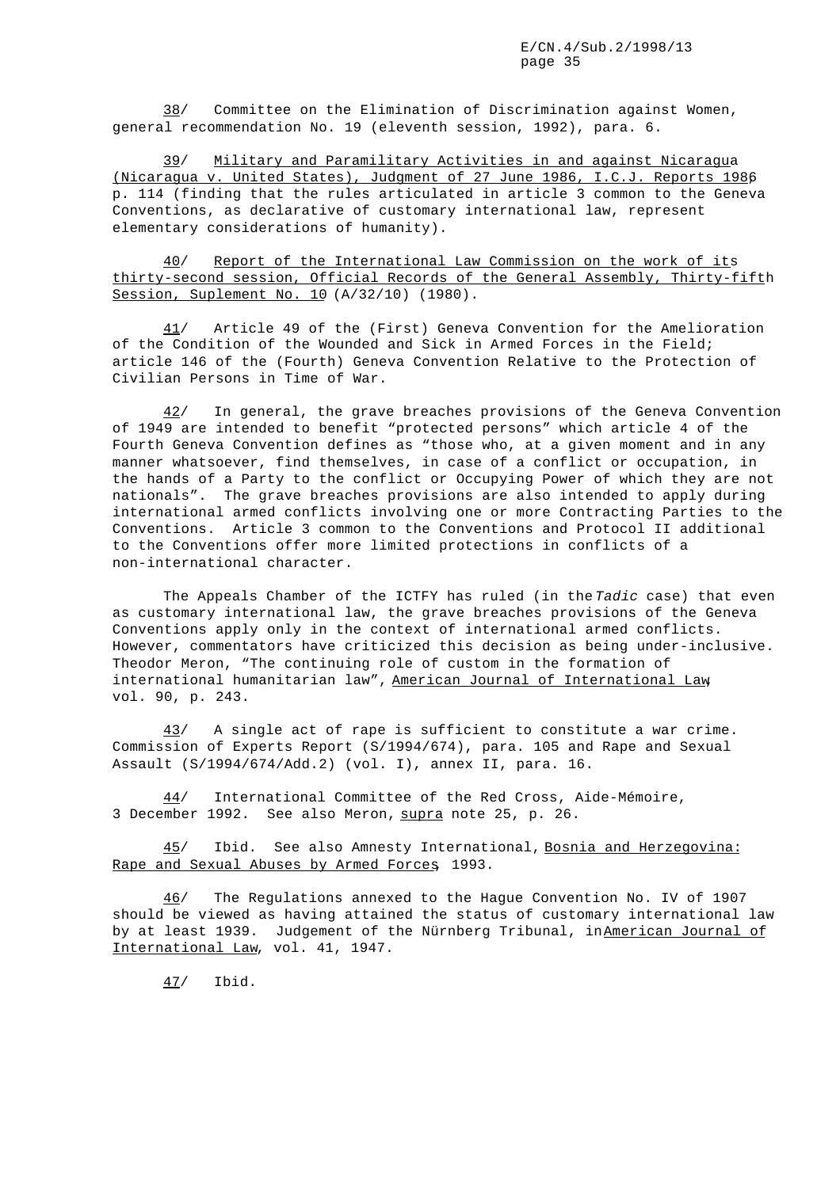38/ Committee on the Elimination of Discrimination against Women, general recommendation No. 19 (eleventh session, 1992), para. 6.

39/ Military and Paramilitary Activities in and against Nicaragua (Nicaragua v. United States), Judgment of 27 June 1986, I.C.J. Reports 1986 p. 114 (finding that the rules articulated in article 3 common to the Geneva Conventions, as declarative of customary international law, represent elementary considerations of humanity).

40/ Report of the International Law Commission on the work of its thirty-second session, Official Records of the General Assembly, Thirty-fifth Session, Suplement No. 10 (A/32/10) (1980).

41/ Article 49 of the (First) Geneva Convention for the Amelioration of the Condition of the Wounded and Sick in Armed Forces in the Field; article 146 of the (Fourth) Geneva Convention Relative to the Protection of Civilian Persons in Time of War.

42/ In general, the grave breaches provisions of the Geneva Convention of 1949 are intended to benefit "protected persons" which article 4 of the Fourth Geneva Convention defines as "those who, at a given moment and in any manner whatsoever, find themselves, in case of a conflict or occupation, in the hands of a Party to the conflict or Occupying Power of which they are not nationals". The grave breaches provisions are also intended to apply during international armed conflicts involving one or more Contracting Parties to the Conventions. Article 3 common to the Conventions and Protocol II additional to the Conventions offer more limited protections in conflicts of a non-international character.

The Appeals Chamber of the ICTFY has ruled (in the *Tadic* case) that even as customary international law, the grave breaches provisions of the Geneva Conventions apply only in the context of international armed conflicts. However, commentators have criticized this decision as being under-inclusive. Theodor Meron, "The continuing role of custom in the formation of international humanitarian law", American Journal of International Law, vol. 90, p. 243.

43/ A single act of rape is sufficient to constitute a war crime. Commission of Experts Report (S/1994/674), para. 105 and Rape and Sexual Assault (S/1994/674/Add.2) (vol. I), annex II, para. 16.

44/ International Committee of the Red Cross, Aide-Mémoire, 3 December 1992. See also Meron, supra note 25, p. 26.

45/ Ibid. See also Amnesty International, Bosnia and Herzegovina: Rape and Sexual Abuses by Armed Forces, 1993.

46/ The Regulations annexed to the Hague Convention No. IV of 1907 should be viewed as having attained the status of customary international law by at least 1939. Judgement of the Nürnberg Tribunal, in American Journal of International Law, vol. 41, 1947.

47/ Ibid.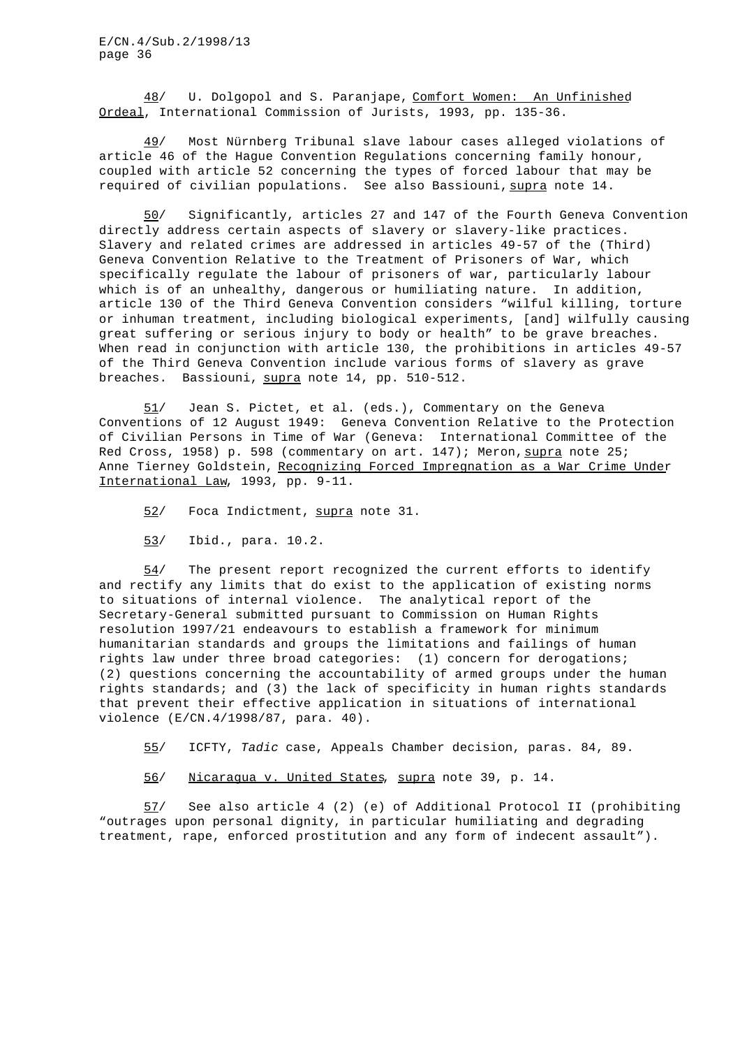48/ U. Dolgopol and S. Paranjape, Comfort Women: An Unfinished Ordeal, International Commission of Jurists, 1993, pp. 135-36.

49/ Most Nürnberg Tribunal slave labour cases alleged violations of article 46 of the Hague Convention Regulations concerning family honour, coupled with article 52 concerning the types of forced labour that may be required of civilian populations. See also Bassiouni, supra note 14.

50/ Significantly, articles 27 and 147 of the Fourth Geneva Convention directly address certain aspects of slavery or slavery-like practices. Slavery and related crimes are addressed in articles 49-57 of the (Third) Geneva Convention Relative to the Treatment of Prisoners of War, which specifically regulate the labour of prisoners of war, particularly labour which is of an unhealthy, dangerous or humiliating nature. In addition, article 130 of the Third Geneva Convention considers "wilful killing, torture or inhuman treatment, including biological experiments, [and] wilfully causing great suffering or serious injury to body or health" to be grave breaches. When read in conjunction with article 130, the prohibitions in articles 49-57 of the Third Geneva Convention include various forms of slavery as grave breaches. Bassiouni, supra note 14, pp. 510-512.

51/ Jean S. Pictet, et al. (eds.), Commentary on the Geneva Conventions of 12 August 1949: Geneva Convention Relative to the Protection of Civilian Persons in Time of War (Geneva: International Committee of the Red Cross, 1958) p. 598 (commentary on art. 147); Meron, supra note 25; Anne Tierney Goldstein, Recognizing Forced Impregnation as a War Crime Under International Law, 1993, pp. 9-11.

52/ Foca Indictment, supra note 31.

53/ Ibid., para. 10.2.

54/ The present report recognized the current efforts to identify and rectify any limits that do exist to the application of existing norms to situations of internal violence. The analytical report of the Secretary-General submitted pursuant to Commission on Human Rights resolution 1997/21 endeavours to establish a framework for minimum humanitarian standards and groups the limitations and failings of human rights law under three broad categories: (1) concern for derogations; (2) questions concerning the accountability of armed groups under the human rights standards; and (3) the lack of specificity in human rights standards that prevent their effective application in situations of international violence (E/CN.4/1998/87, para. 40).

55/ ICFTY, *Tadic* case, Appeals Chamber decision, paras. 84, 89.

56/ Nicaragua v. United States, supra note 39, p. 14.

57/ See also article 4 (2) (e) of Additional Protocol II (prohibiting "outrages upon personal dignity, in particular humiliating and degrading treatment, rape, enforced prostitution and any form of indecent assault").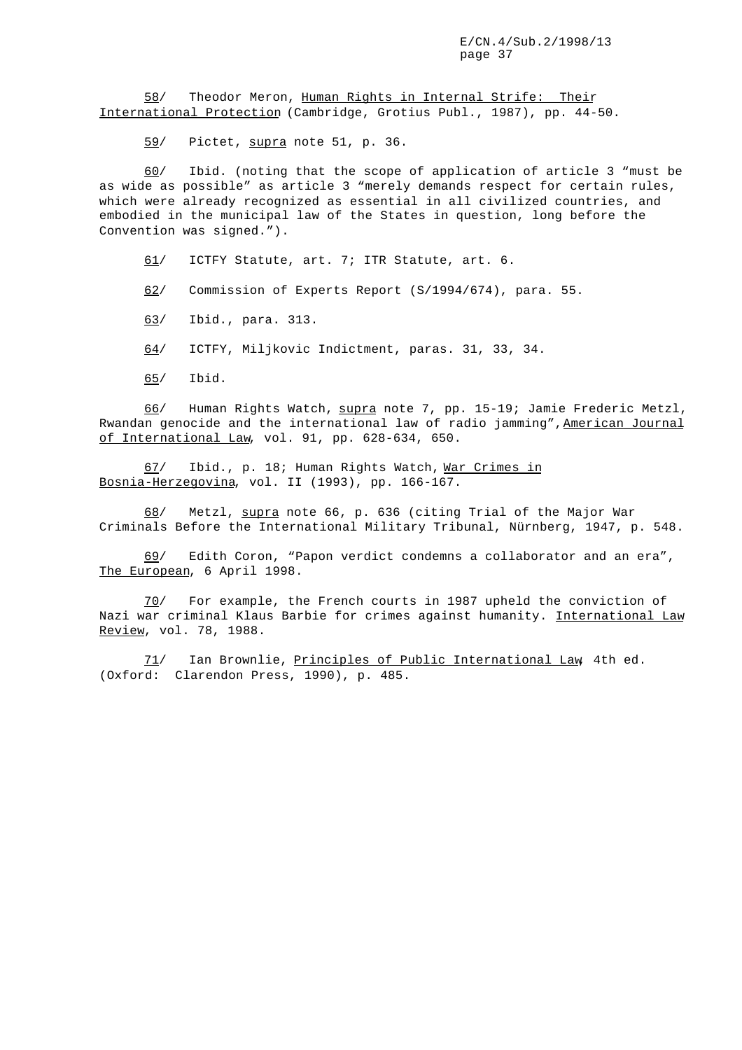58/ Theodor Meron, Human Rights in Internal Strife: Their International Protection (Cambridge, Grotius Publ., 1987), pp. 44-50.

59/ Pictet, supra note 51, p. 36.

60/ Ibid. (noting that the scope of application of article 3 "must be as wide as possible" as article 3 "merely demands respect for certain rules, which were already recognized as essential in all civilized countries, and embodied in the municipal law of the States in question, long before the Convention was signed.").

61/ ICTFY Statute, art. 7; ITR Statute, art. 6.

62/ Commission of Experts Report (S/1994/674), para. 55.

63/ Ibid., para. 313.

64/ ICTFY, Miljkovic Indictment, paras. 31, 33, 34.

65/ Ibid.

66/ Human Rights Watch, supra note 7, pp. 15-19; Jamie Frederic Metzl, Rwandan genocide and the international law of radio jamming", American Journal of International Law, vol. 91, pp. 628-634, 650.

67/ Ibid., p. 18; Human Rights Watch, War Crimes in Bosnia-Herzegovina, vol. II (1993), pp. 166-167.

68/ Metzl, supra note 66, p. 636 (citing Trial of the Major War Criminals Before the International Military Tribunal, Nürnberg, 1947, p. 548.

69/ Edith Coron, "Papon verdict condemns a collaborator and an era", The European, 6 April 1998.

70/ For example, the French courts in 1987 upheld the conviction of Nazi war criminal Klaus Barbie for crimes against humanity. International Law Review, vol. 78, 1988.

71/ Ian Brownlie, Principles of Public International Law, 4th ed. (Oxford: Clarendon Press, 1990), p. 485.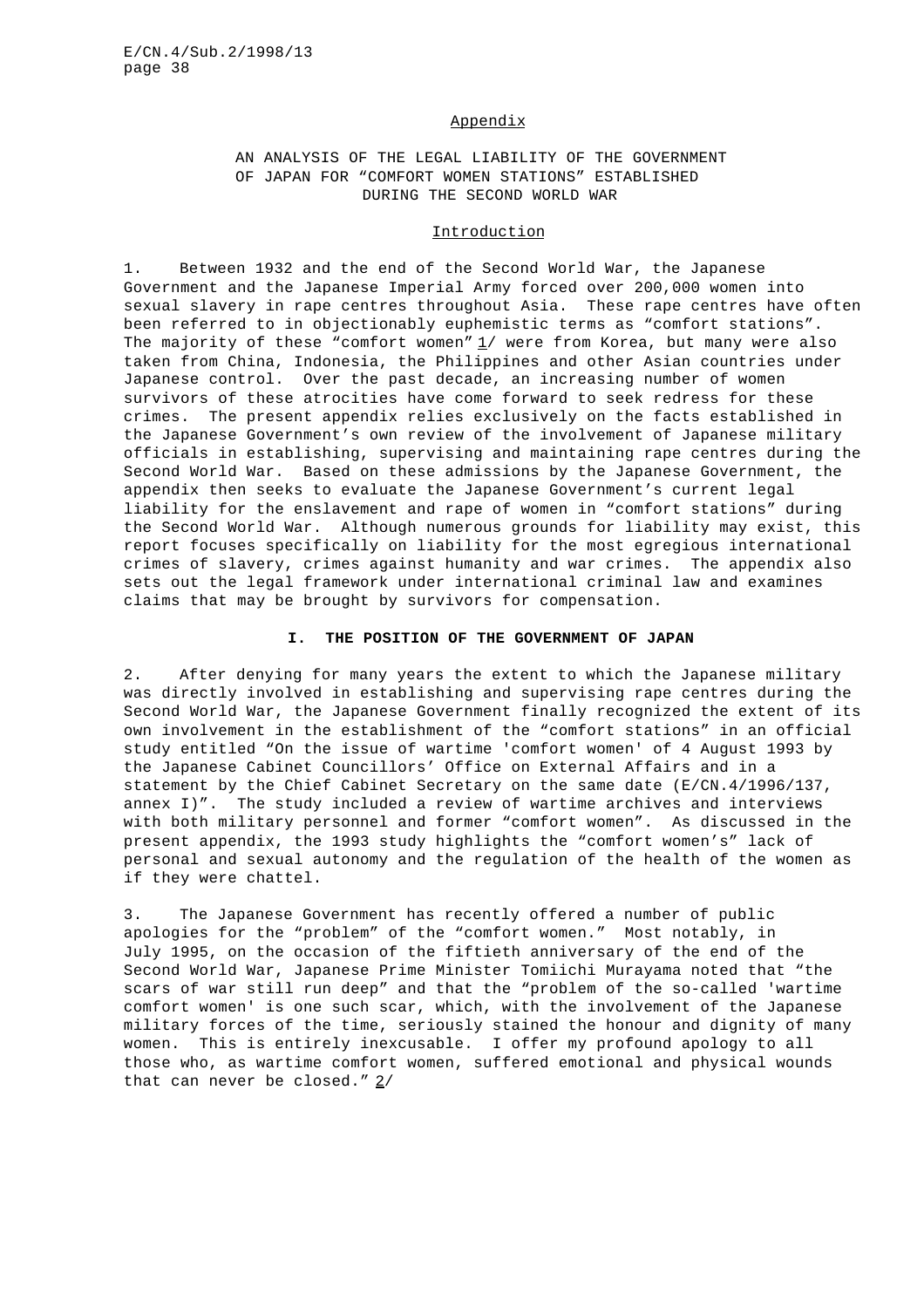## Appendix

### AN ANALYSIS OF THE LEGAL LIABILITY OF THE GOVERNMENT OF JAPAN FOR "COMFORT WOMEN STATIONS" ESTABLISHED DURING THE SECOND WORLD WAR

#### Introduction

1. Between 1932 and the end of the Second World War, the Japanese Government and the Japanese Imperial Army forced over 200,000 women into sexual slavery in rape centres throughout Asia. These rape centres have often been referred to in objectionably euphemistic terms as "comfort stations". The majority of these "comfort women" 1/ were from Korea, but many were also taken from China, Indonesia, the Philippines and other Asian countries under Japanese control. Over the past decade, an increasing number of women survivors of these atrocities have come forward to seek redress for these crimes. The present appendix relies exclusively on the facts established in the Japanese Government's own review of the involvement of Japanese military officials in establishing, supervising and maintaining rape centres during the Second World War. Based on these admissions by the Japanese Government, the appendix then seeks to evaluate the Japanese Government's current legal liability for the enslavement and rape of women in "comfort stations" during the Second World War. Although numerous grounds for liability may exist, this report focuses specifically on liability for the most egregious international crimes of slavery, crimes against humanity and war crimes. The appendix also sets out the legal framework under international criminal law and examines claims that may be brought by survivors for compensation.

## I. THE POSITION OF THE GOVERNMENT OF JAPAN

2. After denying for many years the extent to which the Japanese military was directly involved in establishing and supervising rape centres during the Second World War, the Japanese Government finally recognized the extent of its own involvement in the establishment of the "comfort stations" in an official study entitled "On the issue of wartime 'comfort women' of 4 August 1993 by the Japanese Cabinet Councillors' Office on External Affairs and in a statement by the Chief Cabinet Secretary on the same date (E/CN.4/1996/137, annex I)". The study included a review of wartime archives and interviews with both military personnel and former "comfort women". As discussed in the present appendix, the 1993 study highlights the "comfort women's" lack of personal and sexual autonomy and the regulation of the health of the women as if they were chattel.

3. The Japanese Government has recently offered a number of public apologies for the "problem" of the "comfort women." Most notably, in July 1995, on the occasion of the fiftieth anniversary of the end of the Second World War, Japanese Prime Minister Tomiichi Murayama noted that "the scars of war still run deep" and that the "problem of the so-called 'wartime comfort women' is one such scar, which, with the involvement of the Japanese military forces of the time, seriously stained the honour and dignity of many women. This is entirely inexcusable. I offer my profound apology to all those who, as wartime comfort women, suffered emotional and physical wounds that can never be closed." 2/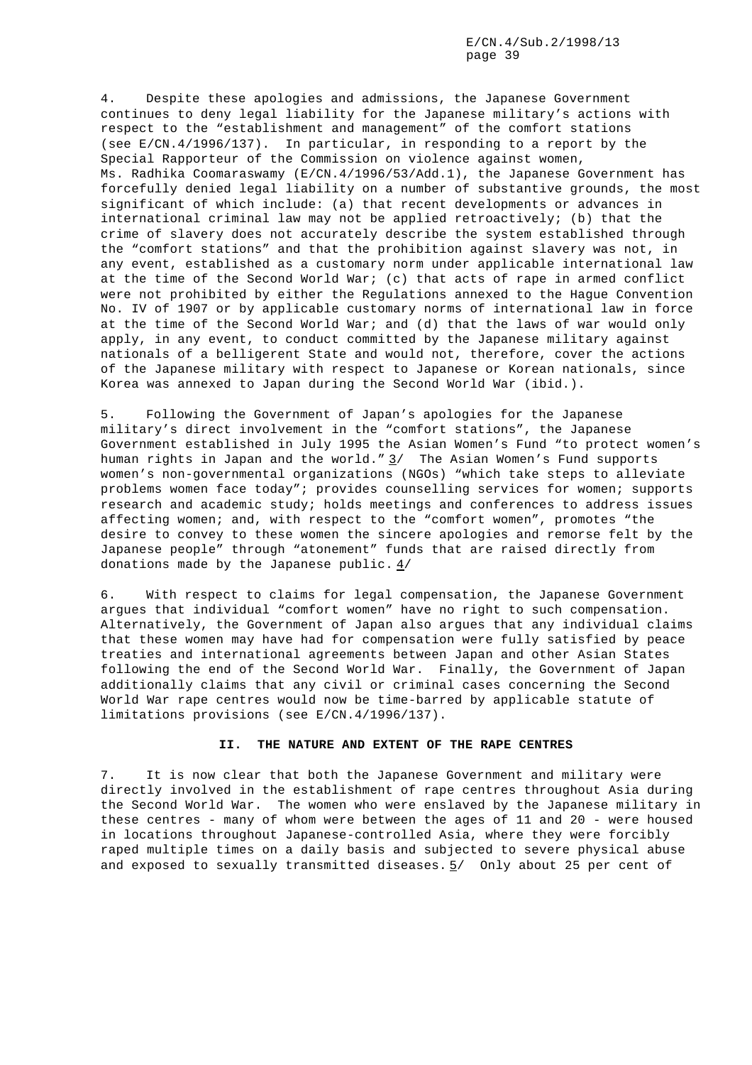4. Despite these apologies and admissions, the Japanese Government continues to deny legal liability for the Japanese military's actions with respect to the "establishment and management" of the comfort stations (see E/CN.4/1996/137). In particular, in responding to a report by the Special Rapporteur of the Commission on violence against women, Ms. Radhika Coomaraswamy (E/CN.4/1996/53/Add.1), the Japanese Government has forcefully denied legal liability on a number of substantive grounds, the most significant of which include: (a) that recent developments or advances in international criminal law may not be applied retroactively; (b) that the crime of slavery does not accurately describe the system established through the "comfort stations" and that the prohibition against slavery was not, in any event, established as a customary norm under applicable international law at the time of the Second World War; (c) that acts of rape in armed conflict were not prohibited by either the Regulations annexed to the Hague Convention No. IV of 1907 or by applicable customary norms of international law in force at the time of the Second World War; and (d) that the laws of war would only apply, in any event, to conduct committed by the Japanese military against nationals of a belligerent State and would not, therefore, cover the actions of the Japanese military with respect to Japanese or Korean nationals, since Korea was annexed to Japan during the Second World War (ibid.).

5. Following the Government of Japan's apologies for the Japanese military's direct involvement in the "comfort stations", the Japanese Government established in July 1995 the Asian Women's Fund "to protect women's human rights in Japan and the world." 3/ The Asian Women's Fund supports women's non-governmental organizations (NGOs) "which take steps to alleviate problems women face today"; provides counselling services for women; supports research and academic study; holds meetings and conferences to address issues affecting women; and, with respect to the "comfort women", promotes "the desire to convey to these women the sincere apologies and remorse felt by the Japanese people" through "atonement" funds that are raised directly from donations made by the Japanese public. 4/

6. With respect to claims for legal compensation, the Japanese Government argues that individual "comfort women" have no right to such compensation. Alternatively, the Government of Japan also argues that any individual claims that these women may have had for compensation were fully satisfied by peace treaties and international agreements between Japan and other Asian States following the end of the Second World War. Finally, the Government of Japan additionally claims that any civil or criminal cases concerning the Second World War rape centres would now be time-barred by applicable statute of limitations provisions (see E/CN.4/1996/137).

## II. THE NATURE AND EXTENT OF THE RAPE CENTRES

7. It is now clear that both the Japanese Government and military were directly involved in the establishment of rape centres throughout Asia during the Second World War. The women who were enslaved by the Japanese military in these centres - many of whom were between the ages of 11 and 20 - were housed in locations throughout Japanese-controlled Asia, where they were forcibly raped multiple times on a daily basis and subjected to severe physical abuse and exposed to sexually transmitted diseases. 5/ Only about 25 per cent of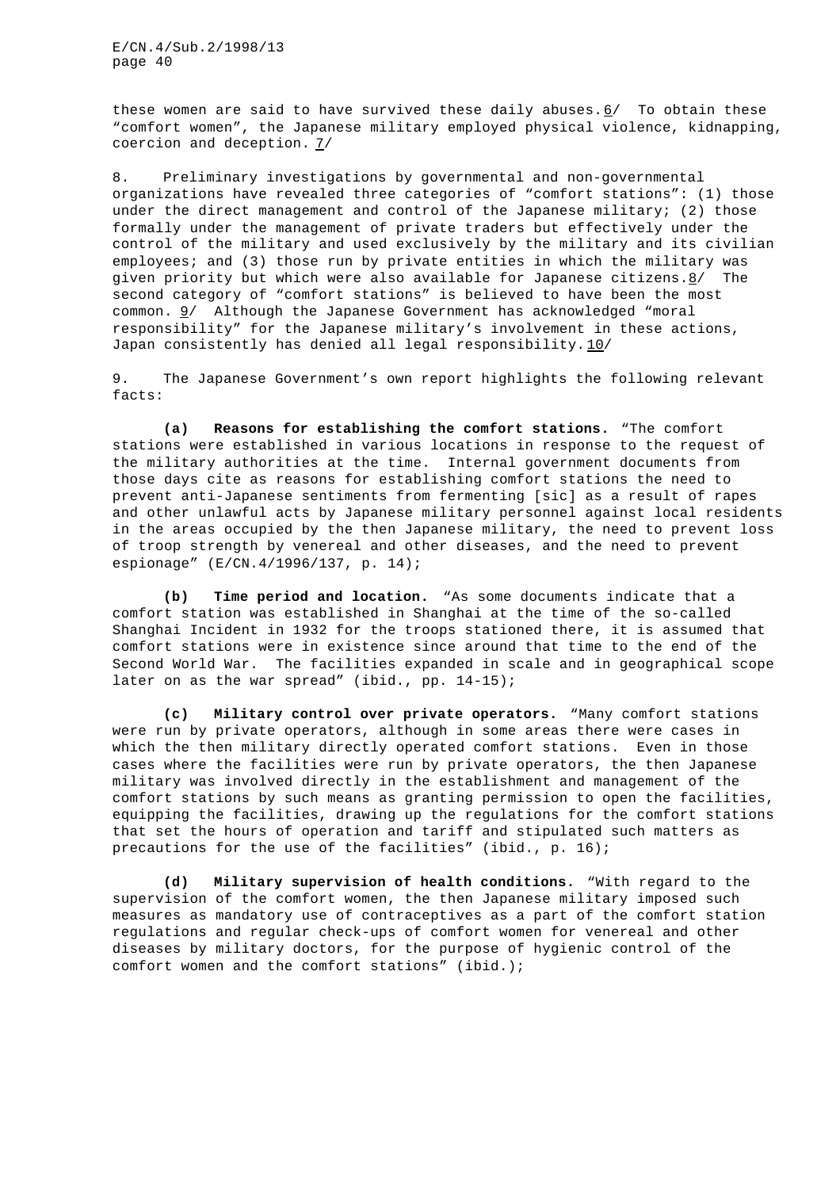these women are said to have survived these daily abuses. 6/ To obtain these "comfort women", the Japanese military employed physical violence, kidnapping, coercion and deception. 7/

8. Preliminary investigations by governmental and non-governmental organizations have revealed three categories of "comfort stations": (1) those under the direct management and control of the Japanese military; (2) those formally under the management of private traders but effectively under the control of the military and used exclusively by the military and its civilian employees; and (3) those run by private entities in which the military was given priority but which were also available for Japanese citizens. 8/ The second category of "comfort stations" is believed to have been the most common. 9/ Although the Japanese Government has acknowledged "moral responsibility" for the Japanese military's involvement in these actions, Japan consistently has denied all legal responsibility. 10/

9. The Japanese Government's own report highlights the following relevant facts:

**(a) Reasons for establishing the comfort stations.** "The comfort stations were established in various locations in response to the request of the military authorities at the time. Internal government documents from those days cite as reasons for establishing comfort stations the need to prevent anti-Japanese sentiments from fermenting [sic] as a result of rapes and other unlawful acts by Japanese military personnel against local residents in the areas occupied by the then Japanese military, the need to prevent loss of troop strength by venereal and other diseases, and the need to prevent espionage" (E/CN.4/1996/137, p. 14);

**(b) Time period and location.** "As some documents indicate that a comfort station was established in Shanghai at the time of the so-called Shanghai Incident in 1932 for the troops stationed there, it is assumed that comfort stations were in existence since around that time to the end of the Second World War. The facilities expanded in scale and in geographical scope later on as the war spread" (ibid., pp. 14-15);

**(c) Military control over private operators.** "Many comfort stations were run by private operators, although in some areas there were cases in which the then military directly operated comfort stations. Even in those cases where the facilities were run by private operators, the then Japanese military was involved directly in the establishment and management of the comfort stations by such means as granting permission to open the facilities, equipping the facilities, drawing up the regulations for the comfort stations that set the hours of operation and tariff and stipulated such matters as precautions for the use of the facilities" (ibid., p. 16);

**(d) Military supervision of health conditions.** "With regard to the supervision of the comfort women, the then Japanese military imposed such measures as mandatory use of contraceptives as a part of the comfort station regulations and regular check-ups of comfort women for venereal and other diseases by military doctors, for the purpose of hygienic control of the comfort women and the comfort stations" (ibid.);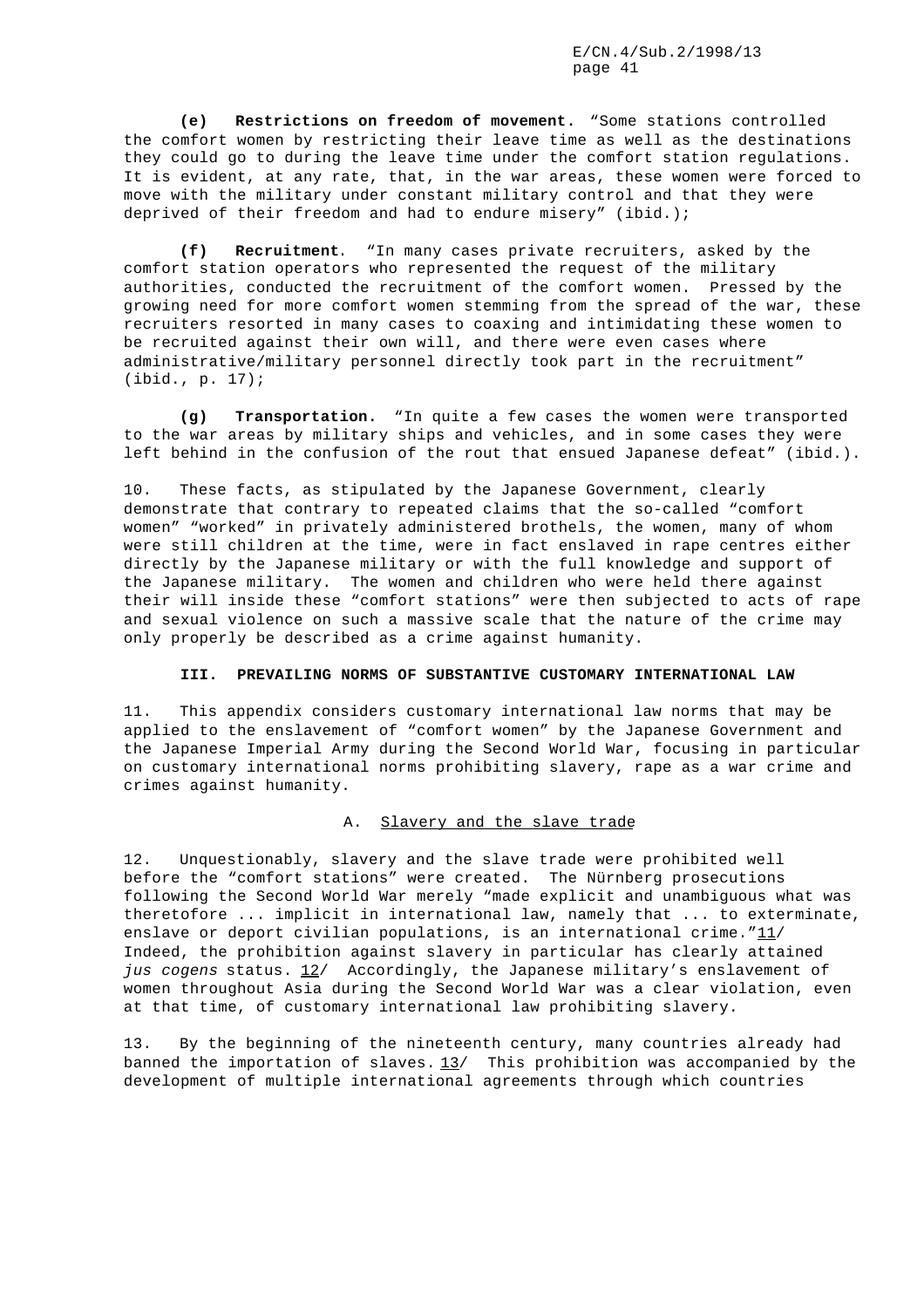**(e) Restrictions on freedom of movement.** "Some stations controlled the comfort women by restricting their leave time as well as the destinations they could go to during the leave time under the comfort station regulations. It is evident, at any rate, that, in the war areas, these women were forced to move with the military under constant military control and that they were deprived of their freedom and had to endure misery" (ibid.);

**(f) Recruitment**. "In many cases private recruiters, asked by the comfort station operators who represented the request of the military authorities, conducted the recruitment of the comfort women. Pressed by the growing need for more comfort women stemming from the spread of the war, these recruiters resorted in many cases to coaxing and intimidating these women to be recruited against their own will, and there were even cases where administrative/military personnel directly took part in the recruitment" (ibid., p. 17);

**(g) Transportation.** "In quite a few cases the women were transported to the war areas by military ships and vehicles, and in some cases they were left behind in the confusion of the rout that ensued Japanese defeat" (ibid.).

10. These facts, as stipulated by the Japanese Government, clearly demonstrate that contrary to repeated claims that the so-called "comfort women" "worked" in privately administered brothels, the women, many of whom were still children at the time, were in fact enslaved in rape centres either directly by the Japanese military or with the full knowledge and support of the Japanese military. The women and children who were held there against their will inside these "comfort stations" were then subjected to acts of rape and sexual violence on such a massive scale that the nature of the crime may only properly be described as a crime against humanity.

## III. PREVAILING NORMS OF SUBSTANTIVE CUSTOMARY INTERNATIONAL LAW

11. This appendix considers customary international law norms that may be applied to the enslavement of "comfort women" by the Japanese Government and the Japanese Imperial Army during the Second World War, focusing in particular on customary international norms prohibiting slavery, rape as a war crime and crimes against humanity.

### A. Slavery and the slave trade

12. Unquestionably, slavery and the slave trade were prohibited well before the "comfort stations" were created. The Nürnberg prosecutions following the Second World War merely "made explicit and unambiguous what was theretofore ... implicit in international law, namely that ... to exterminate, enslave or deport civilian populations, is an international crime."11/ Indeed, the prohibition against slavery in particular has clearly attained *jus cogens* status. 12/ Accordingly, the Japanese military's enslavement of women throughout Asia during the Second World War was a clear violation, even at that time, of customary international law prohibiting slavery.

13. By the beginning of the nineteenth century, many countries already had banned the importation of slaves. 13/ This prohibition was accompanied by the development of multiple international agreements through which countries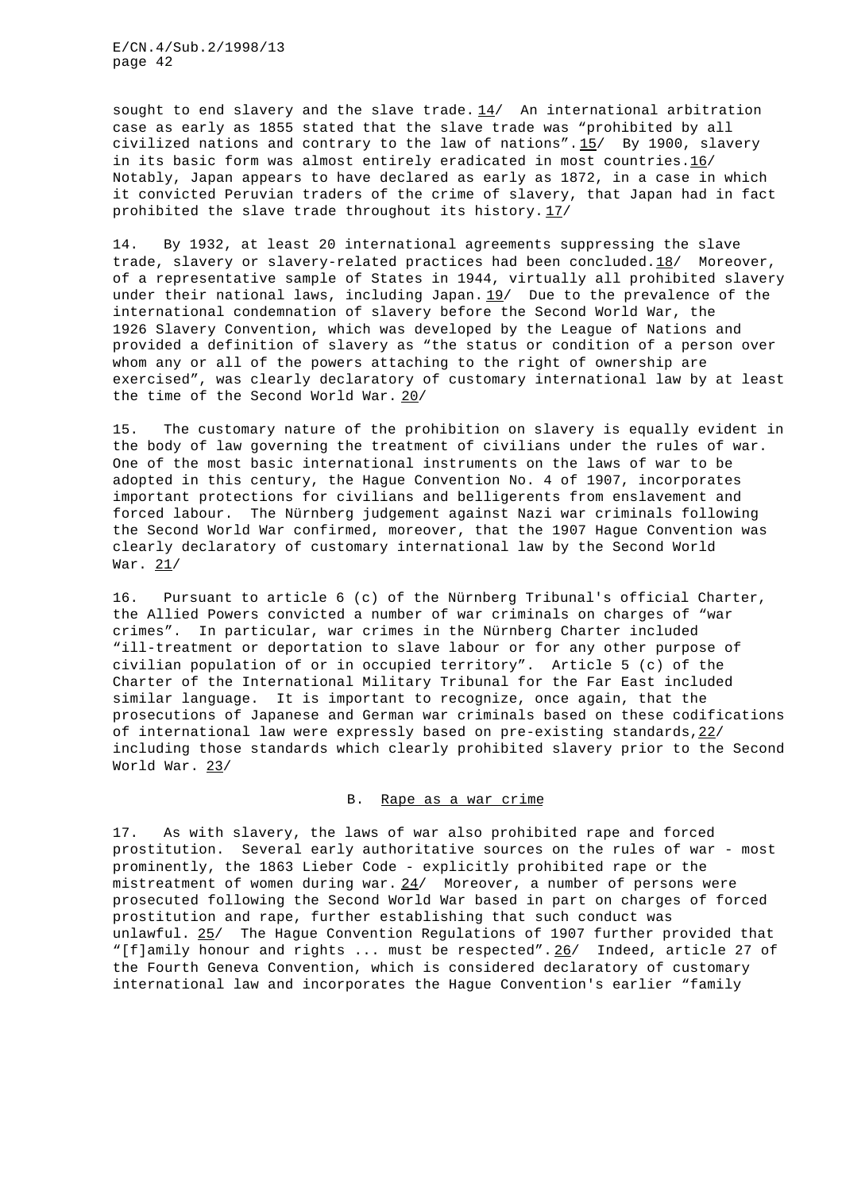sought to end slavery and the slave trade. 14/ An international arbitration case as early as 1855 stated that the slave trade was "prohibited by all civilized nations and contrary to the law of nations". 15/ By 1900, slavery in its basic form was almost entirely eradicated in most countries. 16/ Notably, Japan appears to have declared as early as 1872, in a case in which it convicted Peruvian traders of the crime of slavery, that Japan had in fact prohibited the slave trade throughout its history. 17/

14. By 1932, at least 20 international agreements suppressing the slave trade, slavery or slavery-related practices had been concluded. 18/ Moreover, of a representative sample of States in 1944, virtually all prohibited slavery under their national laws, including Japan. 19/ Due to the prevalence of the international condemnation of slavery before the Second World War, the 1926 Slavery Convention, which was developed by the League of Nations and provided a definition of slavery as "the status or condition of a person over whom any or all of the powers attaching to the right of ownership are exercised", was clearly declaratory of customary international law by at least the time of the Second World War. 20/

15. The customary nature of the prohibition on slavery is equally evident in the body of law governing the treatment of civilians under the rules of war. One of the most basic international instruments on the laws of war to be adopted in this century, the Hague Convention No. 4 of 1907, incorporates important protections for civilians and belligerents from enslavement and forced labour. The Nürnberg judgement against Nazi war criminals following the Second World War confirmed, moreover, that the 1907 Hague Convention was clearly declaratory of customary international law by the Second World War. 21/

16. Pursuant to article 6 (c) of the Nürnberg Tribunal's official Charter, the Allied Powers convicted a number of war criminals on charges of "war crimes". In particular, war crimes in the Nürnberg Charter included "ill-treatment or deportation to slave labour or for any other purpose of civilian population of or in occupied territory". Article 5 (c) of the Charter of the International Military Tribunal for the Far East included similar language. It is important to recognize, once again, that the prosecutions of Japanese and German war criminals based on these codifications of international law were expressly based on pre-existing standards, 22/ including those standards which clearly prohibited slavery prior to the Second World War. 23/

### B. Rape as a war crime

17. As with slavery, the laws of war also prohibited rape and forced prostitution. Several early authoritative sources on the rules of war - most prominently, the 1863 Lieber Code - explicitly prohibited rape or the mistreatment of women during war. 24/ Moreover, a number of persons were prosecuted following the Second World War based in part on charges of forced prostitution and rape, further establishing that such conduct was unlawful. 25/ The Hague Convention Regulations of 1907 further provided that "[f]amily honour and rights ... must be respected". 26/ Indeed, article 27 of the Fourth Geneva Convention, which is considered declaratory of customary international law and incorporates the Hague Convention's earlier "family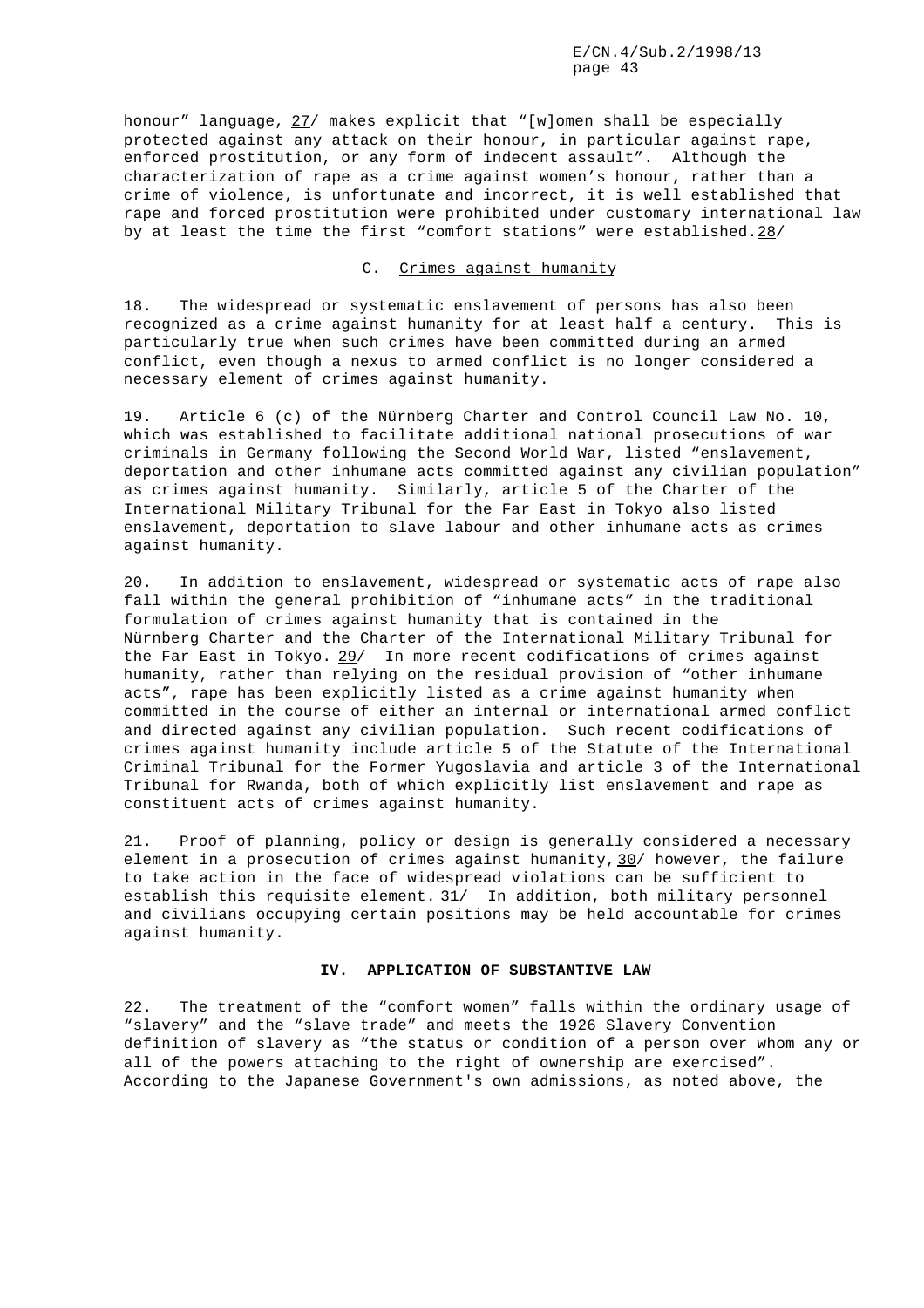honour" language, 27/ makes explicit that "[w]omen shall be especially protected against any attack on their honour, in particular against rape, enforced prostitution, or any form of indecent assault". Although the characterization of rape as a crime against women's honour, rather than a crime of violence, is unfortunate and incorrect, it is well established that rape and forced prostitution were prohibited under customary international law by at least the time the first "comfort stations" were established.28/

### C. Crimes against humanity

18. The widespread or systematic enslavement of persons has also been recognized as a crime against humanity for at least half a century. This is particularly true when such crimes have been committed during an armed conflict, even though a nexus to armed conflict is no longer considered a necessary element of crimes against humanity.

19. Article 6 (c) of the Nürnberg Charter and Control Council Law No. 10, which was established to facilitate additional national prosecutions of war criminals in Germany following the Second World War, listed "enslavement, deportation and other inhumane acts committed against any civilian population" as crimes against humanity. Similarly, article 5 of the Charter of the International Military Tribunal for the Far East in Tokyo also listed enslavement, deportation to slave labour and other inhumane acts as crimes against humanity.

20. In addition to enslavement, widespread or systematic acts of rape also fall within the general prohibition of "inhumane acts" in the traditional formulation of crimes against humanity that is contained in the Nürnberg Charter and the Charter of the International Military Tribunal for the Far East in Tokyo. 29/ In more recent codifications of crimes against humanity, rather than relying on the residual provision of "other inhumane acts", rape has been explicitly listed as a crime against humanity when committed in the course of either an internal or international armed conflict and directed against any civilian population. Such recent codifications of crimes against humanity include article 5 of the Statute of the International Criminal Tribunal for the Former Yugoslavia and article 3 of the International Tribunal for Rwanda, both of which explicitly list enslavement and rape as constituent acts of crimes against humanity.

21. Proof of planning, policy or design is generally considered a necessary element in a prosecution of crimes against humanity, 30/ however, the failure to take action in the face of widespread violations can be sufficient to establish this requisite element. 31/ In addition, both military personnel and civilians occupying certain positions may be held accountable for crimes against humanity.

## IV. APPLICATION OF SUBSTANTIVE LAW

22. The treatment of the "comfort women" falls within the ordinary usage of "slavery" and the "slave trade" and meets the 1926 Slavery Convention definition of slavery as "the status or condition of a person over whom any or all of the powers attaching to the right of ownership are exercised". According to the Japanese Government's own admissions, as noted above, the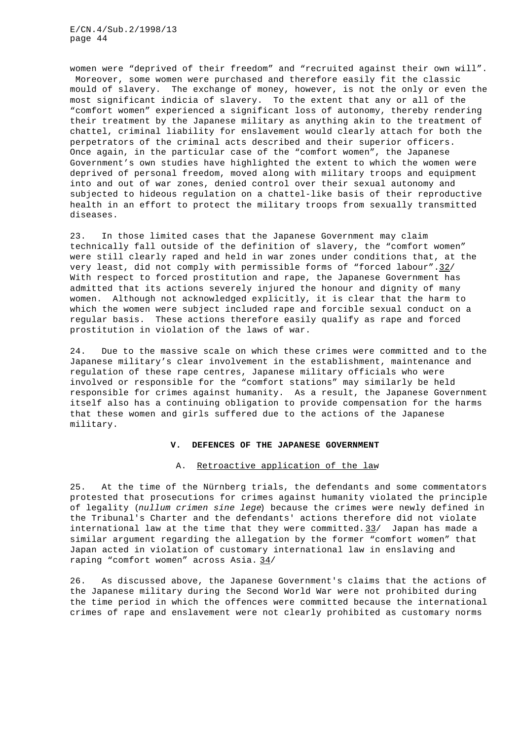women were "deprived of their freedom" and "recruited against their own will". Moreover, some women were purchased and therefore easily fit the classic mould of slavery. The exchange of money, however, is not the only or even the most significant indicia of slavery. To the extent that any or all of the "comfort women" experienced a significant loss of autonomy, thereby rendering their treatment by the Japanese military as anything akin to the treatment of chattel, criminal liability for enslavement would clearly attach for both the perpetrators of the criminal acts described and their superior officers. Once again, in the particular case of the "comfort women", the Japanese Government's own studies have highlighted the extent to which the women were deprived of personal freedom, moved along with military troops and equipment into and out of war zones, denied control over their sexual autonomy and subjected to hideous regulation on a chattel-like basis of their reproductive health in an effort to protect the military troops from sexually transmitted diseases.

23. In those limited cases that the Japanese Government may claim technically fall outside of the definition of slavery, the "comfort women" were still clearly raped and held in war zones under conditions that, at the very least, did not comply with permissible forms of "forced labour". 32/ With respect to forced prostitution and rape, the Japanese Government has admitted that its actions severely injured the honour and dignity of many women. Although not acknowledged explicitly, it is clear that the harm to which the women were subject included rape and forcible sexual conduct on a regular basis. These actions therefore easily qualify as rape and forced prostitution in violation of the laws of war.

24. Due to the massive scale on which these crimes were committed and to the Japanese military's clear involvement in the establishment, maintenance and regulation of these rape centres, Japanese military officials who were involved or responsible for the "comfort stations" may similarly be held responsible for crimes against humanity. As a result, the Japanese Government itself also has a continuing obligation to provide compensation for the harms that these women and girls suffered due to the actions of the Japanese military.

## V. DEFENCES OF THE JAPANESE GOVERNMENT

### A. Retroactive application of the law

25. At the time of the Nürnberg trials, the defendants and some commentators protested that prosecutions for crimes against humanity violated the principle of legality (*nullum crimen sine lege*) because the crimes were newly defined in the Tribunal's Charter and the defendants' actions therefore did not violate international law at the time that they were committed. 33/ Japan has made a similar argument regarding the allegation by the former "comfort women" that Japan acted in violation of customary international law in enslaving and raping "comfort women" across Asia. 34/

26. As discussed above, the Japanese Government's claims that the actions of the Japanese military during the Second World War were not prohibited during the time period in which the offences were committed because the international crimes of rape and enslavement were not clearly prohibited as customary norms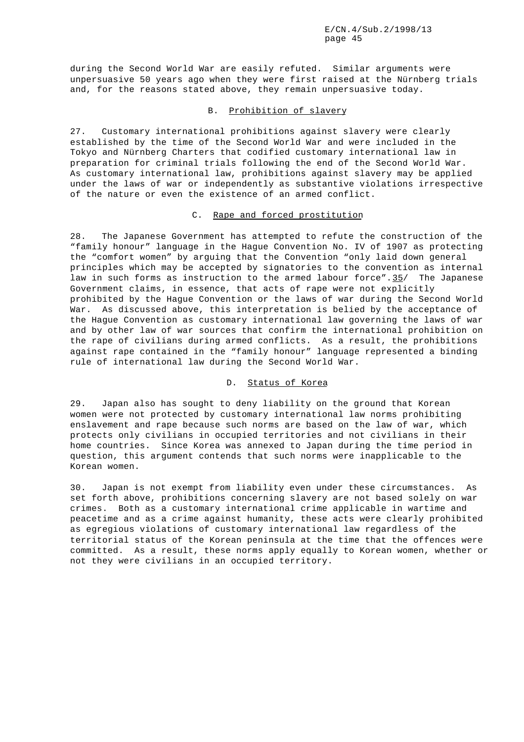during the Second World War are easily refuted. Similar arguments were unpersuasive 50 years ago when they were first raised at the Nürnberg trials and, for the reasons stated above, they remain unpersuasive today.

### B. Prohibition of slavery

27. Customary international prohibitions against slavery were clearly established by the time of the Second World War and were included in the Tokyo and Nürnberg Charters that codified customary international law in preparation for criminal trials following the end of the Second World War. As customary international law, prohibitions against slavery may be applied under the laws of war or independently as substantive violations irrespective of the nature or even the existence of an armed conflict.

### C. Rape and forced prostitution

28. The Japanese Government has attempted to refute the construction of the "family honour" language in the Hague Convention No. IV of 1907 as protecting the "comfort women" by arguing that the Convention "only laid down general principles which may be accepted by signatories to the convention as internal law in such forms as instruction to the armed labour force".35/ The Japanese Government claims, in essence, that acts of rape were not explicitly prohibited by the Hague Convention or the laws of war during the Second World War. As discussed above, this interpretation is belied by the acceptance of the Hague Convention as customary international law governing the laws of war and by other law of war sources that confirm the international prohibition on the rape of civilians during armed conflicts. As a result, the prohibitions against rape contained in the "family honour" language represented a binding rule of international law during the Second World War.

### D. Status of Korea

29. Japan also has sought to deny liability on the ground that Korean women were not protected by customary international law norms prohibiting enslavement and rape because such norms are based on the law of war, which protects only civilians in occupied territories and not civilians in their home countries. Since Korea was annexed to Japan during the time period in question, this argument contends that such norms were inapplicable to the Korean women.

30. Japan is not exempt from liability even under these circumstances. As set forth above, prohibitions concerning slavery are not based solely on war crimes. Both as a customary international crime applicable in wartime and peacetime and as a crime against humanity, these acts were clearly prohibited as egregious violations of customary international law regardless of the territorial status of the Korean peninsula at the time that the offences were committed. As a result, these norms apply equally to Korean women, whether or not they were civilians in an occupied territory.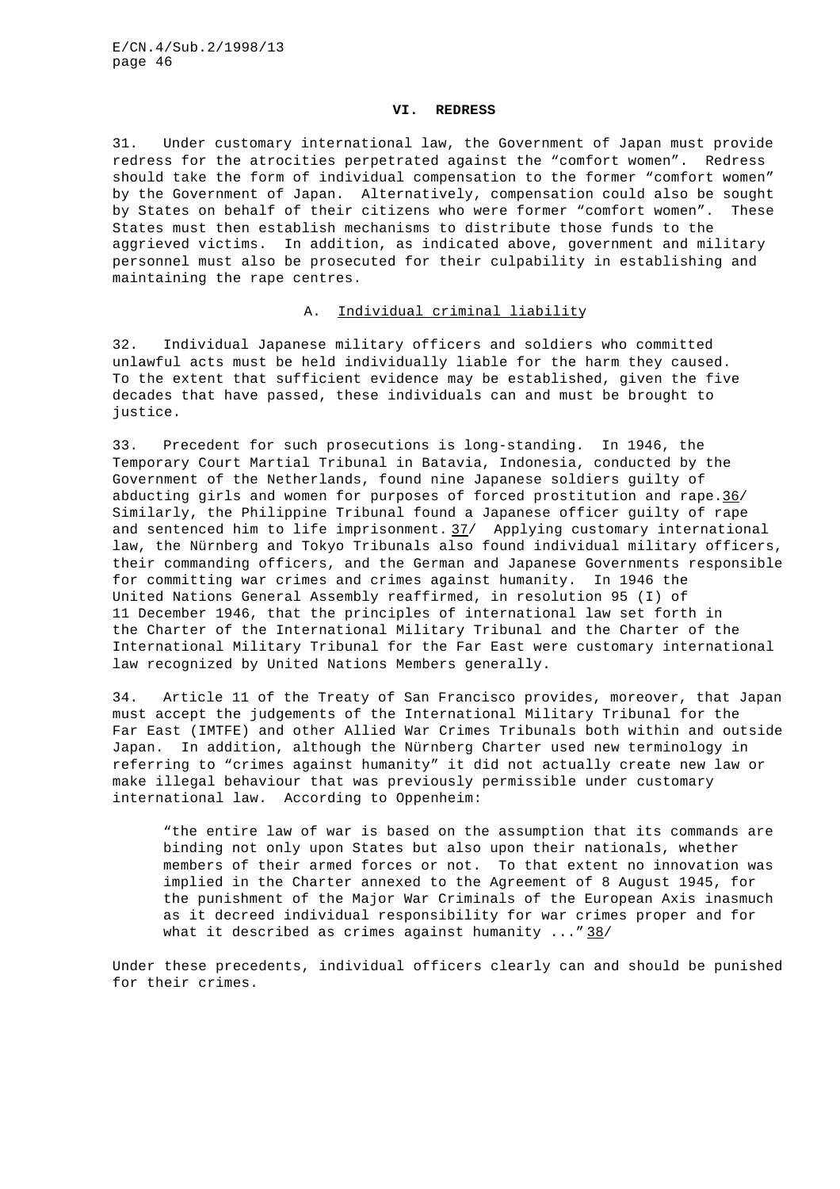## VI. REDRESS

31. Under customary international law, the Government of Japan must provide redress for the atrocities perpetrated against the "comfort women". Redress should take the form of individual compensation to the former "comfort women" by the Government of Japan. Alternatively, compensation could also be sought by States on behalf of their citizens who were former "comfort women". These States must then establish mechanisms to distribute those funds to the aggrieved victims. In addition, as indicated above, government and military personnel must also be prosecuted for their culpability in establishing and maintaining the rape centres.

### A. Individual criminal liability

32. Individual Japanese military officers and soldiers who committed unlawful acts must be held individually liable for the harm they caused. To the extent that sufficient evidence may be established, given the five decades that have passed, these individuals can and must be brought to justice.

33. Precedent for such prosecutions is long-standing. In 1946, the Temporary Court Martial Tribunal in Batavia, Indonesia, conducted by the Government of the Netherlands, found nine Japanese soldiers guilty of abducting girls and women for purposes of forced prostitution and rape.36/ Similarly, the Philippine Tribunal found a Japanese officer guilty of rape and sentenced him to life imprisonment. 37/ Applying customary international law, the Nürnberg and Tokyo Tribunals also found individual military officers, their commanding officers, and the German and Japanese Governments responsible for committing war crimes and crimes against humanity. In 1946 the United Nations General Assembly reaffirmed, in resolution 95 (I) of 11 December 1946, that the principles of international law set forth in the Charter of the International Military Tribunal and the Charter of the International Military Tribunal for the Far East were customary international law recognized by United Nations Members generally.

34. Article 11 of the Treaty of San Francisco provides, moreover, that Japan must accept the judgements of the International Military Tribunal for the Far East (IMTFE) and other Allied War Crimes Tribunals both within and outside Japan. In addition, although the Nürnberg Charter used new terminology in referring to "crimes against humanity" it did not actually create new law or make illegal behaviour that was previously permissible under customary international law. According to Oppenheim:

> "the entire law of war is based on the assumption that its commands are binding not only upon States but also upon their nationals, whether members of their armed forces or not. To that extent no innovation was implied in the Charter annexed to the Agreement of 8 August 1945, for the punishment of the Major War Criminals of the European Axis inasmuch as it decreed individual responsibility for war crimes proper and for what it described as crimes against humanity ..." 38/

Under these precedents, individual officers clearly can and should be punished for their crimes.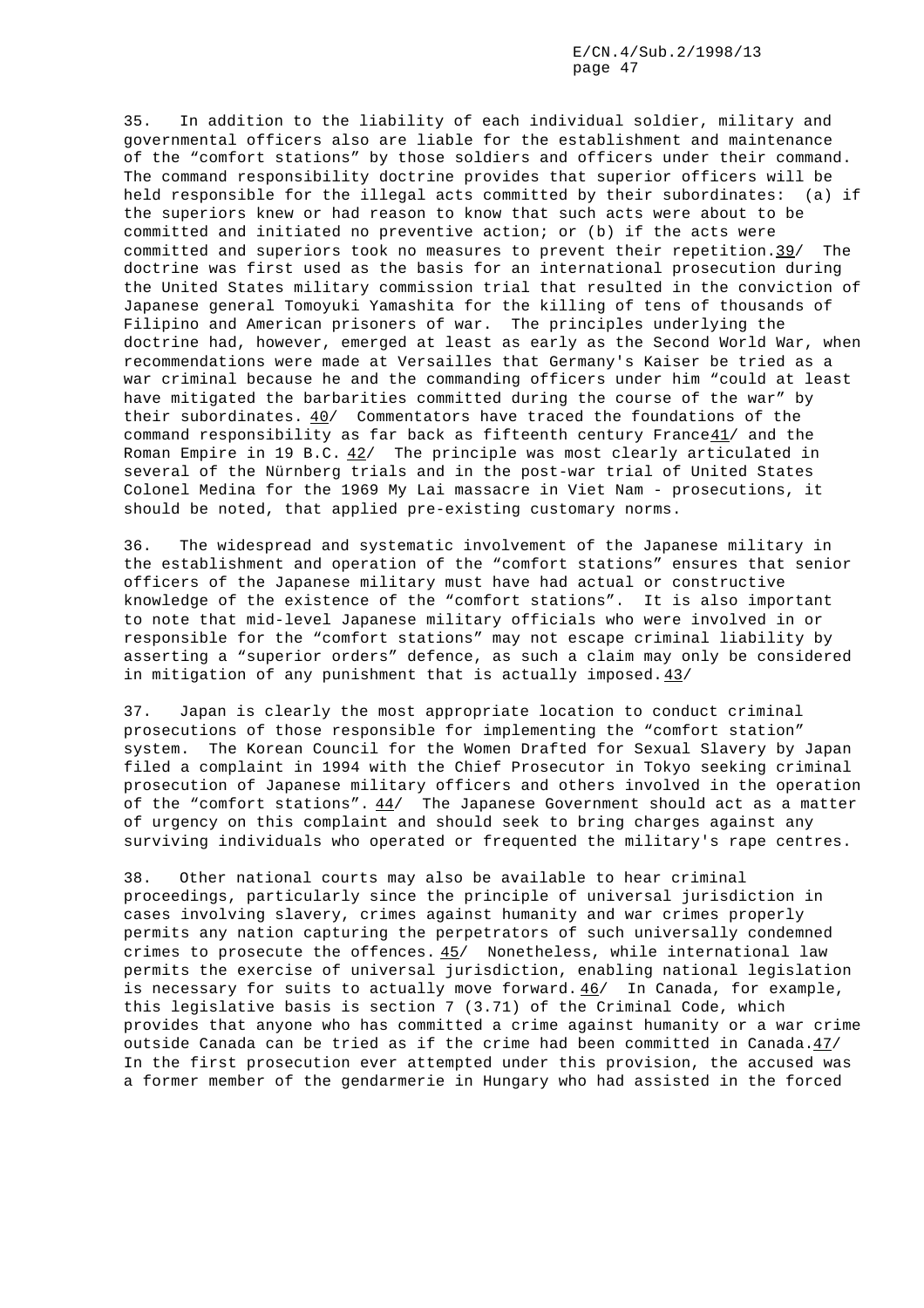35. In addition to the liability of each individual soldier, military and governmental officers also are liable for the establishment and maintenance of the "comfort stations" by those soldiers and officers under their command. The command responsibility doctrine provides that superior officers will be held responsible for the illegal acts committed by their subordinates: (a) if the superiors knew or had reason to know that such acts were about to be committed and initiated no preventive action; or (b) if the acts were committed and superiors took no measures to prevent their repetition.39/ The doctrine was first used as the basis for an international prosecution during the United States military commission trial that resulted in the conviction of Japanese general Tomoyuki Yamashita for the killing of tens of thousands of Filipino and American prisoners of war. The principles underlying the doctrine had, however, emerged at least as early as the Second World War, when recommendations were made at Versailles that Germany's Kaiser be tried as a war criminal because he and the commanding officers under him "could at least have mitigated the barbarities committed during the course of the war" by their subordinates. 40/ Commentators have traced the foundations of the command responsibility as far back as fifteenth century France41/ and the Roman Empire in 19 B.C. 42/ The principle was most clearly articulated in several of the Nürnberg trials and in the post-war trial of United States Colonel Medina for the 1969 My Lai massacre in Viet Nam - prosecutions, it should be noted, that applied pre-existing customary norms.

36. The widespread and systematic involvement of the Japanese military in the establishment and operation of the "comfort stations" ensures that senior officers of the Japanese military must have had actual or constructive knowledge of the existence of the "comfort stations". It is also important to note that mid-level Japanese military officials who were involved in or responsible for the "comfort stations" may not escape criminal liability by asserting a "superior orders" defence, as such a claim may only be considered in mitigation of any punishment that is actually imposed.43/

37. Japan is clearly the most appropriate location to conduct criminal prosecutions of those responsible for implementing the "comfort station" system. The Korean Council for the Women Drafted for Sexual Slavery by Japan filed a complaint in 1994 with the Chief Prosecutor in Tokyo seeking criminal prosecution of Japanese military officers and others involved in the operation of the "comfort stations". 44/ The Japanese Government should act as a matter of urgency on this complaint and should seek to bring charges against any surviving individuals who operated or frequented the military's rape centres.

38. Other national courts may also be available to hear criminal proceedings, particularly since the principle of universal jurisdiction in cases involving slavery, crimes against humanity and war crimes properly permits any nation capturing the perpetrators of such universally condemned crimes to prosecute the offences. 45/ Nonetheless, while international law permits the exercise of universal jurisdiction, enabling national legislation is necessary for suits to actually move forward. 46/ In Canada, for example, this legislative basis is section 7 (3.71) of the Criminal Code, which provides that anyone who has committed a crime against humanity or a war crime outside Canada can be tried as if the crime had been committed in Canada.47/ In the first prosecution ever attempted under this provision, the accused was a former member of the gendarmerie in Hungary who had assisted in the forced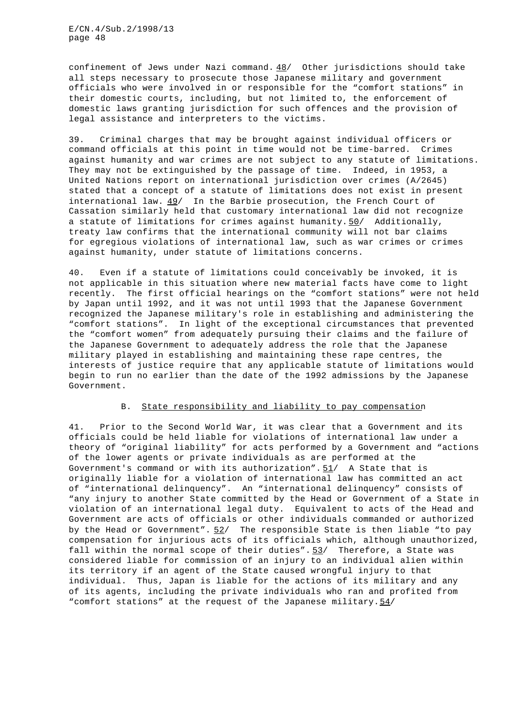confinement of Jews under Nazi command. [48] Other jurisdictions should take all steps necessary to prosecute those Japanese military and government officials who were involved in or responsible for the "comfort stations" in their domestic courts, including, but not limited to, the enforcement of domestic laws granting jurisdiction for such offences and the provision of legal assistance and interpreters to the victims.

39. Criminal charges that may be brought against individual officers or command officials at this point in time would not be time-barred. Crimes against humanity and war crimes are not subject to any statute of limitations. They may not be extinguished by the passage of time. Indeed, in 1953, a United Nations report on international jurisdiction over crimes (A/2645) stated that a concept of a statute of limitations does not exist in present international law. [49] In the Barbie prosecution, the French Court of Cassation similarly held that customary international law did not recognize a statute of limitations for crimes against humanity. [50] Additionally, treaty law confirms that the international community will not bar claims for egregious violations of international law, such as war crimes or crimes against humanity, under statute of limitations concerns.

40. Even if a statute of limitations could conceivably be invoked, it is not applicable in this situation where new material facts have come to light recently. The first official hearings on the "comfort stations" were not held by Japan until 1992, and it was not until 1993 that the Japanese Government recognized the Japanese military's role in establishing and administering the "comfort stations". In light of the exceptional circumstances that prevented the "comfort women" from adequately pursuing their claims and the failure of the Japanese Government to adequately address the role that the Japanese military played in establishing and maintaining these rape centres, the interests of justice require that any applicable statute of limitations would begin to run no earlier than the date of the 1992 admissions by the Japanese Government.

## B. State responsibility and liability to pay compensation

41. Prior to the Second World War, it was clear that a Government and its officials could be held liable for violations of international law under a theory of "original liability" for acts performed by a Government and "actions of the lower agents or private individuals as are performed at the Government's command or with its authorization". [51] A State that is originally liable for a violation of international law has committed an act of "international delinquency". An "international delinquency" consists of "any injury to another State committed by the Head or Government of a State in violation of an international legal duty. Equivalent to acts of the Head and Government are acts of officials or other individuals commanded or authorized by the Head or Government". [52] The responsible State is then liable "to pay compensation for injurious acts of its officials which, although unauthorized, fall within the normal scope of their duties". [53] Therefore, a State was considered liable for commission of an injury to an individual alien within its territory if an agent of the State caused wrongful injury to that individual. Thus, Japan is liable for the actions of its military and any of its agents, including the private individuals who ran and profited from "comfort stations" at the request of the Japanese military. [54]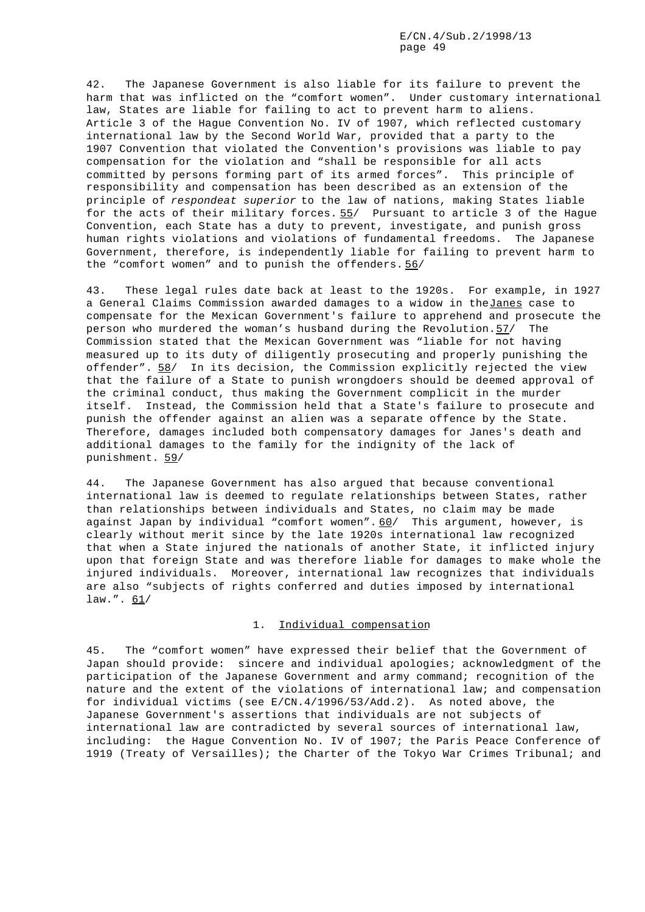42. The Japanese Government is also liable for its failure to prevent the harm that was inflicted on the "comfort women". Under customary international law, States are liable for failing to act to prevent harm to aliens. Article 3 of the Hague Convention No. IV of 1907, which reflected customary international law by the Second World War, provided that a party to the 1907 Convention that violated the Convention's provisions was liable to pay compensation for the violation and "shall be responsible for all acts committed by persons forming part of its armed forces". This principle of responsibility and compensation has been described as an extension of the principle of *respondeat superior* to the law of nations, making States liable for the acts of their military forces. 55/ Pursuant to article 3 of the Hague Convention, each State has a duty to prevent, investigate, and punish gross human rights violations and violations of fundamental freedoms. The Japanese Government, therefore, is independently liable for failing to prevent harm to the "comfort women" and to punish the offenders. 56/

43. These legal rules date back at least to the 1920s. For example, in 1927 a General Claims Commission awarded damages to a widow in the Janes case to compensate for the Mexican Government's failure to apprehend and prosecute the person who murdered the woman's husband during the Revolution. 57/ The Commission stated that the Mexican Government was "liable for not having measured up to its duty of diligently prosecuting and properly punishing the offender". 58/ In its decision, the Commission explicitly rejected the view that the failure of a State to punish wrongdoers should be deemed approval of the criminal conduct, thus making the Government complicit in the murder itself. Instead, the Commission held that a State's failure to prosecute and punish the offender against an alien was a separate offence by the State. Therefore, damages included both compensatory damages for Janes's death and additional damages to the family for the indignity of the lack of punishment. 59/

44. The Japanese Government has also argued that because conventional international law is deemed to regulate relationships between States, rather than relationships between individuals and States, no claim may be made against Japan by individual "comfort women". 60/ This argument, however, is clearly without merit since by the late 1920s international law recognized that when a State injured the nationals of another State, it inflicted injury upon that foreign State and was therefore liable for damages to make whole the injured individuals. Moreover, international law recognizes that individuals are also "subjects of rights conferred and duties imposed by international law.". 61/

### 1. Individual compensation

45. The "comfort women" have expressed their belief that the Government of Japan should provide: sincere and individual apologies; acknowledgment of the participation of the Japanese Government and army command; recognition of the nature and the extent of the violations of international law; and compensation for individual victims (see E/CN.4/1996/53/Add.2). As noted above, the Japanese Government's assertions that individuals are not subjects of international law are contradicted by several sources of international law, including: the Hague Convention No. IV of 1907; the Paris Peace Conference of 1919 (Treaty of Versailles); the Charter of the Tokyo War Crimes Tribunal; and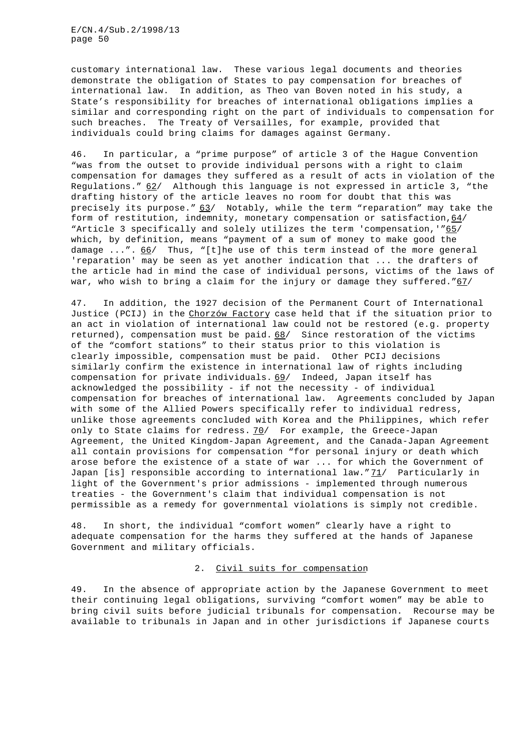customary international law. These various legal documents and theories demonstrate the obligation of States to pay compensation for breaches of international law. In addition, as Theo van Boven noted in his study, a State's responsibility for breaches of international obligations implies a similar and corresponding right on the part of individuals to compensation for such breaches. The Treaty of Versailles, for example, provided that individuals could bring claims for damages against Germany.

46. In particular, a "prime purpose" of article 3 of the Hague Convention "was from the outset to provide individual persons with a right to claim compensation for damages they suffered as a result of acts in violation of the Regulations." 62/ Although this language is not expressed in article 3, "the drafting history of the article leaves no room for doubt that this was precisely its purpose." 63/ Notably, while the term "reparation" may take the form of restitution, indemnity, monetary compensation or satisfaction, 64/ "Article 3 specifically and solely utilizes the term 'compensation,'" 65/ which, by definition, means "payment of a sum of money to make good the damage ...". 66/ Thus, "[t]he use of this term instead of the more general 'reparation' may be seen as yet another indication that ... the drafters of the article had in mind the case of individual persons, victims of the laws of war, who wish to bring a claim for the injury or damage they suffered." 67/

47. In addition, the 1927 decision of the Permanent Court of International Justice (PCIJ) in the Chorzów Factory case held that if the situation prior to an act in violation of international law could not be restored (e.g. property returned), compensation must be paid. 68/ Since restoration of the victims of the "comfort stations" to their status prior to this violation is clearly impossible, compensation must be paid. Other PCIJ decisions similarly confirm the existence in international law of rights including compensation for private individuals. 69/ Indeed, Japan itself has acknowledged the possibility - if not the necessity - of individual compensation for breaches of international law. Agreements concluded by Japan with some of the Allied Powers specifically refer to individual redress, unlike those agreements concluded with Korea and the Philippines, which refer only to State claims for redress. 70/ For example, the Greece-Japan Agreement, the United Kingdom-Japan Agreement, and the Canada-Japan Agreement all contain provisions for compensation "for personal injury or death which arose before the existence of a state of war ... for which the Government of Japan [is] responsible according to international law." 71/ Particularly in light of the Government's prior admissions - implemented through numerous treaties - the Government's claim that individual compensation is not permissible as a remedy for governmental violations is simply not credible.

48. In short, the individual "comfort women" clearly have a right to adequate compensation for the harms they suffered at the hands of Japanese Government and military officials.

### 2. Civil suits for compensation

49. In the absence of appropriate action by the Japanese Government to meet their continuing legal obligations, surviving "comfort women" may be able to bring civil suits before judicial tribunals for compensation. Recourse may be available to tribunals in Japan and in other jurisdictions if Japanese courts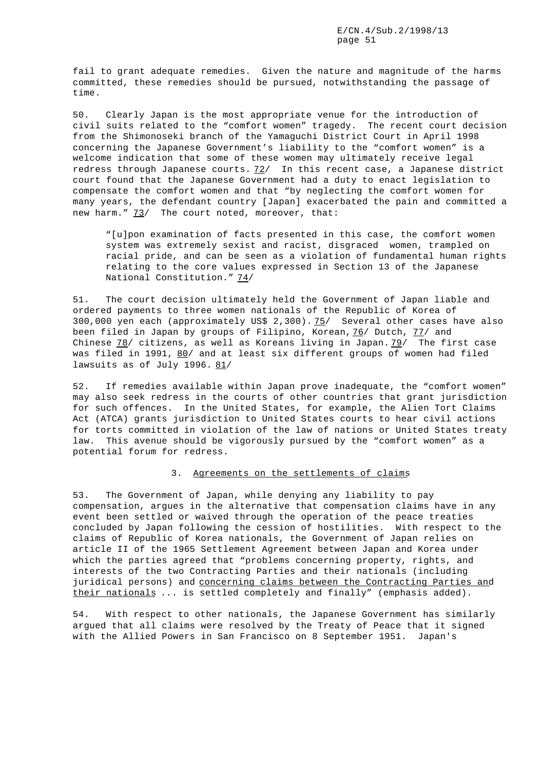fail to grant adequate remedies. Given the nature and magnitude of the harms committed, these remedies should be pursued, notwithstanding the passage of time.

50. Clearly Japan is the most appropriate venue for the introduction of civil suits related to the “comfort women” tragedy. The recent court decision from the Shimonoseki branch of the Yamaguchi District Court in April 1998 concerning the Japanese Government’s liability to the “comfort women” is a welcome indication that some of these women may ultimately receive legal redress through Japanese courts. 72/ In this recent case, a Japanese district court found that the Japanese Government had a duty to enact legislation to compensate the comfort women and that “by neglecting the comfort women for many years, the defendant country [Japan] exacerbated the pain and committed a new harm.” 73/ The court noted, moreover, that:

> “[u]pon examination of facts presented in this case, the comfort women system was extremely sexist and racist, disgraced women, trampled on racial pride, and can be seen as a violation of fundamental human rights relating to the core values expressed in Section 13 of the Japanese National Constitution.” 74/

51. The court decision ultimately held the Government of Japan liable and ordered payments to three women nationals of the Republic of Korea of 300,000 yen each (approximately US$ 2,300). 75/ Several other cases have also been filed in Japan by groups of Filipino, Korean, 76/ Dutch, 77/ and Chinese 78/ citizens, as well as Koreans living in Japan. 79/ The first case was filed in 1991, 80/ and at least six different groups of women had filed lawsuits as of July 1996. 81/

52. If remedies available within Japan prove inadequate, the “comfort women” may also seek redress in the courts of other countries that grant jurisdiction for such offences. In the United States, for example, the Alien Tort Claims Act (ATCA) grants jurisdiction to United States courts to hear civil actions for torts committed in violation of the law of nations or United States treaty law. This avenue should be vigorously pursued by the “comfort women” as a potential forum for redress.

### 3. Agreements on the settlements of claims

53. The Government of Japan, while denying any liability to pay compensation, argues in the alternative that compensation claims have in any event been settled or waived through the operation of the peace treaties concluded by Japan following the cession of hostilities. With respect to the claims of Republic of Korea nationals, the Government of Japan relies on article II of the 1965 Settlement Agreement between Japan and Korea under which the parties agreed that “problems concerning property, rights, and interests of the two Contracting Parties and their nationals (including juridical persons) and concerning claims between the Contracting Parties and their nationals ... is settled completely and finally” (emphasis added).

54. With respect to other nationals, the Japanese Government has similarly argued that all claims were resolved by the Treaty of Peace that it signed with the Allied Powers in San Francisco on 8 September 1951. Japan's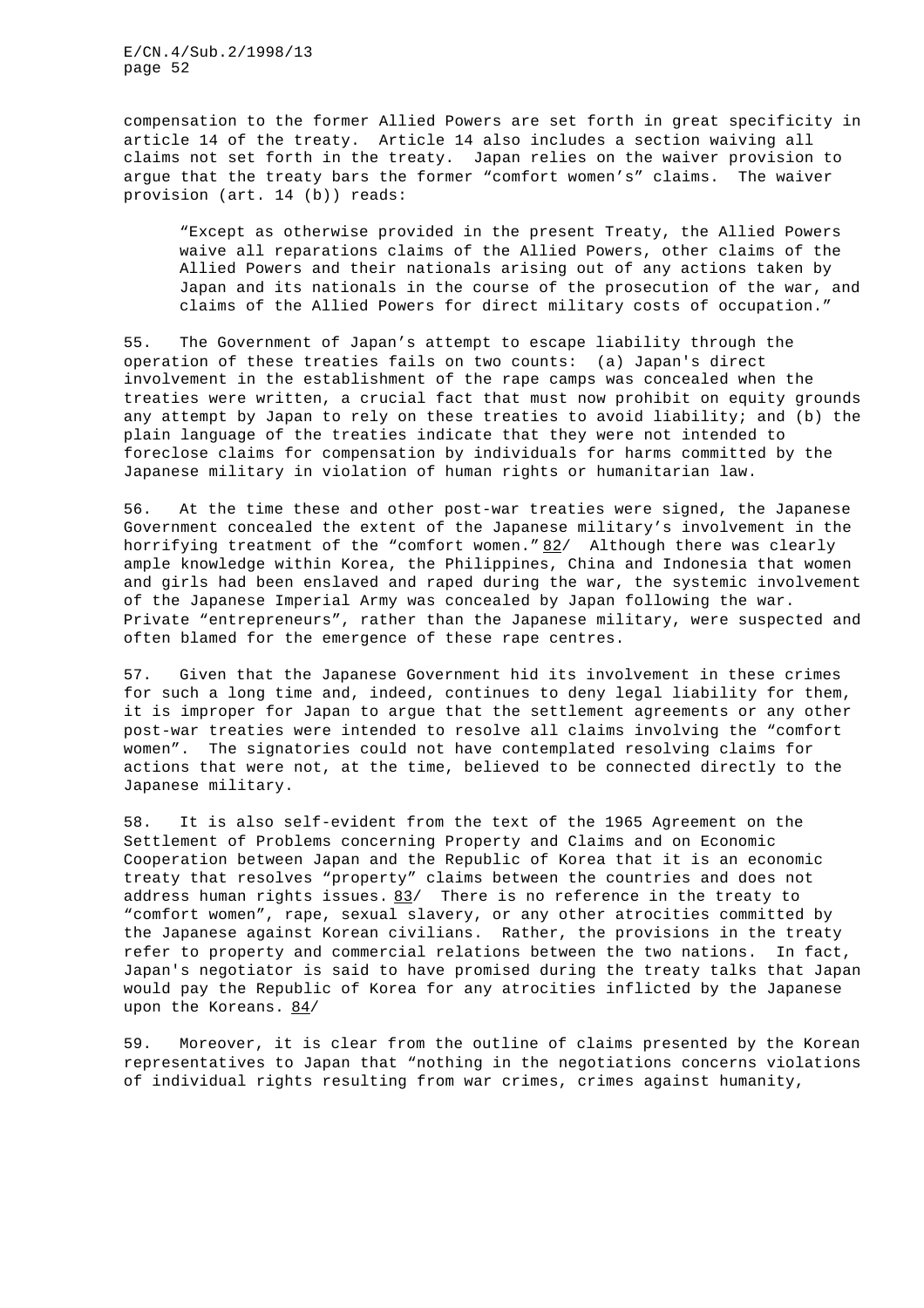compensation to the former Allied Powers are set forth in great specificity in article 14 of the treaty. Article 14 also includes a section waiving all claims not set forth in the treaty. Japan relies on the waiver provision to argue that the treaty bars the former "comfort women's" claims. The waiver provision (art. 14 (b)) reads:

> "Except as otherwise provided in the present Treaty, the Allied Powers waive all reparations claims of the Allied Powers, other claims of the Allied Powers and their nationals arising out of any actions taken by Japan and its nationals in the course of the prosecution of the war, and claims of the Allied Powers for direct military costs of occupation."

55. The Government of Japan's attempt to escape liability through the operation of these treaties fails on two counts: (a) Japan's direct involvement in the establishment of the rape camps was concealed when the treaties were written, a crucial fact that must now prohibit on equity grounds any attempt by Japan to rely on these treaties to avoid liability; and (b) the plain language of the treaties indicate that they were not intended to foreclose claims for compensation by individuals for harms committed by the Japanese military in violation of human rights or humanitarian law.

56. At the time these and other post-war treaties were signed, the Japanese Government concealed the extent of the Japanese military's involvement in the horrifying treatment of the "comfort women." 82/ Although there was clearly ample knowledge within Korea, the Philippines, China and Indonesia that women and girls had been enslaved and raped during the war, the systemic involvement of the Japanese Imperial Army was concealed by Japan following the war. Private "entrepreneurs", rather than the Japanese military, were suspected and often blamed for the emergence of these rape centres.

57. Given that the Japanese Government hid its involvement in these crimes for such a long time and, indeed, continues to deny legal liability for them, it is improper for Japan to argue that the settlement agreements or any other post-war treaties were intended to resolve all claims involving the "comfort women". The signatories could not have contemplated resolving claims for actions that were not, at the time, believed to be connected directly to the Japanese military.

58. It is also self-evident from the text of the 1965 Agreement on the Settlement of Problems concerning Property and Claims and on Economic Cooperation between Japan and the Republic of Korea that it is an economic treaty that resolves "property" claims between the countries and does not address human rights issues. 83/ There is no reference in the treaty to "comfort women", rape, sexual slavery, or any other atrocities committed by the Japanese against Korean civilians. Rather, the provisions in the treaty refer to property and commercial relations between the two nations. In fact, Japan's negotiator is said to have promised during the treaty talks that Japan would pay the Republic of Korea for any atrocities inflicted by the Japanese upon the Koreans. 84/

59. Moreover, it is clear from the outline of claims presented by the Korean representatives to Japan that "nothing in the negotiations concerns violations of individual rights resulting from war crimes, crimes against humanity,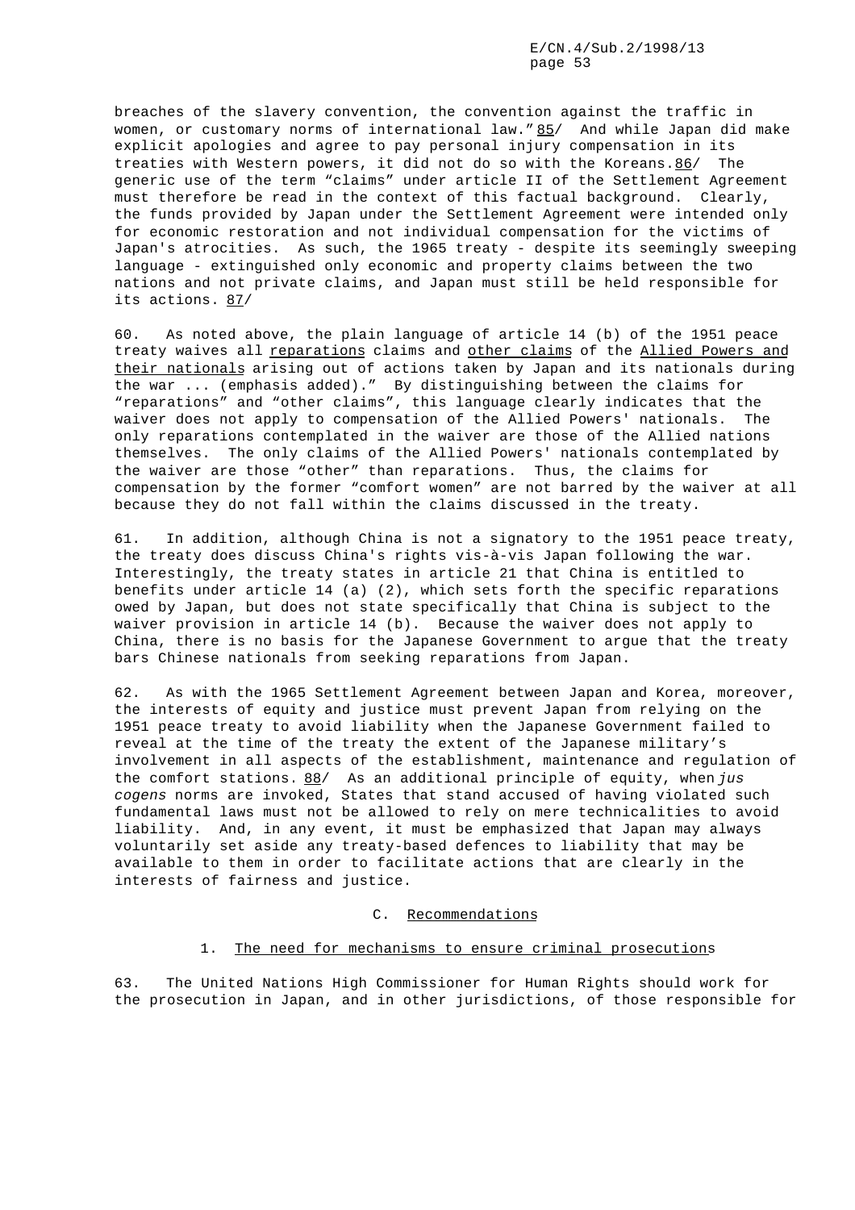breaches of the slavery convention, the convention against the traffic in women, or customary norms of international law." 85/ And while Japan did make explicit apologies and agree to pay personal injury compensation in its treaties with Western powers, it did not do so with the Koreans. 86/ The generic use of the term "claims" under article II of the Settlement Agreement must therefore be read in the context of this factual background. Clearly, the funds provided by Japan under the Settlement Agreement were intended only for economic restoration and not individual compensation for the victims of Japan's atrocities. As such, the 1965 treaty - despite its seemingly sweeping language - extinguished only economic and property claims between the two nations and not private claims, and Japan must still be held responsible for its actions. 87/

60. As noted above, the plain language of article 14 (b) of the 1951 peace treaty waives all reparations claims and other claims of the Allied Powers and their nationals arising out of actions taken by Japan and its nationals during the war ... (emphasis added)." By distinguishing between the claims for "reparations" and "other claims", this language clearly indicates that the waiver does not apply to compensation of the Allied Powers' nationals. The only reparations contemplated in the waiver are those of the Allied nations themselves. The only claims of the Allied Powers' nationals contemplated by the waiver are those "other" than reparations. Thus, the claims for compensation by the former "comfort women" are not barred by the waiver at all because they do not fall within the claims discussed in the treaty.

61. In addition, although China is not a signatory to the 1951 peace treaty, the treaty does discuss China's rights vis-à-vis Japan following the war. Interestingly, the treaty states in article 21 that China is entitled to benefits under article 14 (a) (2), which sets forth the specific reparations owed by Japan, but does not state specifically that China is subject to the waiver provision in article 14 (b). Because the waiver does not apply to China, there is no basis for the Japanese Government to argue that the treaty bars Chinese nationals from seeking reparations from Japan.

62. As with the 1965 Settlement Agreement between Japan and Korea, moreover, the interests of equity and justice must prevent Japan from relying on the 1951 peace treaty to avoid liability when the Japanese Government failed to reveal at the time of the treaty the extent of the Japanese military's involvement in all aspects of the establishment, maintenance and regulation of the comfort stations. 88/ As an additional principle of equity, when *jus cogens* norms are invoked, States that stand accused of having violated such fundamental laws must not be allowed to rely on mere technicalities to avoid liability. And, in any event, it must be emphasized that Japan may always voluntarily set aside any treaty-based defences to liability that may be available to them in order to facilitate actions that are clearly in the interests of fairness and justice.

### C. Recommendations

#### 1. The need for mechanisms to ensure criminal prosecutions

63. The United Nations High Commissioner for Human Rights should work for the prosecution in Japan, and in other jurisdictions, of those responsible for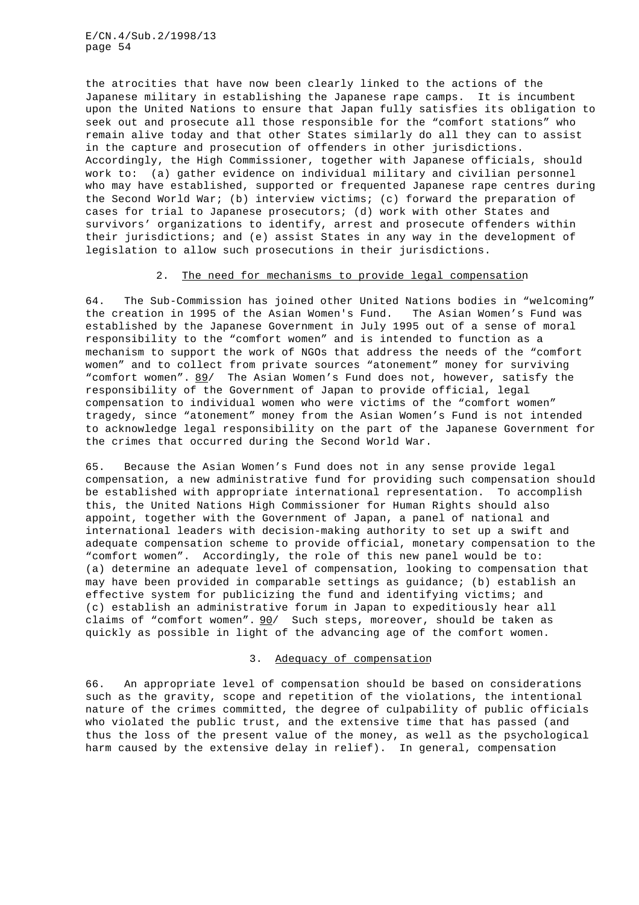the atrocities that have now been clearly linked to the actions of the Japanese military in establishing the Japanese rape camps. It is incumbent upon the United Nations to ensure that Japan fully satisfies its obligation to seek out and prosecute all those responsible for the "comfort stations" who remain alive today and that other States similarly do all they can to assist in the capture and prosecution of offenders in other jurisdictions. Accordingly, the High Commissioner, together with Japanese officials, should work to: (a) gather evidence on individual military and civilian personnel who may have established, supported or frequented Japanese rape centres during the Second World War; (b) interview victims; (c) forward the preparation of cases for trial to Japanese prosecutors; (d) work with other States and survivors' organizations to identify, arrest and prosecute offenders within their jurisdictions; and (e) assist States in any way in the development of legislation to allow such prosecutions in their jurisdictions.

### 2. The need for mechanisms to provide legal compensation

64. The Sub-Commission has joined other United Nations bodies in "welcoming" the creation in 1995 of the Asian Women's Fund. The Asian Women's Fund was established by the Japanese Government in July 1995 out of a sense of moral responsibility to the "comfort women" and is intended to function as a mechanism to support the work of NGOs that address the needs of the "comfort women" and to collect from private sources "atonement" money for surviving "comfort women". 89/ The Asian Women's Fund does not, however, satisfy the responsibility of the Government of Japan to provide official, legal compensation to individual women who were victims of the "comfort women" tragedy, since "atonement" money from the Asian Women's Fund is not intended to acknowledge legal responsibility on the part of the Japanese Government for the crimes that occurred during the Second World War.

65. Because the Asian Women's Fund does not in any sense provide legal compensation, a new administrative fund for providing such compensation should be established with appropriate international representation. To accomplish this, the United Nations High Commissioner for Human Rights should also appoint, together with the Government of Japan, a panel of national and international leaders with decision-making authority to set up a swift and adequate compensation scheme to provide official, monetary compensation to the "comfort women". Accordingly, the role of this new panel would be to: (a) determine an adequate level of compensation, looking to compensation that may have been provided in comparable settings as guidance; (b) establish an effective system for publicizing the fund and identifying victims; and (c) establish an administrative forum in Japan to expeditiously hear all claims of "comfort women". 90/ Such steps, moreover, should be taken as quickly as possible in light of the advancing age of the comfort women.

### 3. Adequacy of compensation

66. An appropriate level of compensation should be based on considerations such as the gravity, scope and repetition of the violations, the intentional nature of the crimes committed, the degree of culpability of public officials who violated the public trust, and the extensive time that has passed (and thus the loss of the present value of the money, as well as the psychological harm caused by the extensive delay in relief). In general, compensation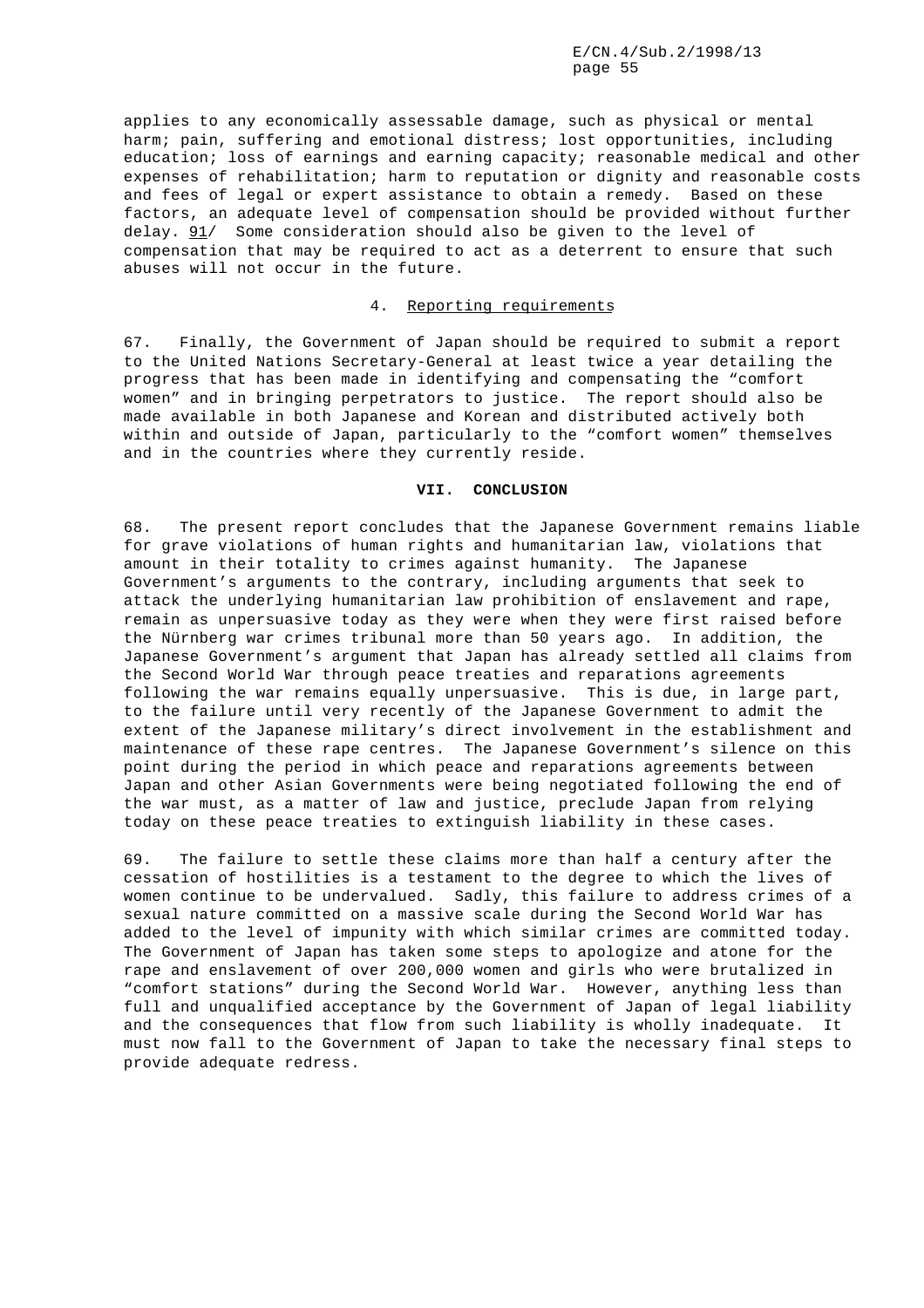applies to any economically assessable damage, such as physical or mental harm; pain, suffering and emotional distress; lost opportunities, including education; loss of earnings and earning capacity; reasonable medical and other expenses of rehabilitation; harm to reputation or dignity and reasonable costs and fees of legal or expert assistance to obtain a remedy. Based on these factors, an adequate level of compensation should be provided without further delay. 91/ Some consideration should also be given to the level of compensation that may be required to act as a deterrent to ensure that such abuses will not occur in the future.

#### 4. Reporting requirements

67. Finally, the Government of Japan should be required to submit a report to the United Nations Secretary-General at least twice a year detailing the progress that has been made in identifying and compensating the "comfort women" and in bringing perpetrators to justice. The report should also be made available in both Japanese and Korean and distributed actively both within and outside of Japan, particularly to the "comfort women" themselves and in the countries where they currently reside.

## VII. CONCLUSION

68. The present report concludes that the Japanese Government remains liable for grave violations of human rights and humanitarian law, violations that amount in their totality to crimes against humanity. The Japanese Government's arguments to the contrary, including arguments that seek to attack the underlying humanitarian law prohibition of enslavement and rape, remain as unpersuasive today as they were when they were first raised before the Nürnberg war crimes tribunal more than 50 years ago. In addition, the Japanese Government's argument that Japan has already settled all claims from the Second World War through peace treaties and reparations agreements following the war remains equally unpersuasive. This is due, in large part, to the failure until very recently of the Japanese Government to admit the extent of the Japanese military's direct involvement in the establishment and maintenance of these rape centres. The Japanese Government's silence on this point during the period in which peace and reparations agreements between Japan and other Asian Governments were being negotiated following the end of the war must, as a matter of law and justice, preclude Japan from relying today on these peace treaties to extinguish liability in these cases.

69. The failure to settle these claims more than half a century after the cessation of hostilities is a testament to the degree to which the lives of women continue to be undervalued. Sadly, this failure to address crimes of a sexual nature committed on a massive scale during the Second World War has added to the level of impunity with which similar crimes are committed today. The Government of Japan has taken some steps to apologize and atone for the rape and enslavement of over 200,000 women and girls who were brutalized in "comfort stations" during the Second World War. However, anything less than full and unqualified acceptance by the Government of Japan of legal liability and the consequences that flow from such liability is wholly inadequate. It must now fall to the Government of Japan to take the necessary final steps to provide adequate redress.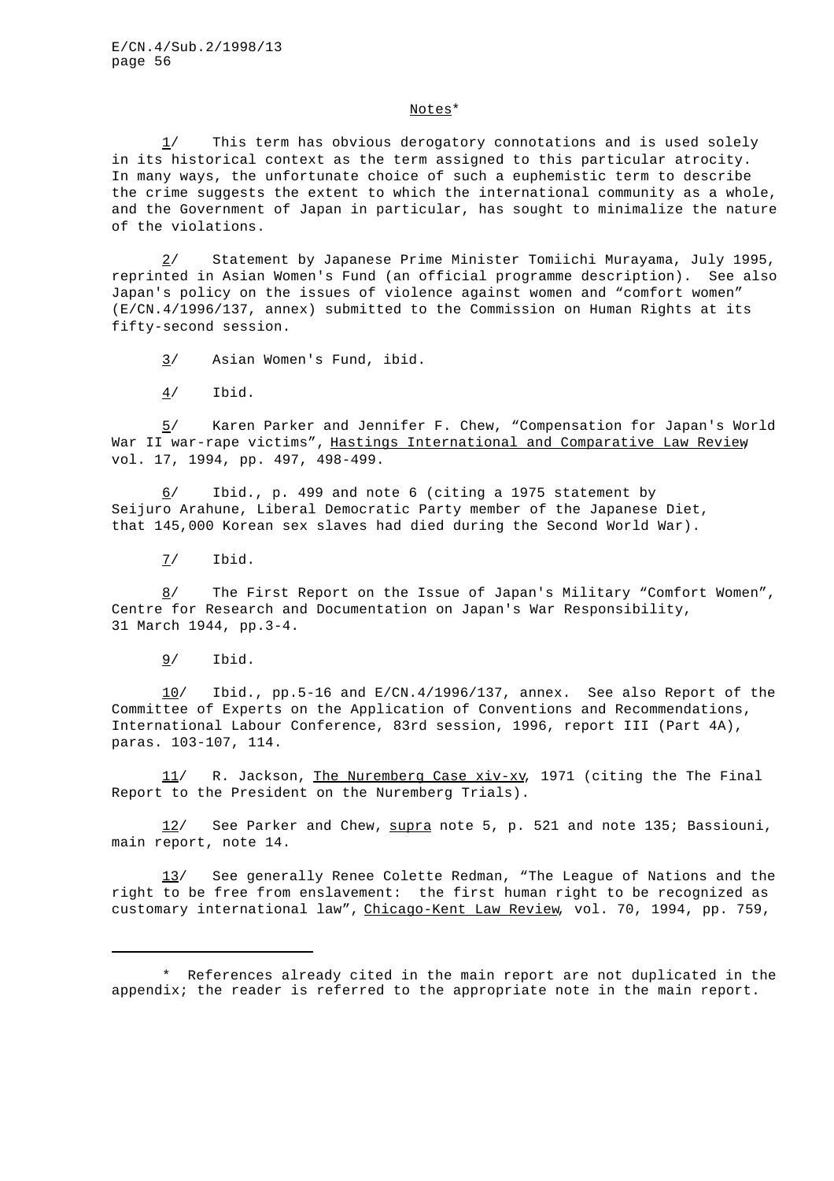Notes*

1/ This term has obvious derogatory connotations and is used solely in its historical context as the term assigned to this particular atrocity. In many ways, the unfortunate choice of such a euphemistic term to describe the crime suggests the extent to which the international community as a whole, and the Government of Japan in particular, has sought to minimalize the nature of the violations.

2/ Statement by Japanese Prime Minister Tomiichi Murayama, July 1995, reprinted in Asian Women's Fund (an official programme description). See also Japan's policy on the issues of violence against women and "comfort women" (E/CN.4/1996/137, annex) submitted to the Commission on Human Rights at its fifty-second session.

3/ Asian Women's Fund, ibid.

4/ Ibid.

5/ Karen Parker and Jennifer F. Chew, "Compensation for Japan's World War II war-rape victims", Hastings International and Comparative Law Review vol. 17, 1994, pp. 497, 498-499.

6/ Ibid., p. 499 and note 6 (citing a 1975 statement by Seijuro Arahune, Liberal Democratic Party member of the Japanese Diet, that 145,000 Korean sex slaves had died during the Second World War).

7/ Ibid.

8/ The First Report on the Issue of Japan's Military "Comfort Women", Centre for Research and Documentation on Japan's War Responsibility, 31 March 1944, pp.3-4.

9/ Ibid.

10/ Ibid., pp.5-16 and E/CN.4/1996/137, annex. See also Report of the Committee of Experts on the Application of Conventions and Recommendations, International Labour Conference, 83rd session, 1996, report III (Part 4A), paras. 103-107, 114.

11/ R. Jackson, The Nuremberg Case xiv-xv, 1971 (citing the The Final Report to the President on the Nuremberg Trials).

12/ See Parker and Chew, supra note 5, p. 521 and note 135; Bassiouni, main report, note 14.

13/ See generally Renee Colette Redman, "The League of Nations and the right to be free from enslavement: the first human right to be recognized as customary international law", Chicago-Kent Law Review, vol. 70, 1994, pp. 759,

---

\* References already cited in the main report are not duplicated in the appendix; the reader is referred to the appropriate note in the main report.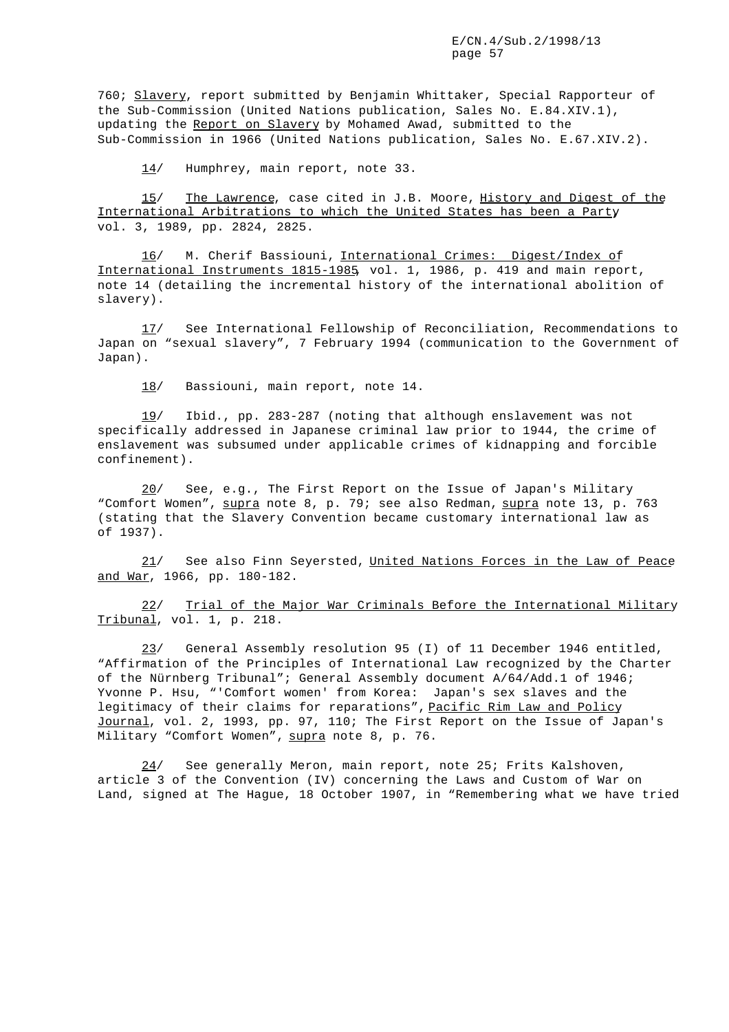760; Slavery, report submitted by Benjamin Whittaker, Special Rapporteur of the Sub-Commission (United Nations publication, Sales No. E.84.XIV.1), updating the Report on Slavery by Mohamed Awad, submitted to the Sub-Commission in 1966 (United Nations publication, Sales No. E.67.XIV.2).

14/ Humphrey, main report, note 33.

15/ The Lawrence, case cited in J.B. Moore, History and Digest of the International Arbitrations to which the United States has been a Party, vol. 3, 1989, pp. 2824, 2825.

16/ M. Cherif Bassiouni, International Crimes: Digest/Index of International Instruments 1815-1985, vol. 1, 1986, p. 419 and main report, note 14 (detailing the incremental history of the international abolition of slavery).

17/ See International Fellowship of Reconciliation, Recommendations to Japan on "sexual slavery", 7 February 1994 (communication to the Government of Japan).

18/ Bassiouni, main report, note 14.

19/ Ibid., pp. 283-287 (noting that although enslavement was not specifically addressed in Japanese criminal law prior to 1944, the crime of enslavement was subsumed under applicable crimes of kidnapping and forcible confinement).

20/ See, e.g., The First Report on the Issue of Japan's Military "Comfort Women", supra note 8, p. 79; see also Redman, supra note 13, p. 763 (stating that the Slavery Convention became customary international law as of 1937).

21/ See also Finn Seyersted, United Nations Forces in the Law of Peace and War, 1966, pp. 180-182.

22/ Trial of the Major War Criminals Before the International Military Tribunal, vol. 1, p. 218.

23/ General Assembly resolution 95 (I) of 11 December 1946 entitled, "Affirmation of the Principles of International Law recognized by the Charter of the Nürnberg Tribunal"; General Assembly document A/64/Add.1 of 1946; Yvonne P. Hsu, "'Comfort women' from Korea: Japan's sex slaves and the legitimacy of their claims for reparations", Pacific Rim Law and Policy Journal, vol. 2, 1993, pp. 97, 110; The First Report on the Issue of Japan's Military "Comfort Women", supra note 8, p. 76.

24/ See generally Meron, main report, note 25; Frits Kalshoven, article 3 of the Convention (IV) concerning the Laws and Custom of War on Land, signed at The Hague, 18 October 1907, in "Remembering what we have tried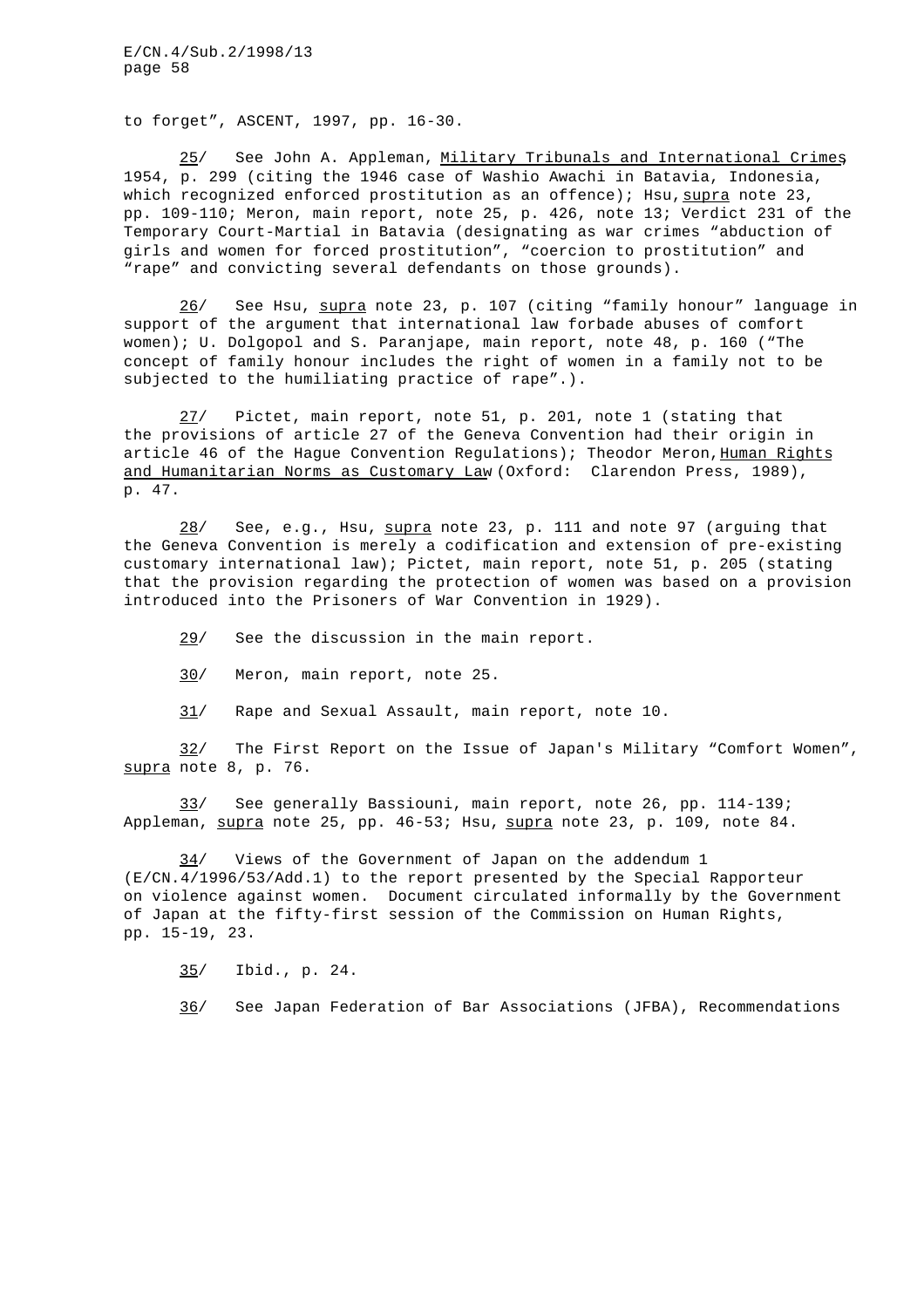to forget", ASCENT, 1997, pp. 16-30.

25/ See John A. Appleman, Military Tribunals and International Crimes, 1954, p. 299 (citing the 1946 case of Washio Awachi in Batavia, Indonesia, which recognized enforced prostitution as an offence); Hsu, supra note 23, pp. 109-110; Meron, main report, note 25, p. 426, note 13; Verdict 231 of the Temporary Court-Martial in Batavia (designating as war crimes "abduction of girls and women for forced prostitution", "coercion to prostitution" and "rape" and convicting several defendants on those grounds).

26/ See Hsu, supra note 23, p. 107 (citing "family honour" language in support of the argument that international law forbade abuses of comfort women); U. Dolgopol and S. Paranjape, main report, note 48, p. 160 ("The concept of family honour includes the right of women in a family not to be subjected to the humiliating practice of rape".).

27/ Pictet, main report, note 51, p. 201, note 1 (stating that the provisions of article 27 of the Geneva Convention had their origin in article 46 of the Hague Convention Regulations); Theodor Meron, Human Rights and Humanitarian Norms as Customary Law (Oxford: Clarendon Press, 1989), p. 47.

28/ See, e.g., Hsu, supra note 23, p. 111 and note 97 (arguing that the Geneva Convention is merely a codification and extension of pre-existing customary international law); Pictet, main report, note 51, p. 205 (stating that the provision regarding the protection of women was based on a provision introduced into the Prisoners of War Convention in 1929).

29/ See the discussion in the main report.

30/ Meron, main report, note 25.

31/ Rape and Sexual Assault, main report, note 10.

32/ The First Report on the Issue of Japan's Military "Comfort Women", supra note 8, p. 76.

33/ See generally Bassiouni, main report, note 26, pp. 114-139; Appleman, supra note 25, pp. 46-53; Hsu, supra note 23, p. 109, note 84.

34/ Views of the Government of Japan on the addendum 1 (E/CN.4/1996/53/Add.1) to the report presented by the Special Rapporteur on violence against women. Document circulated informally by the Government of Japan at the fifty-first session of the Commission on Human Rights, pp. 15-19, 23.

35/ Ibid., p. 24.

36/ See Japan Federation of Bar Associations (JFBA), Recommendations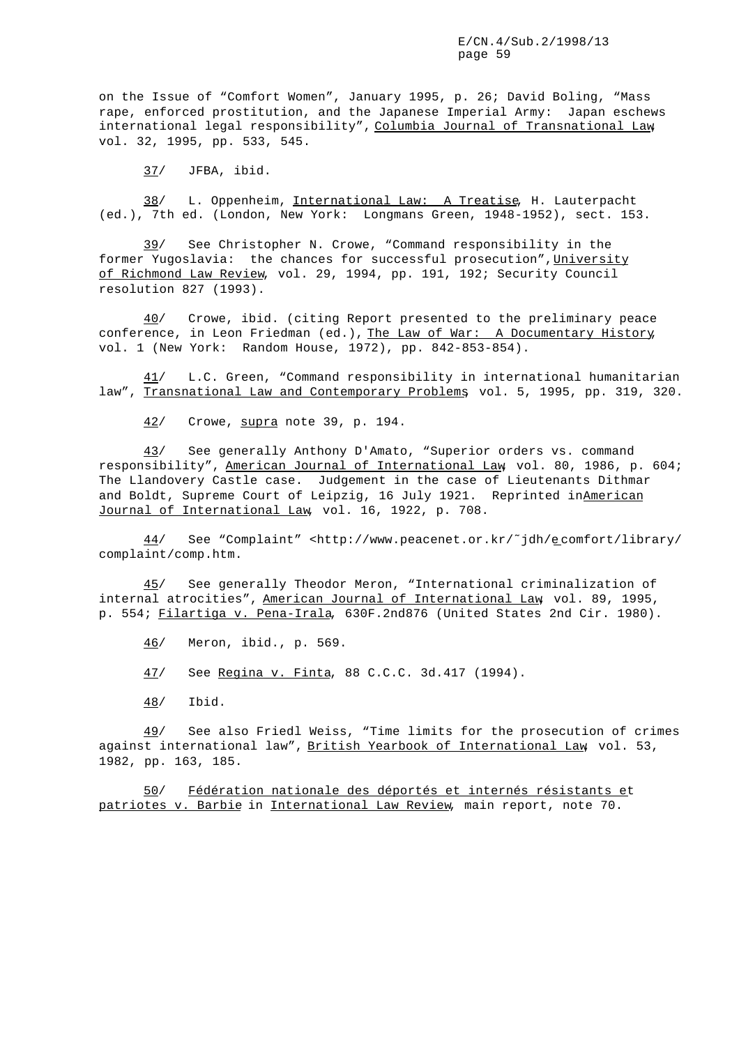on the Issue of "Comfort Women", January 1995, p. 26; David Boling, "Mass rape, enforced prostitution, and the Japanese Imperial Army: Japan eschews international legal responsibility", Columbia Journal of Transnational Law, vol. 32, 1995, pp. 533, 545.

37/ JFBA, ibid.

38/ L. Oppenheim, International Law: A Treatise, H. Lauterpacht (ed.), 7th ed. (London, New York: Longmans Green, 1948-1952), sect. 153.

39/ See Christopher N. Crowe, "Command responsibility in the former Yugoslavia: the chances for successful prosecution", University of Richmond Law Review, vol. 29, 1994, pp. 191, 192; Security Council resolution 827 (1993).

40/ Crowe, ibid. (citing Report presented to the preliminary peace conference, in Leon Friedman (ed.), The Law of War: A Documentary History, vol. 1 (New York: Random House, 1972), pp. 842-853-854).

41/ L.C. Green, "Command responsibility in international humanitarian law", Transnational Law and Contemporary Problems, vol. 5, 1995, pp. 319, 320.

42/ Crowe, supra note 39, p. 194.

43/ See generally Anthony D'Amato, "Superior orders vs. command responsibility", American Journal of International Law, vol. 80, 1986, p. 604; The Llandovery Castle case. Judgement in the case of Lieutenants Dithmar and Boldt, Supreme Court of Leipzig, 16 July 1921. Reprinted in American Journal of International Law, vol. 16, 1922, p. 708.

44/ See "Complaint" <http://www.peacenet.or.kr/~jdh/ecomfort/library/complaint/comp.htm.

45/ See generally Theodor Meron, "International criminalization of internal atrocities", American Journal of International Law, vol. 89, 1995, p. 554; Filartiga v. Pena-Irala, 630F.2nd876 (United States 2nd Cir. 1980).

46/ Meron, ibid., p. 569.

47/ See Regina v. Finta, 88 C.C.C. 3d.417 (1994).

48/ Ibid.

49/ See also Friedl Weiss, "Time limits for the prosecution of crimes against international law", British Yearbook of International Law, vol. 53, 1982, pp. 163, 185.

50/ Fédération nationale des déportés et internés résistants et patriotes v. Barbie in International Law Review, main report, note 70.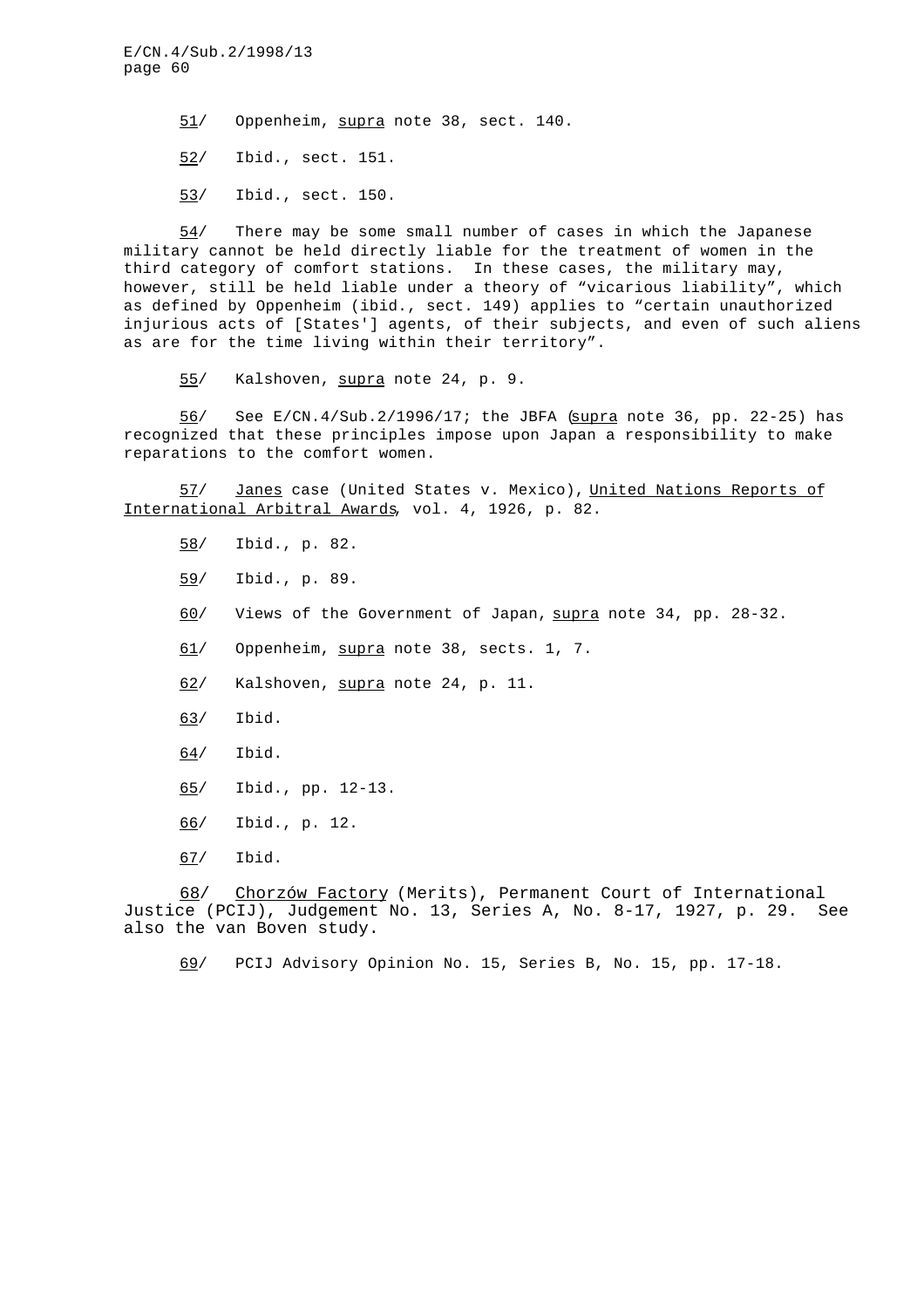51/ Oppenheim, _supra_ note 38, sect. 140.

52/ Ibid., sect. 151.

53/ Ibid., sect. 150.

54/ There may be some small number of cases in which the Japanese military cannot be held directly liable for the treatment of women in the third category of comfort stations. In these cases, the military may, however, still be held liable under a theory of "vicarious liability", which as defined by Oppenheim (ibid., sect. 149) applies to "certain unauthorized injurious acts of [States'] agents, of their subjects, and even of such aliens as are for the time living within their territory".

55/ Kalshoven, _supra_ note 24, p. 9.

56/ See E/CN.4/Sub.2/1996/17; the JBFA (_supra_ note 36, pp. 22-25) has recognized that these principles impose upon Japan a responsibility to make reparations to the comfort women.

57/ _Janes_ case (United States v. Mexico), _United Nations Reports of International Arbitral Awards_, vol. 4, 1926, p. 82.

58/ Ibid., p. 82.

59/ Ibid., p. 89.

60/ Views of the Government of Japan, _supra_ note 34, pp. 28-32.

61/ Oppenheim, _supra_ note 38, sects. 1, 7.

62/ Kalshoven, _supra_ note 24, p. 11.

63/ Ibid.

64/ Ibid.

65/ Ibid., pp. 12-13.

66/ Ibid., p. 12.

67/ Ibid.

68/ _Chorzów Factory_ (Merits), Permanent Court of International Justice (PCIJ), Judgement No. 13, Series A, No. 8-17, 1927, p. 29. See also the van Boven study.

69/ PCIJ Advisory Opinion No. 15, Series B, No. 15, pp. 17-18.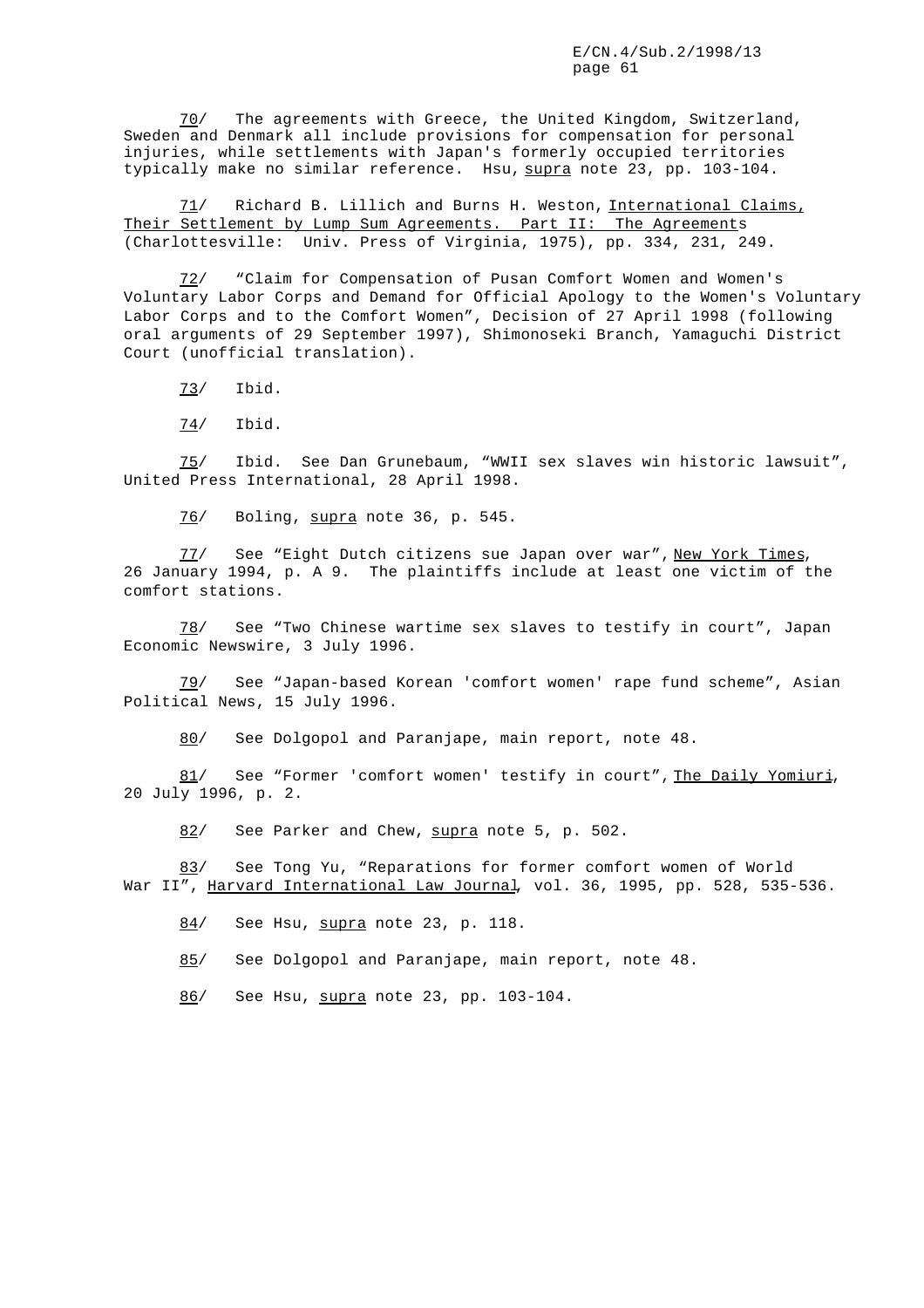70/ The agreements with Greece, the United Kingdom, Switzerland, Sweden and Denmark all include provisions for compensation for personal injuries, while settlements with Japan's formerly occupied territories typically make no similar reference. Hsu, supra note 23, pp. 103-104.

71/ Richard B. Lillich and Burns H. Weston, International Claims, Their Settlement by Lump Sum Agreements. Part II: The Agreements (Charlottesville: Univ. Press of Virginia, 1975), pp. 334, 231, 249.

72/ "Claim for Compensation of Pusan Comfort Women and Women's Voluntary Labor Corps and Demand for Official Apology to the Women's Voluntary Labor Corps and to the Comfort Women", Decision of 27 April 1998 (following oral arguments of 29 September 1997), Shimonoseki Branch, Yamaguchi District Court (unofficial translation).

73/ Ibid.

74/ Ibid.

75/ Ibid. See Dan Grunebaum, "WWII sex slaves win historic lawsuit", United Press International, 28 April 1998.

76/ Boling, supra note 36, p. 545.

77/ See "Eight Dutch citizens sue Japan over war", New York Times, 26 January 1994, p. A 9. The plaintiffs include at least one victim of the comfort stations.

78/ See "Two Chinese wartime sex slaves to testify in court", Japan Economic Newswire, 3 July 1996.

79/ See "Japan-based Korean 'comfort women' rape fund scheme", Asian Political News, 15 July 1996.

80/ See Dolgopol and Paranjape, main report, note 48.

81/ See "Former 'comfort women' testify in court", The Daily Yomiuri, 20 July 1996, p. 2.

82/ See Parker and Chew, supra note 5, p. 502.

83/ See Tong Yu, "Reparations for former comfort women of World War II", Harvard International Law Journal, vol. 36, 1995, pp. 528, 535-536.

84/ See Hsu, supra note 23, p. 118.

85/ See Dolgopol and Paranjape, main report, note 48.

86/ See Hsu, supra note 23, pp. 103-104.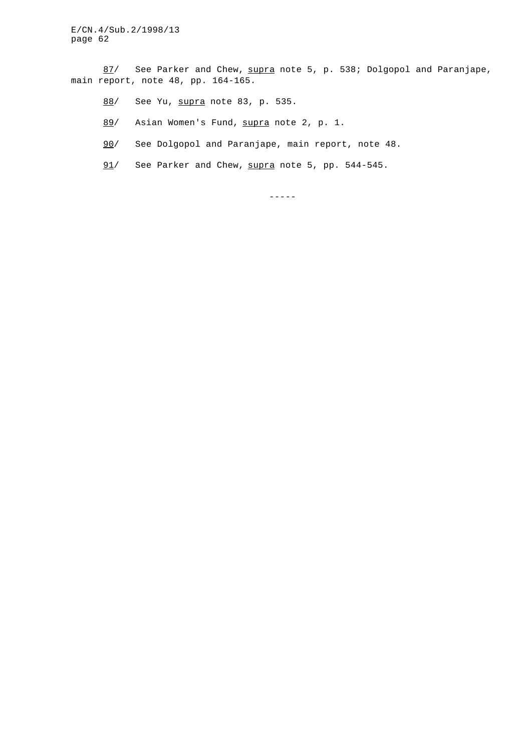87/ See Parker and Chew, *supra* note 5, p. 538; Dolgopol and Paranjape, main report, note 48, pp. 164-165.

88/ See Yu, *supra* note 83, p. 535.

89/ Asian Women's Fund, *supra* note 2, p. 1.

90/ See Dolgopol and Paranjape, main report, note 48.

91/ See Parker and Chew, *supra* note 5, pp. 544-545.

-----